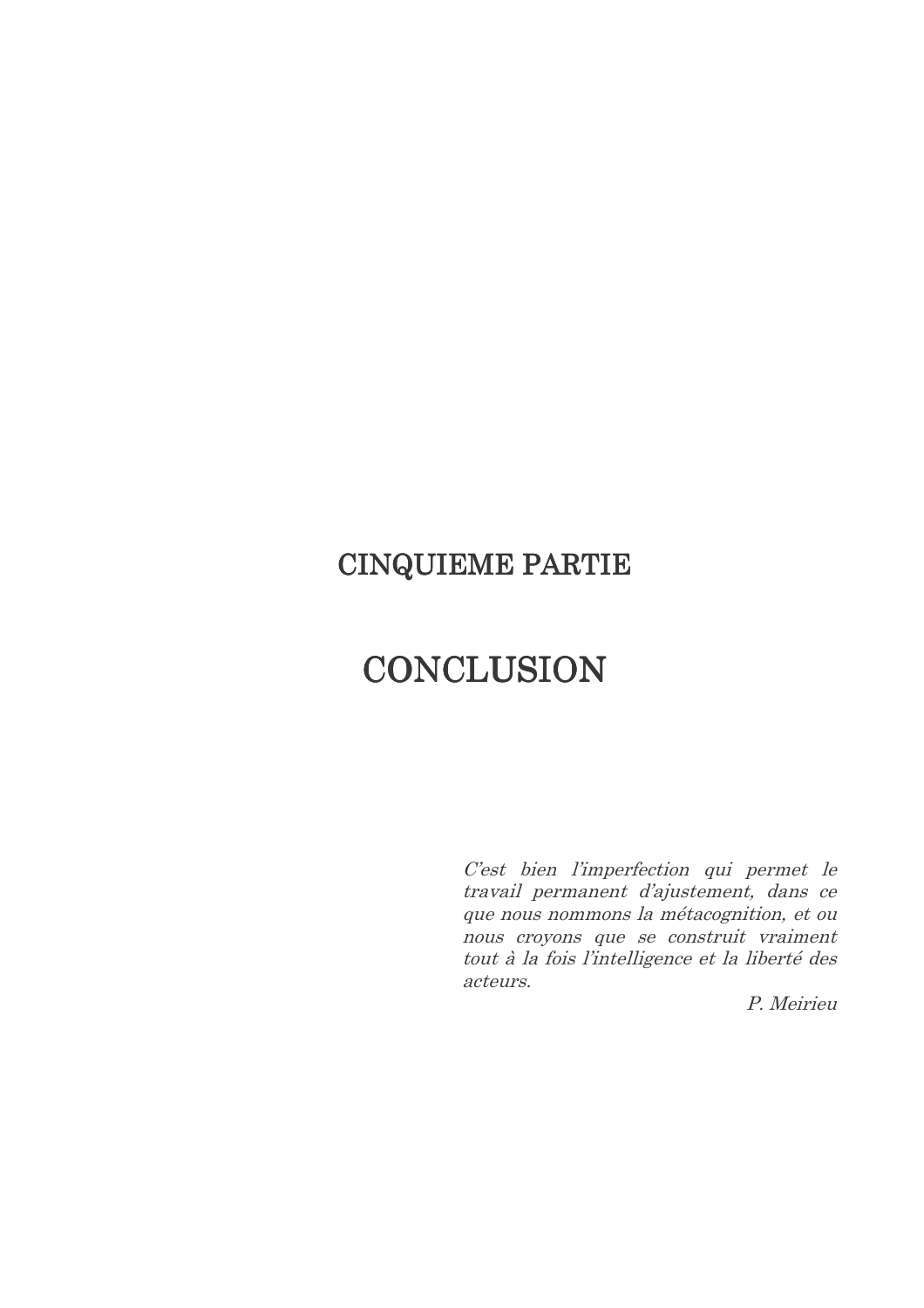# CINQUIEME PARTIE

# CONCLUSION

> *C'est bien l'imperfection qui permet le travail permanent d'ajustement, dans ce que nous nommons la métacognition, et ou nous croyons que se construit vraiment tout à la fois l'intelligence et la liberté des acteurs.*
>
> *P. Meirieu*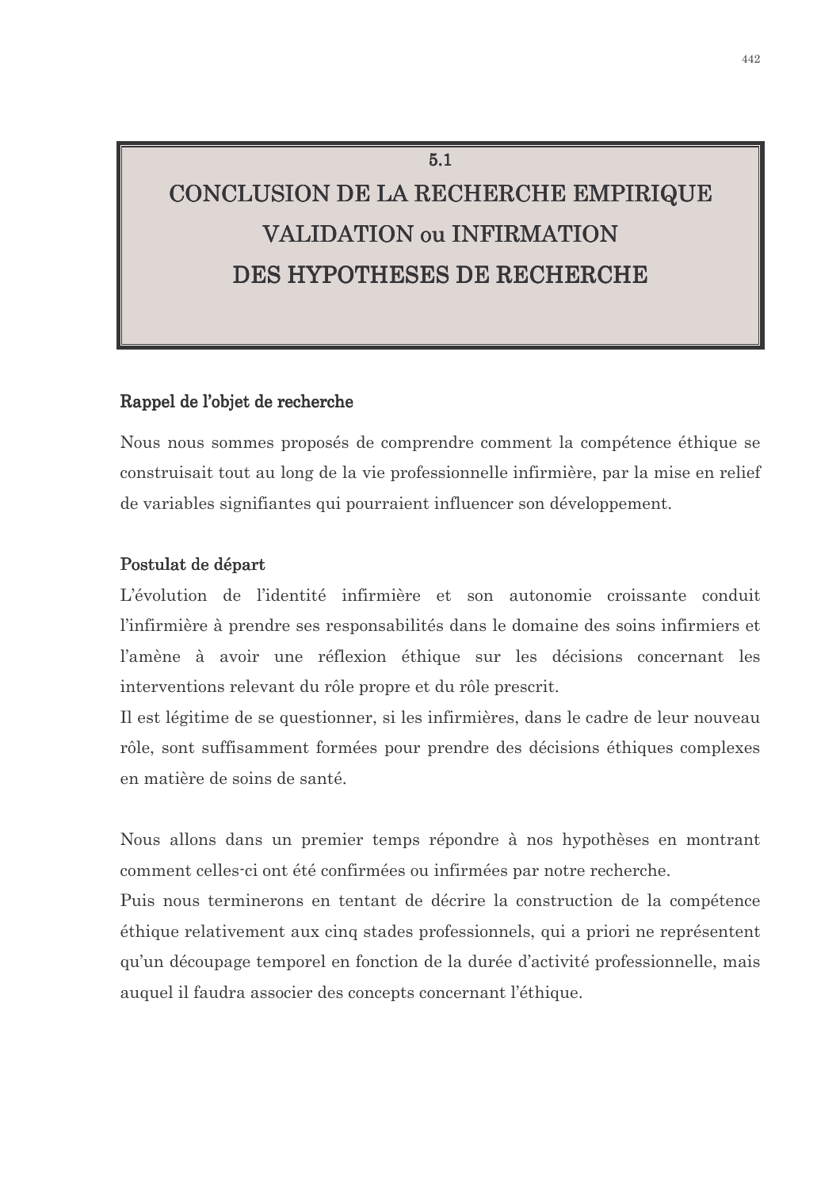## 5.1
## CONCLUSION DE LA RECHERCHE EMPIRIQUE
## VALIDATION ou INFIRMATION
## DES HYPOTHESES DE RECHERCHE

**Rappel de l'objet de recherche**

Nous nous sommes proposés de comprendre comment la compétence éthique se construisait tout au long de la vie professionnelle infirmière, par la mise en relief de variables signifiantes qui pourraient influencer son développement.

**Postulat de départ**

L'évolution de l'identité infirmière et son autonomie croissante conduit l'infirmière à prendre ses responsabilités dans le domaine des soins infirmiers et l'amène à avoir une réflexion éthique sur les décisions concernant les interventions relevant du rôle propre et du rôle prescrit.

Il est légitime de se questionner, si les infirmières, dans le cadre de leur nouveau rôle, sont suffisamment formées pour prendre des décisions éthiques complexes en matière de soins de santé.

Nous allons dans un premier temps répondre à nos hypothèses en montrant comment celles-ci ont été confirmées ou infirmées par notre recherche.

Puis nous terminerons en tentant de décrire la construction de la compétence éthique relativement aux cinq stades professionnels, qui a priori ne représentent qu'un découpage temporel en fonction de la durée d'activité professionnelle, mais auquel il faudra associer des concepts concernant l'éthique.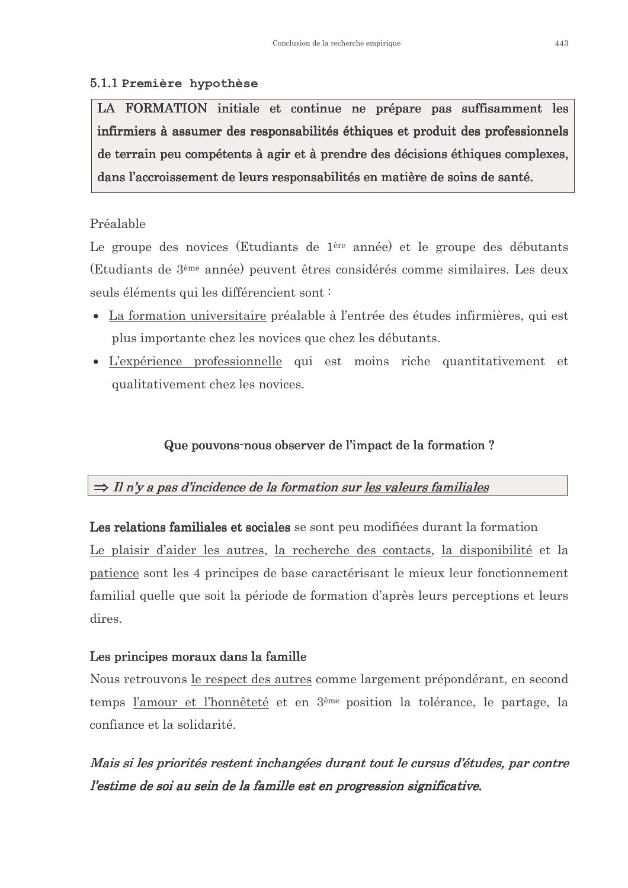### 5.1.1 Première hypothèse

**LA FORMATION initiale et continue ne prépare pas suffisamment les infirmiers à assumer des responsabilités éthiques et produit des professionnels de terrain peu compétents à agir et à prendre des décisions éthiques complexes, dans l'accroissement de leurs responsabilités en matière de soins de santé.**

Préalable

Le groupe des novices (Etudiants de 1ère année) et le groupe des débutants (Etudiants de 3ème année) peuvent êtres considérés comme similaires. Les deux seuls éléments qui les différencient sont :

- La formation universitaire préalable à l'entrée des études infirmières, qui est plus importante chez les novices que chez les débutants.
- L'expérience professionnelle qui est moins riche quantitativement et qualitativement chez les novices.

**Que pouvons-nous observer de l'impact de la formation ?**

***⇒ Il n'y a pas d'incidence de la formation sur les valeurs familiales***

**Les relations familiales et sociales** se sont peu modifiées durant la formation

Le plaisir d'aider les autres, la recherche des contacts, la disponibilité et la patience sont les 4 principes de base caractérisant le mieux leur fonctionnement familial quelle que soit la période de formation d'après leurs perceptions et leurs dires.

**Les principes moraux dans la famille**

Nous retrouvons le respect des autres comme largement prépondérant, en second temps l'amour et l'honnêteté et en 3ème position la tolérance, le partage, la confiance et la solidarité.

***Mais si les priorités restent inchangées durant tout le cursus d'études, par contre l'estime de soi au sein de la famille est en progression significative.***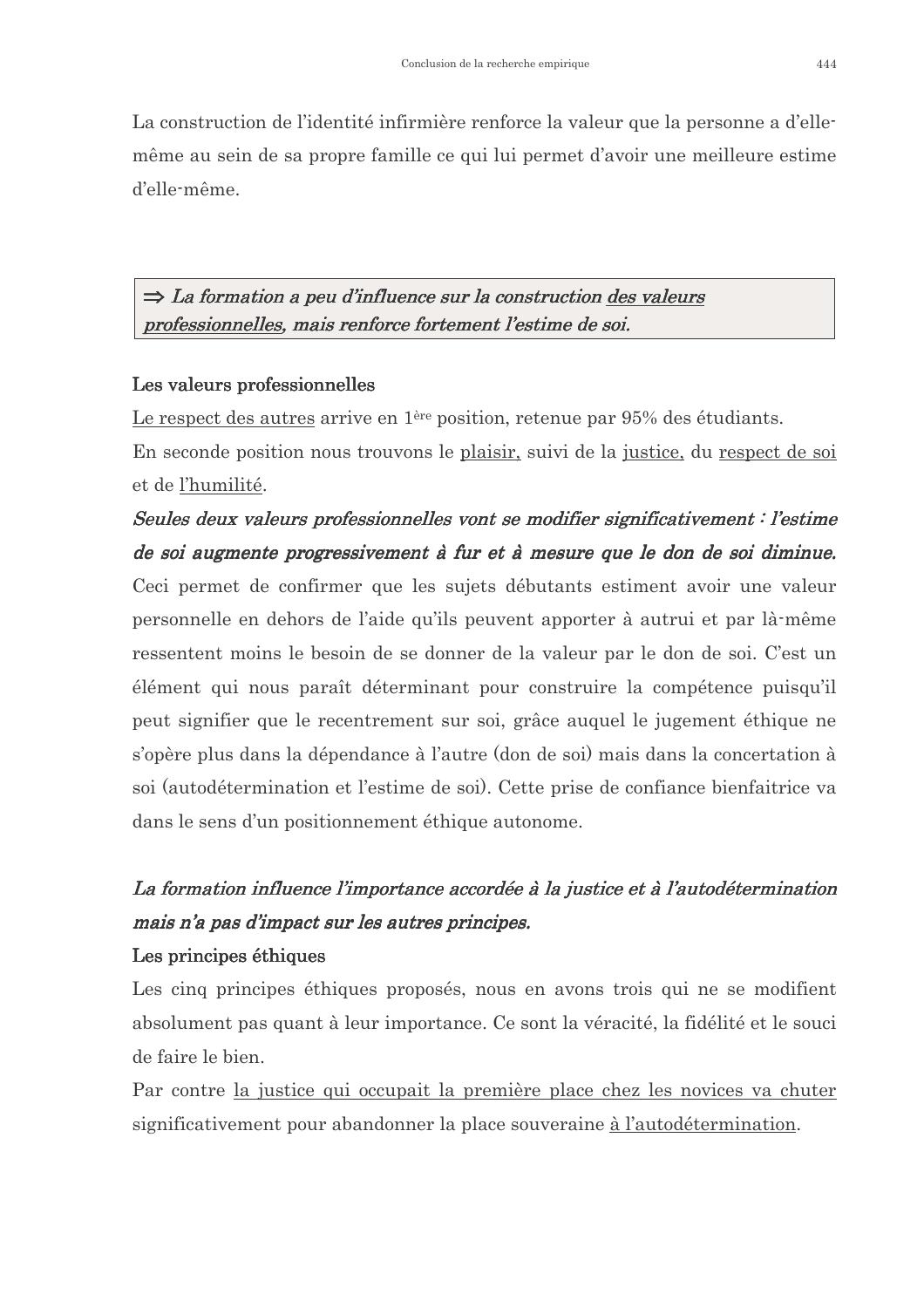La construction de l'identité infirmière renforce la valeur que la personne a d'elle-même au sein de sa propre famille ce qui lui permet d'avoir une meilleure estime d'elle-même.

> ⇒ ***La formation a peu d'influence sur la construction <u>des valeurs professionnelles</u>, mais renforce fortement l'estime de soi.***

**Les valeurs professionnelles**

<u>Le respect des autres</u> arrive en 1ère position, retenue par 95% des étudiants.

En seconde position nous trouvons le <u>plaisir,</u> suivi de la <u>justice,</u> du <u>respect de soi</u> et de <u>l'humilité</u>.

***Seules deux valeurs professionnelles vont se modifier significativement : l'estime de soi augmente progressivement à fur et à mesure que le don de soi diminue.*** Ceci permet de confirmer que les sujets débutants estiment avoir une valeur personnelle en dehors de l'aide qu'ils peuvent apporter à autrui et par là-même ressentent moins le besoin de se donner de la valeur par le don de soi. C'est un élément qui nous paraît déterminant pour construire la compétence puisqu'il peut signifier que le recentrement sur soi, grâce auquel le jugement éthique ne s'opère plus dans la dépendance à l'autre (don de soi) mais dans la concertation à soi (autodétermination et l'estime de soi). Cette prise de confiance bienfaitrice va dans le sens d'un positionnement éthique autonome.

***La formation influence l'importance accordée à la justice et à l'autodétermination mais n'a pas d'impact sur les autres principes.***

**Les principes éthiques**

Les cinq principes éthiques proposés, nous en avons trois qui ne se modifient absolument pas quant à leur importance. Ce sont la véracité, la fidélité et le souci de faire le bien.

Par contre <u>la justice qui occupait la première place chez les novices va chuter</u> significativement pour abandonner la place souveraine <u>à l'autodétermination</u>.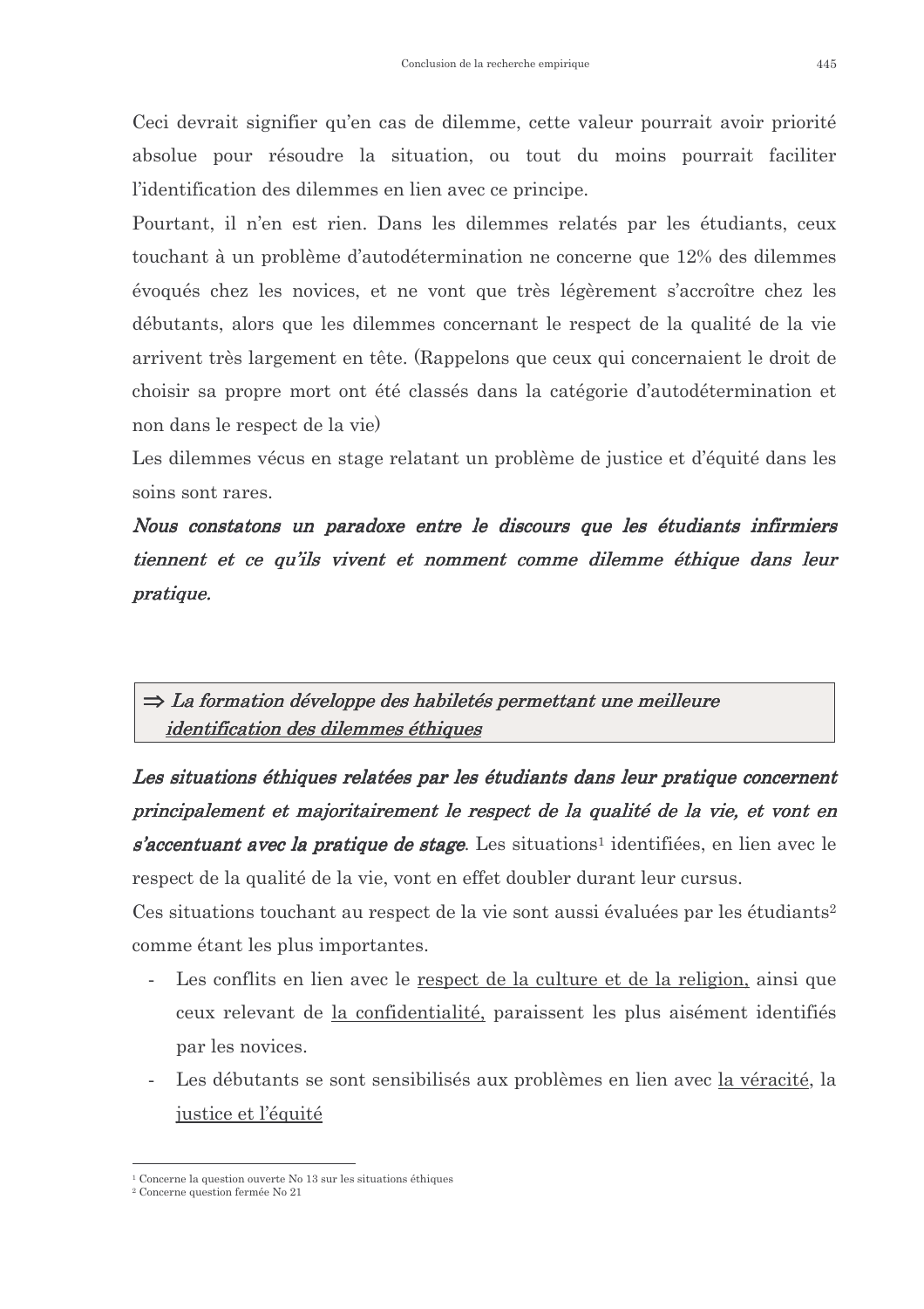Ceci devrait signifier qu'en cas de dilemme, cette valeur pourrait avoir priorité absolue pour résoudre la situation, ou tout du moins pourrait faciliter l'identification des dilemmes en lien avec ce principe.

Pourtant, il n'en est rien. Dans les dilemmes relatés par les étudiants, ceux touchant à un problème d'autodétermination ne concerne que 12% des dilemmes évoqués chez les novices, et ne vont que très légèrement s'accroître chez les débutants, alors que les dilemmes concernant le respect de la qualité de la vie arrivent très largement en tête. (Rappelons que ceux qui concernaient le droit de choisir sa propre mort ont été classés dans la catégorie d'autodétermination et non dans le respect de la vie)

Les dilemmes vécus en stage relatant un problème de justice et d'équité dans les soins sont rares.

***Nous constatons un paradoxe entre le discours que les étudiants infirmiers tiennent et ce qu'ils vivent et nomment comme dilemme éthique dans leur pratique.***

> ⇒ *La formation développe des habiletés permettant une meilleure* ***identification des dilemmes éthiques***

***Les situations éthiques relatées par les étudiants dans leur pratique concernent principalement et majoritairement le respect de la qualité de la vie, et vont en s'accentuant avec la pratique de stage***. Les situations[1] identifiées, en lien avec le respect de la qualité de la vie, vont en effet doubler durant leur cursus.

Ces situations touchant au respect de la vie sont aussi évaluées par les étudiants[2] comme étant les plus importantes.

- Les conflits en lien avec le respect de la culture et de la religion, ainsi que ceux relevant de la confidentialité, paraissent les plus aisément identifiés par les novices.
- Les débutants se sont sensibilisés aux problèmes en lien avec la véracité, la justice et l'équité

---

[1] Concerne la question ouverte No 13 sur les situations éthiques

[2] Concerne question fermée No 21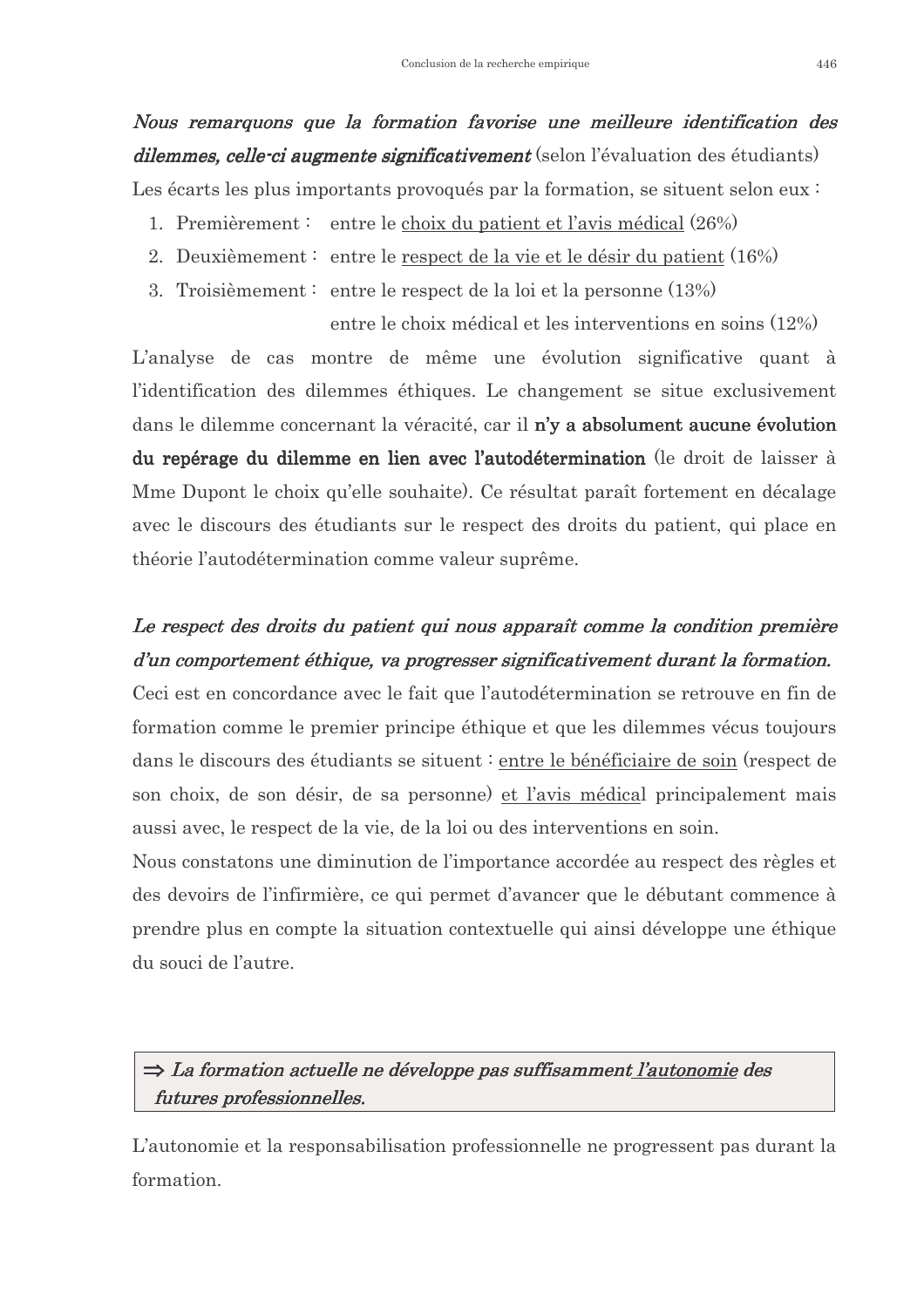***Nous remarquons que la formation favorise une meilleure identification des dilemmes, celle-ci augmente significativement*** (selon l'évaluation des étudiants)
Les écarts les plus importants provoqués par la formation, se situent selon eux :

1. Premièrement : entre le <u>choix du patient et l'avis médical</u> (26%)
2. Deuxièmement : entre le <u>respect de la vie et le désir du patient</u> (16%)
3. Troisièmement : entre le respect de la loi et la personne (13%)
   entre le choix médical et les interventions en soins (12%)

L'analyse de cas montre de même une évolution significative quant à l'identification des dilemmes éthiques. Le changement se situe exclusivement dans le dilemme concernant la véracité, car il **n'y a absolument aucune évolution du repérage du dilemme en lien avec l'autodétermination** (le droit de laisser à Mme Dupont le choix qu'elle souhaite). Ce résultat paraît fortement en décalage avec le discours des étudiants sur le respect des droits du patient, qui place en théorie l'autodétermination comme valeur suprême.

***Le respect des droits du patient qui nous apparaît comme la condition première d'un comportement éthique, va progresser significativement durant la formation.***
Ceci est en concordance avec le fait que l'autodétermination se retrouve en fin de formation comme le premier principe éthique et que les dilemmes vécus toujours dans le discours des étudiants se situent : <u>entre le bénéficiaire de soin</u> (respect de son choix, de son désir, de sa personne) <u>et l'avis médical</u> principalement mais aussi avec, le respect de la vie, de la loi ou des interventions en soin.
Nous constatons une diminution de l'importance accordée au respect des règles et des devoirs de l'infirmière, ce qui permet d'avancer que le débutant commence à prendre plus en compte la situation contextuelle qui ainsi développe une éthique du souci de l'autre.

> ⇒ ***La formation actuelle ne développe pas suffisamment <u>l'autonomie</u> des futures professionnelles.***

L'autonomie et la responsabilisation professionnelle ne progressent pas durant la formation.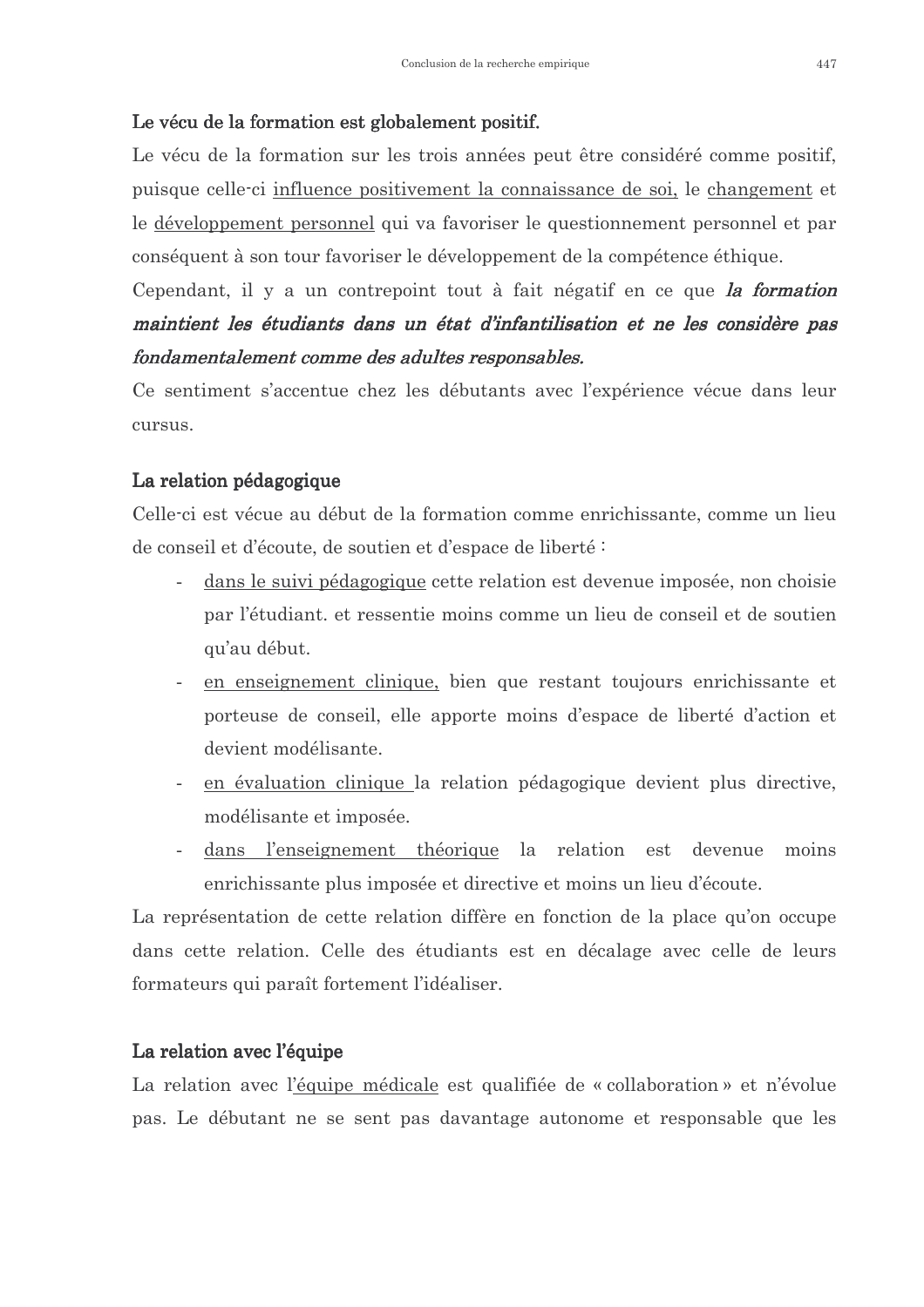**Le vécu de la formation est globalement positif.**

Le vécu de la formation sur les trois années peut être considéré comme positif, puisque celle-ci <u>influence positivement la connaissance de soi,</u> le <u>changement</u> et le <u>développement personnel</u> qui va favoriser le questionnement personnel et par conséquent à son tour favoriser le développement de la compétence éthique.

Cependant, il y a un contrepoint tout à fait négatif en ce que ***la formation maintient les étudiants dans un état d'infantilisation et ne les considère pas fondamentalement comme des adultes responsables.***

Ce sentiment s'accentue chez les débutants avec l'expérience vécue dans leur cursus.

**La relation pédagogique**

Celle-ci est vécue au début de la formation comme enrichissante, comme un lieu de conseil et d'écoute, de soutien et d'espace de liberté :

- <u>dans le suivi pédagogique</u> cette relation est devenue imposée, non choisie par l'étudiant. et ressentie moins comme un lieu de conseil et de soutien qu'au début.
- <u>en enseignement clinique,</u> bien que restant toujours enrichissante et porteuse de conseil, elle apporte moins d'espace de liberté d'action et devient modélisante.
- <u>en évaluation clinique</u> la relation pédagogique devient plus directive, modélisante et imposée.
- <u>dans l'enseignement théorique</u> la relation est devenue moins enrichissante plus imposée et directive et moins un lieu d'écoute.

La représentation de cette relation diffère en fonction de la place qu'on occupe dans cette relation. Celle des étudiants est en décalage avec celle de leurs formateurs qui paraît fortement l'idéaliser.

**La relation avec l'équipe**

La relation avec l'<u>équipe médicale</u> est qualifiée de « collaboration » et n'évolue pas. Le débutant ne se sent pas davantage autonome et responsable que les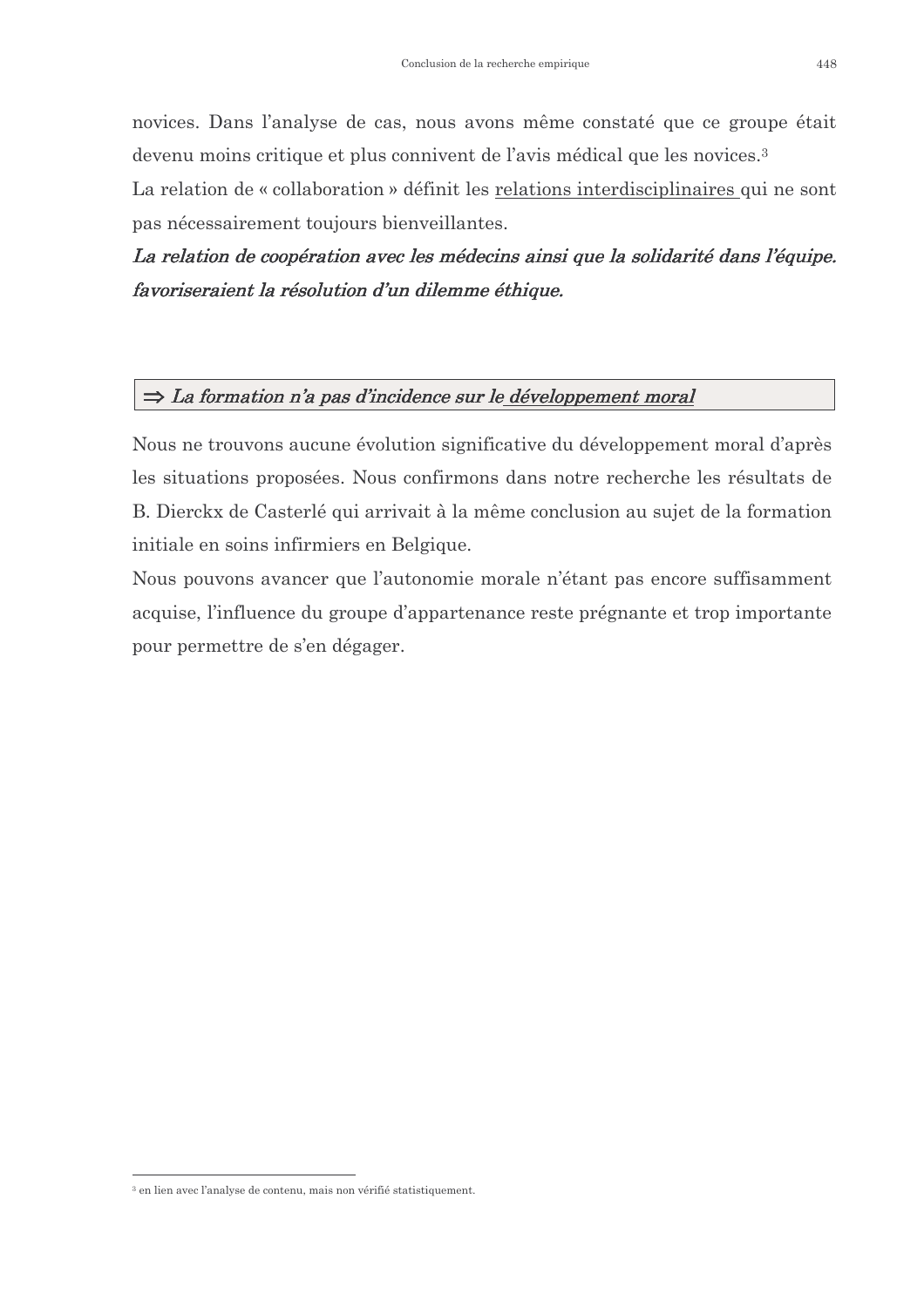novices. Dans l'analyse de cas, nous avons même constaté que ce groupe était devenu moins critique et plus connivent de l'avis médical que les novices.[3]

La relation de « collaboration » définit les <u>relations interdisciplinaires</u> qui ne sont pas nécessairement toujours bienveillantes.

***La relation de coopération avec les médecins ainsi que la solidarité dans l'équipe. favoriseraient la résolution d'un dilemme éthique.***

### ⇒ *La formation n'a pas d'incidence sur le <u>développement moral</u>*

Nous ne trouvons aucune évolution significative du développement moral d'après les situations proposées. Nous confirmons dans notre recherche les résultats de B. Dierckx de Casterlé qui arrivait à la même conclusion au sujet de la formation initiale en soins infirmiers en Belgique.

Nous pouvons avancer que l'autonomie morale n'étant pas encore suffisamment acquise, l'influence du groupe d'appartenance reste prégnante et trop importante pour permettre de s'en dégager.

---

[3] en lien avec l'analyse de contenu, mais non vérifié statistiquement.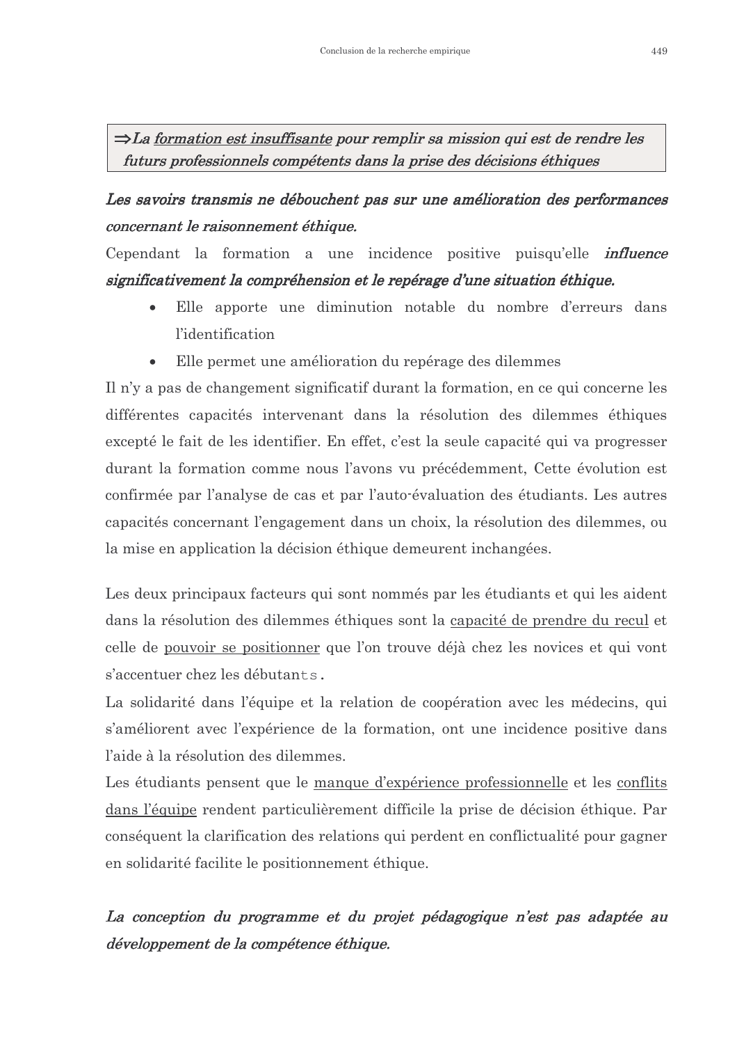> ⇒*La* *<u>formation est insuffisante</u>* *pour remplir sa mission qui est de rendre les futurs professionnels compétents dans la prise des décisions éthiques*

***Les savoirs transmis ne débouchent pas sur une amélioration des performances*** *concernant le raisonnement éthique.*

Cependant la formation a une incidence positive puisqu'elle ***influence significativement la compréhension et le repérage d'une situation éthique.***

- Elle apporte une diminution notable du nombre d'erreurs dans l'identification
- Elle permet une amélioration du repérage des dilemmes

Il n'y a pas de changement significatif durant la formation, en ce qui concerne les différentes capacités intervenant dans la résolution des dilemmes éthiques excepté le fait de les identifier. En effet, c'est la seule capacité qui va progresser durant la formation comme nous l'avons vu précédemment, Cette évolution est confirmée par l'analyse de cas et par l'auto-évaluation des étudiants. Les autres capacités concernant l'engagement dans un choix, la résolution des dilemmes, ou la mise en application la décision éthique demeurent inchangées.

Les deux principaux facteurs qui sont nommés par les étudiants et qui les aident dans la résolution des dilemmes éthiques sont la <u>capacité de prendre du recul</u> et celle de <u>pouvoir se positionner</u> que l'on trouve déjà chez les novices et qui vont s'accentuer chez les débutants.

La solidarité dans l'équipe et la relation de coopération avec les médecins, qui s'améliorent avec l'expérience de la formation, ont une incidence positive dans l'aide à la résolution des dilemmes.

Les étudiants pensent que le <u>manque d'expérience professionnelle</u> et les <u>conflits dans l'équipe</u> rendent particulièrement difficile la prise de décision éthique. Par conséquent la clarification des relations qui perdent en conflictualité pour gagner en solidarité facilite le positionnement éthique.

***La conception du programme et du projet pédagogique n'est pas adaptée au développement de la compétence éthique.***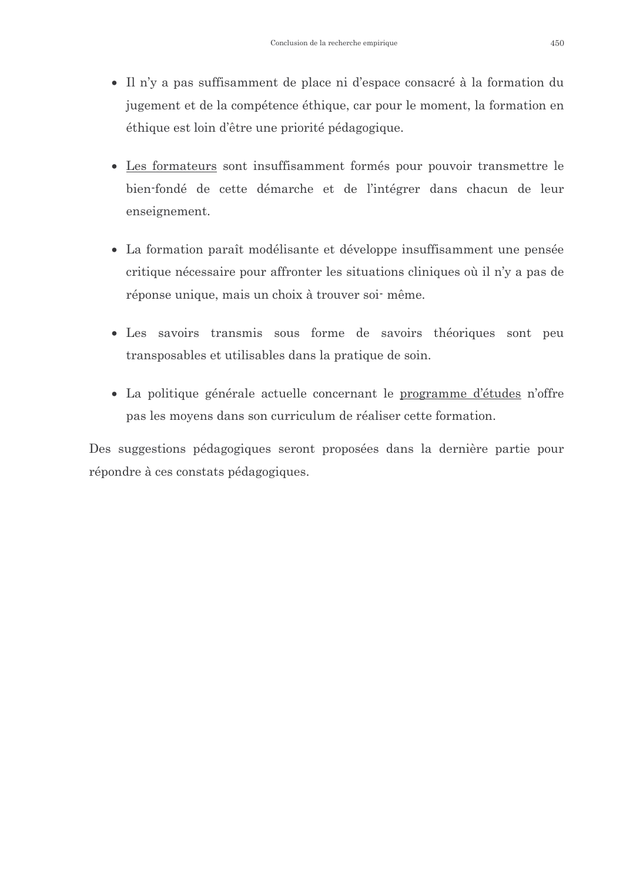- Il n'y a pas suffisamment de place ni d'espace consacré à la formation du jugement et de la compétence éthique, car pour le moment, la formation en éthique est loin d'être une priorité pédagogique.

- <u>Les formateurs</u> sont insuffisamment formés pour pouvoir transmettre le bien-fondé de cette démarche et de l'intégrer dans chacun de leur enseignement.

- La formation paraît modélisante et développe insuffisamment une pensée critique nécessaire pour affronter les situations cliniques où il n'y a pas de réponse unique, mais un choix à trouver soi- même.

- Les savoirs transmis sous forme de savoirs théoriques sont peu transposables et utilisables dans la pratique de soin.

- La politique générale actuelle concernant le <u>programme d'études</u> n'offre pas les moyens dans son curriculum de réaliser cette formation.

Des suggestions pédagogiques seront proposées dans la dernière partie pour répondre à ces constats pédagogiques.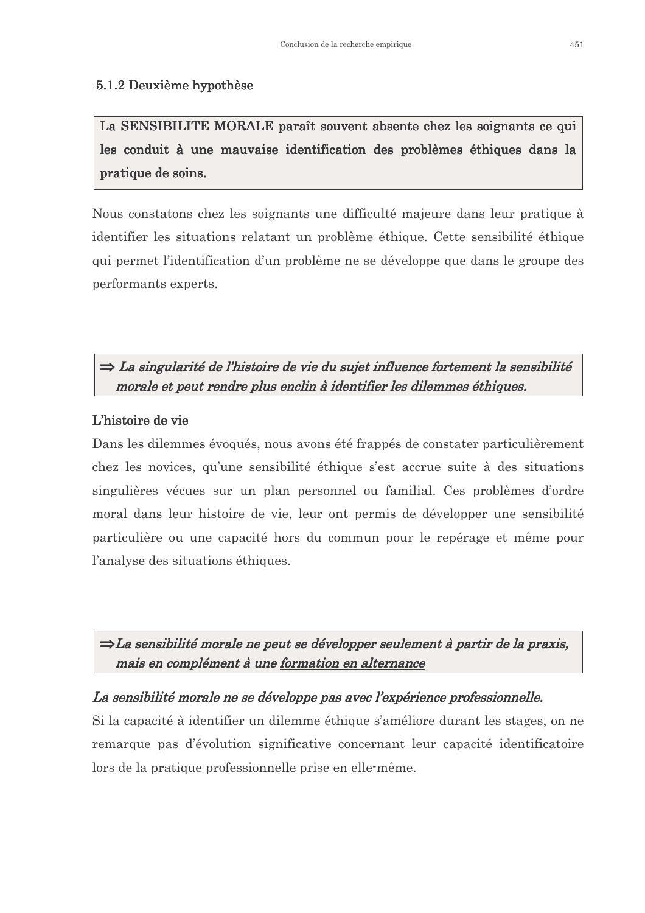### 5.1.2 Deuxième hypothèse

**La SENSIBILITE MORALE paraît souvent absente chez les soignants ce qui les conduit à une mauvaise identification des problèmes éthiques dans la pratique de soins.**

Nous constatons chez les soignants une difficulté majeure dans leur pratique à identifier les situations relatant un problème éthique. Cette sensibilité éthique qui permet l'identification d'un problème ne se développe que dans le groupe des performants experts.

***⇒ La singularité de l'histoire de vie du sujet influence fortement la sensibilité morale et peut rendre plus enclin à identifier les dilemmes éthiques.***

**L'histoire de vie**

Dans les dilemmes évoqués, nous avons été frappés de constater particulièrement chez les novices, qu'une sensibilité éthique s'est accrue suite à des situations singulières vécues sur un plan personnel ou familial. Ces problèmes d'ordre moral dans leur histoire de vie, leur ont permis de développer une sensibilité particulière ou une capacité hors du commun pour le repérage et même pour l'analyse des situations éthiques.

***⇒ La sensibilité morale ne peut se développer seulement à partir de la praxis, mais en complément à une formation en alternance***

***La sensibilité morale ne se développe pas avec l'expérience professionnelle.***

Si la capacité à identifier un dilemme éthique s'améliore durant les stages, on ne remarque pas d'évolution significative concernant leur capacité identificatoire lors de la pratique professionnelle prise en elle-même.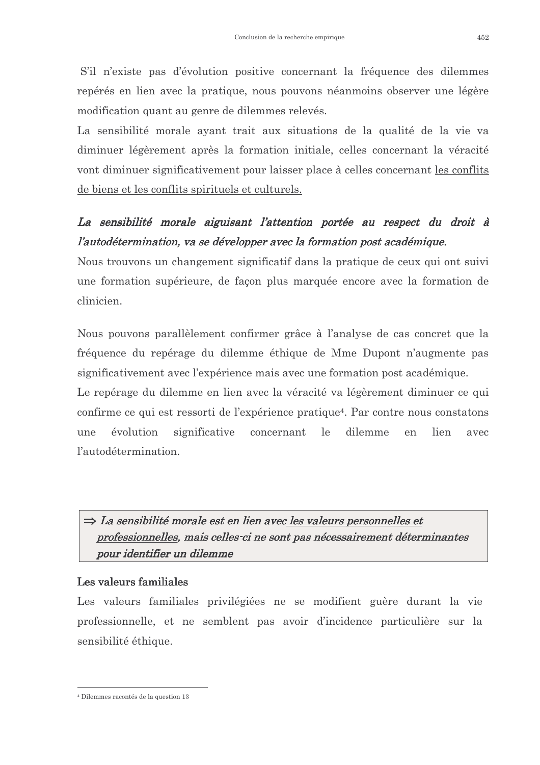S'il n'existe pas d'évolution positive concernant la fréquence des dilemmes repérés en lien avec la pratique, nous pouvons néanmoins observer une légère modification quant au genre de dilemmes relevés.

La sensibilité morale ayant trait aux situations de la qualité de la vie va diminuer légèrement après la formation initiale, celles concernant la véracité vont diminuer significativement pour laisser place à celles concernant <u>les conflits de biens et les conflits spirituels et culturels.</u>

***La sensibilité morale aiguisant l'attention portée au respect du droit à l'autodétermination, va se développer avec la formation post académique.***

Nous trouvons un changement significatif dans la pratique de ceux qui ont suivi une formation supérieure, de façon plus marquée encore avec la formation de clinicien.

Nous pouvons parallèlement confirmer grâce à l'analyse de cas concret que la fréquence du repérage du dilemme éthique de Mme Dupont n'augmente pas significativement avec l'expérience mais avec une formation post académique.

Le repérage du dilemme en lien avec la véracité va légèrement diminuer ce qui confirme ce qui est ressorti de l'expérience pratique[4]. Par contre nous constatons une évolution significative concernant le dilemme en lien avec l'autodétermination.

> ⇒ ***La sensibilité morale est en lien avec <u>les valeurs personnelles et professionnelles</u>, mais celles-ci ne sont pas nécessairement déterminantes pour identifier un dilemme***

**Les valeurs familiales**

Les valeurs familiales privilégiées ne se modifient guère durant la vie professionnelle, et ne semblent pas avoir d'incidence particulière sur la sensibilité éthique.

[4] Dilemmes racontés de la question 13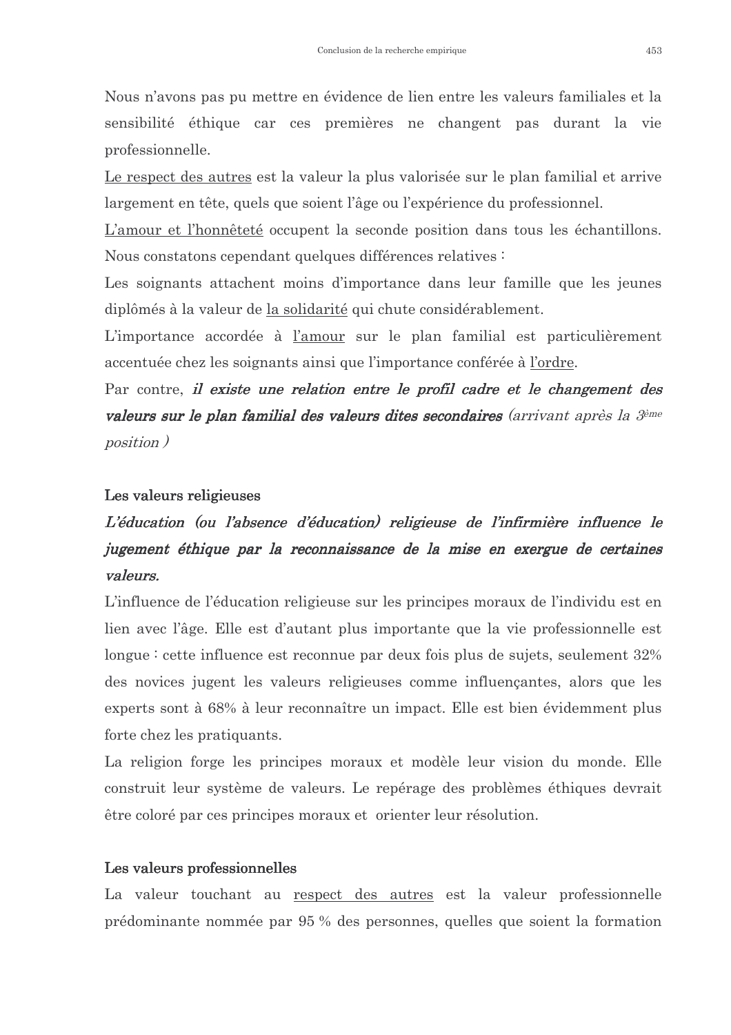Nous n'avons pas pu mettre en évidence de lien entre les valeurs familiales et la sensibilité éthique car ces premières ne changent pas durant la vie professionnelle.

<u>Le respect des autres</u> est la valeur la plus valorisée sur le plan familial et arrive largement en tête, quels que soient l'âge ou l'expérience du professionnel.

<u>L'amour et l'honnêteté</u> occupent la seconde position dans tous les échantillons. Nous constatons cependant quelques différences relatives :

Les soignants attachent moins d'importance dans leur famille que les jeunes diplômés à la valeur de <u>la solidarité</u> qui chute considérablement.

L'importance accordée à <u>l'amour</u> sur le plan familial est particulièrement accentuée chez les soignants ainsi que l'importance conférée à <u>l'ordre</u>.

Par contre, ***il existe une relation entre le profil cadre et le changement des valeurs sur le plan familial des valeurs dites secondaires*** *(arrivant après la 3ème position )*

### Les valeurs religieuses

***L'éducation (ou l'absence d'éducation) religieuse de l'infirmière influence le jugement éthique par la reconnaissance de la mise en exergue de certaines valeurs.***

L'influence de l'éducation religieuse sur les principes moraux de l'individu est en lien avec l'âge. Elle est d'autant plus importante que la vie professionnelle est longue : cette influence est reconnue par deux fois plus de sujets, seulement 32% des novices jugent les valeurs religieuses comme influençantes, alors que les experts sont à 68% à leur reconnaître un impact. Elle est bien évidemment plus forte chez les pratiquants.

La religion forge les principes moraux et modèle leur vision du monde. Elle construit leur système de valeurs. Le repérage des problèmes éthiques devrait être coloré par ces principes moraux et orienter leur résolution.

### Les valeurs professionnelles

La valeur touchant au <u>respect des autres</u> est la valeur professionnelle prédominante nommée par 95 % des personnes, quelles que soient la formation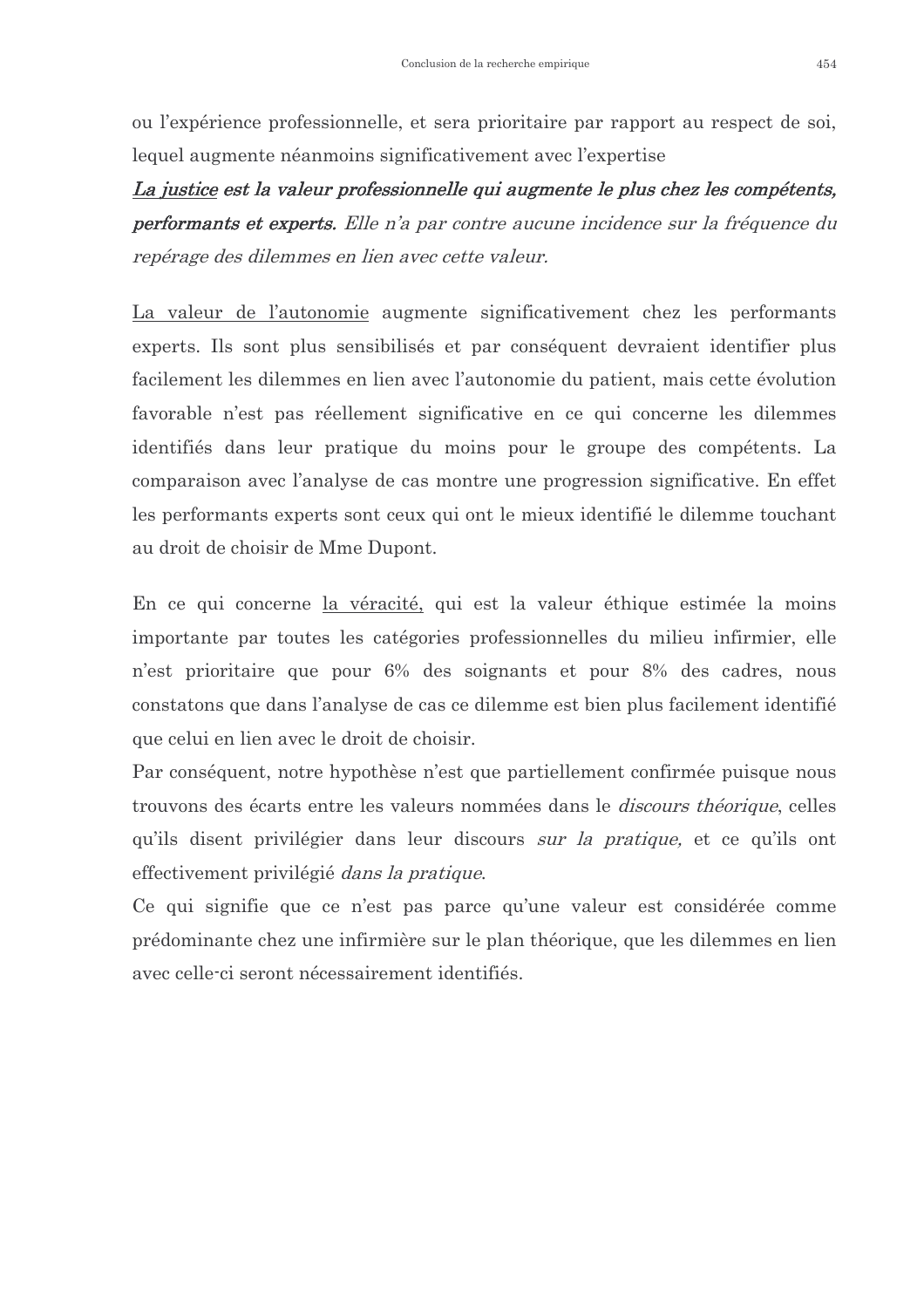ou l'expérience professionnelle, et sera prioritaire par rapport au respect de soi, lequel augmente néanmoins significativement avec l'expertise

***<u>La justice</u> est la valeur professionnelle qui augmente le plus chez les compétents, performants et experts.*** *Elle n'a par contre aucune incidence sur la fréquence du repérage des dilemmes en lien avec cette valeur.*

<u>La valeur de l'autonomie</u> augmente significativement chez les performants experts. Ils sont plus sensibilisés et par conséquent devraient identifier plus facilement les dilemmes en lien avec l'autonomie du patient, mais cette évolution favorable n'est pas réellement significative en ce qui concerne les dilemmes identifiés dans leur pratique du moins pour le groupe des compétents. La comparaison avec l'analyse de cas montre une progression significative. En effet les performants experts sont ceux qui ont le mieux identifié le dilemme touchant au droit de choisir de Mme Dupont.

En ce qui concerne <u>la véracité,</u> qui est la valeur éthique estimée la moins importante par toutes les catégories professionnelles du milieu infirmier, elle n'est prioritaire que pour 6% des soignants et pour 8% des cadres, nous constatons que dans l'analyse de cas ce dilemme est bien plus facilement identifié que celui en lien avec le droit de choisir.

Par conséquent, notre hypothèse n'est que partiellement confirmée puisque nous trouvons des écarts entre les valeurs nommées dans le *discours théorique*, celles qu'ils disent privilégier dans leur discours *sur la pratique,* et ce qu'ils ont effectivement privilégié *dans la pratique*.

Ce qui signifie que ce n'est pas parce qu'une valeur est considérée comme prédominante chez une infirmière sur le plan théorique, que les dilemmes en lien avec celle-ci seront nécessairement identifiés.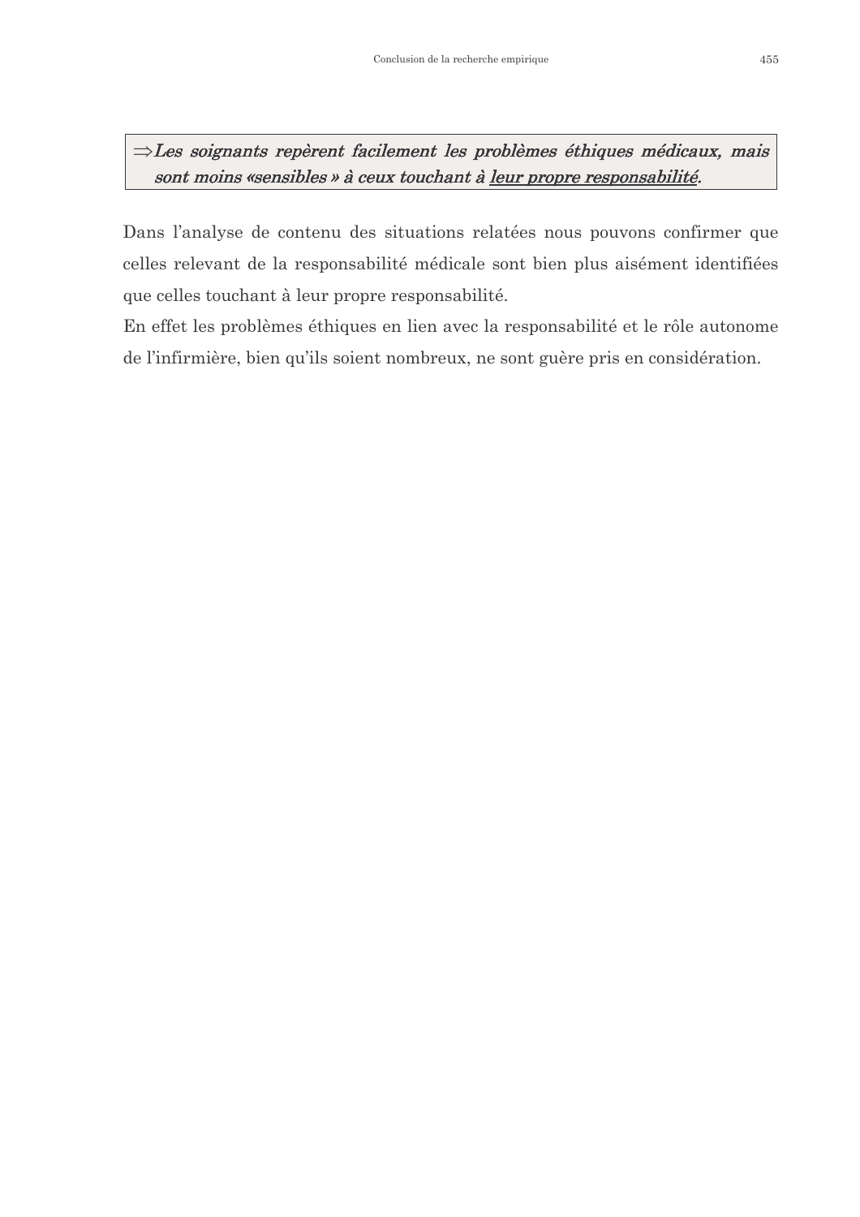***⇒Les soignants repèrent facilement les problèmes éthiques médicaux, mais sont moins «sensibles » à ceux touchant à <u>leur propre responsabilité</u>.***

Dans l'analyse de contenu des situations relatées nous pouvons confirmer que celles relevant de la responsabilité médicale sont bien plus aisément identifiées que celles touchant à leur propre responsabilité.

En effet les problèmes éthiques en lien avec la responsabilité et le rôle autonome de l'infirmière, bien qu'ils soient nombreux, ne sont guère pris en considération.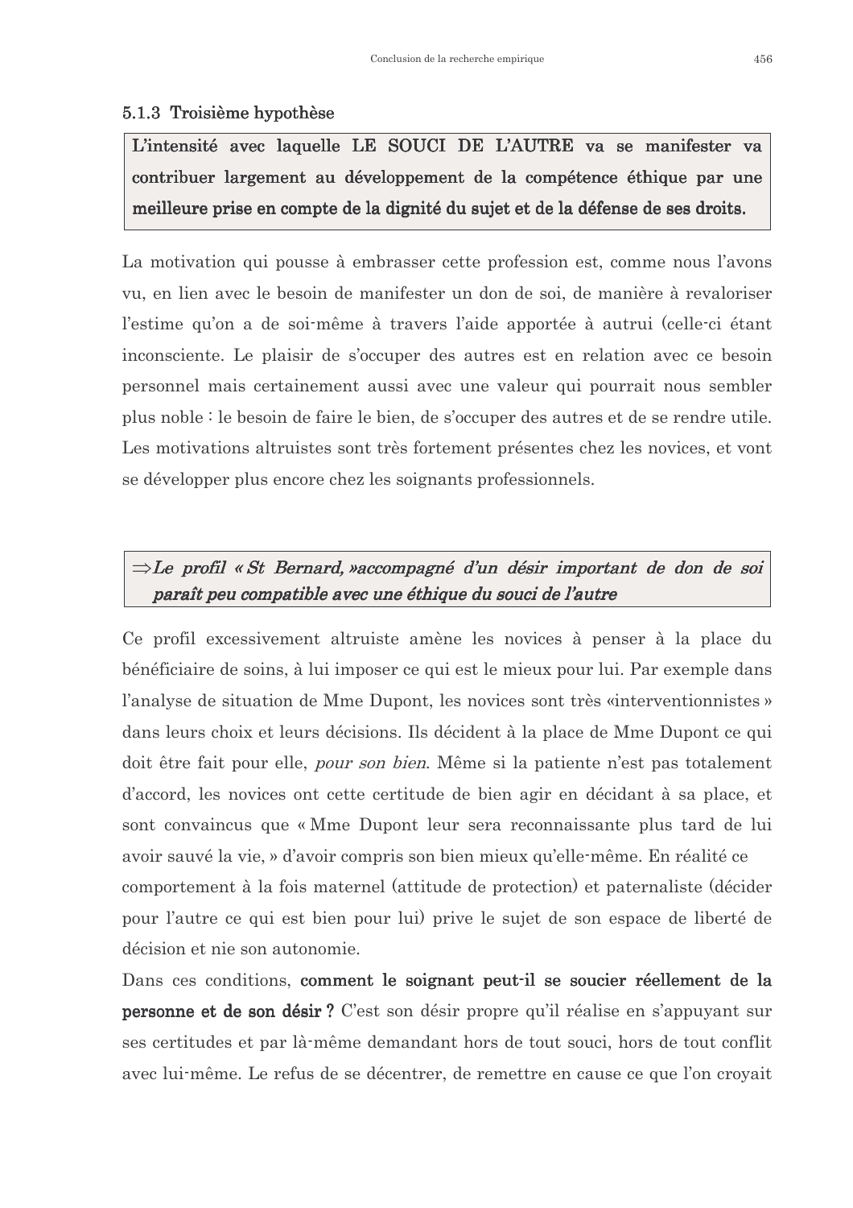### 5.1.3 Troisième hypothèse

**L'intensité avec laquelle LE SOUCI DE L'AUTRE va se manifester va contribuer largement au développement de la compétence éthique par une meilleure prise en compte de la dignité du sujet et de la défense de ses droits.**

La motivation qui pousse à embrasser cette profession est, comme nous l'avons vu, en lien avec le besoin de manifester un don de soi, de manière à revaloriser l'estime qu'on a de soi-même à travers l'aide apportée à autrui (celle-ci étant inconsciente. Le plaisir de s'occuper des autres est en relation avec ce besoin personnel mais certainement aussi avec une valeur qui pourrait nous sembler plus noble : le besoin de faire le bien, de s'occuper des autres et de se rendre utile. Les motivations altruistes sont très fortement présentes chez les novices, et vont se développer plus encore chez les soignants professionnels.

***⇒Le profil « St Bernard, »accompagné d'un désir important de don de soi paraît peu compatible avec une éthique du souci de l'autre***

Ce profil excessivement altruiste amène les novices à penser à la place du bénéficiaire de soins, à lui imposer ce qui est le mieux pour lui. Par exemple dans l'analyse de situation de Mme Dupont, les novices sont très «interventionnistes » dans leurs choix et leurs décisions. Ils décident à la place de Mme Dupont ce qui doit être fait pour elle, *pour son bien*. Même si la patiente n'est pas totalement d'accord, les novices ont cette certitude de bien agir en décidant à sa place, et sont convaincus que « Mme Dupont leur sera reconnaissante plus tard de lui avoir sauvé la vie, » d'avoir compris son bien mieux qu'elle-même. En réalité ce comportement à la fois maternel (attitude de protection) et paternaliste (décider pour l'autre ce qui est bien pour lui) prive le sujet de son espace de liberté de décision et nie son autonomie.

Dans ces conditions, **comment le soignant peut-il se soucier réellement de la personne et de son désir ?** C'est son désir propre qu'il réalise en s'appuyant sur ses certitudes et par là-même demandant hors de tout souci, hors de tout conflit avec lui-même. Le refus de se décentrer, de remettre en cause ce que l'on croyait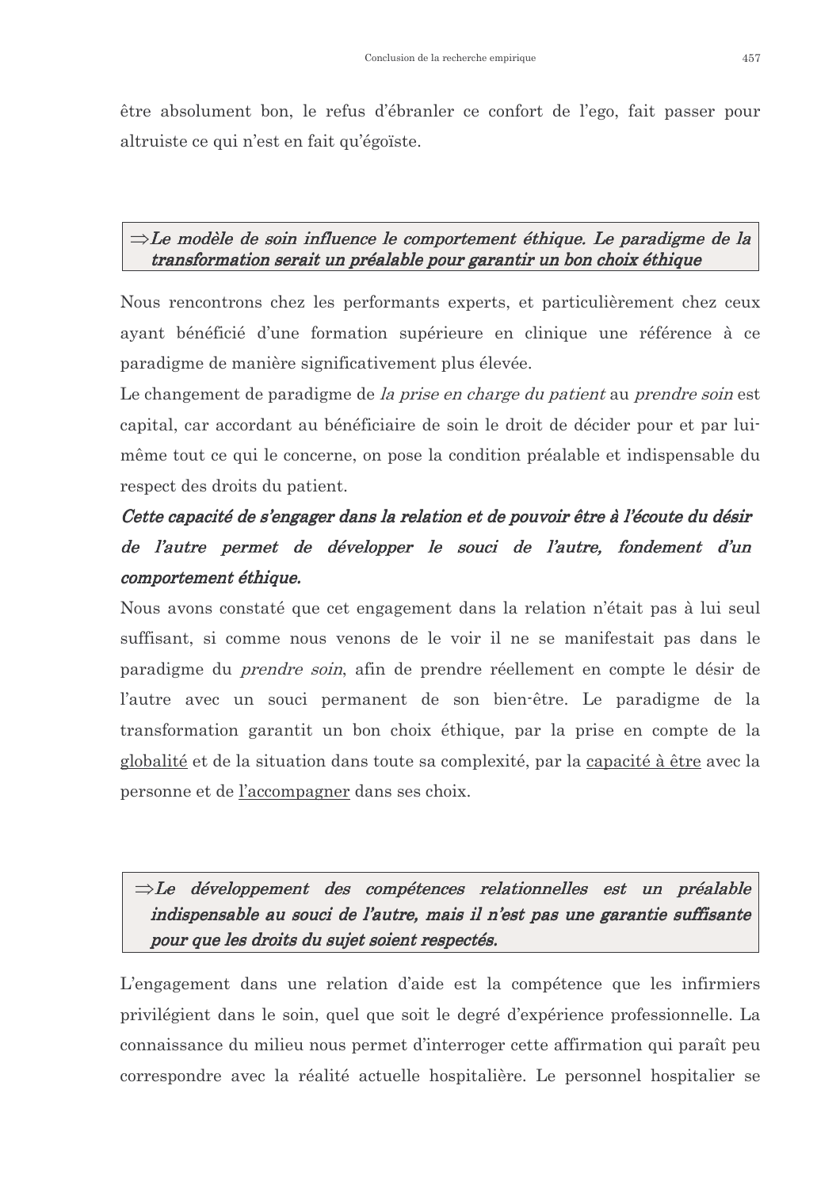être absolument bon, le refus d'ébranler ce confort de l'ego, fait passer pour altruiste ce qui n'est en fait qu'égoïste.

> ⇒***Le modèle de soin influence le comportement éthique. Le paradigme de la transformation serait un préalable pour garantir un bon choix éthique***

Nous rencontrons chez les performants experts, et particulièrement chez ceux ayant bénéficié d'une formation supérieure en clinique une référence à ce paradigme de manière significativement plus élevée.

Le changement de paradigme de *la prise en charge du patient* au *prendre soin* est capital, car accordant au bénéficiaire de soin le droit de décider pour et par lui-même tout ce qui le concerne, on pose la condition préalable et indispensable du respect des droits du patient.

***Cette capacité de s'engager dans la relation et de pouvoir être à l'écoute du désir de l'autre permet de développer le souci de l'autre, fondement d'un comportement éthique.***

Nous avons constaté que cet engagement dans la relation n'était pas à lui seul suffisant, si comme nous venons de le voir il ne se manifestait pas dans le paradigme du *prendre soin*, afin de prendre réellement en compte le désir de l'autre avec un souci permanent de son bien-être. Le paradigme de la transformation garantit un bon choix éthique, par la prise en compte de la globalité et de la situation dans toute sa complexité, par la capacité à être avec la personne et de l'accompagner dans ses choix.

> ⇒***Le développement des compétences relationnelles est un préalable indispensable au souci de l'autre, mais il n'est pas une garantie suffisante pour que les droits du sujet soient respectés.***

L'engagement dans une relation d'aide est la compétence que les infirmiers privilégient dans le soin, quel que soit le degré d'expérience professionnelle. La connaissance du milieu nous permet d'interroger cette affirmation qui paraît peu correspondre avec la réalité actuelle hospitalière. Le personnel hospitalier se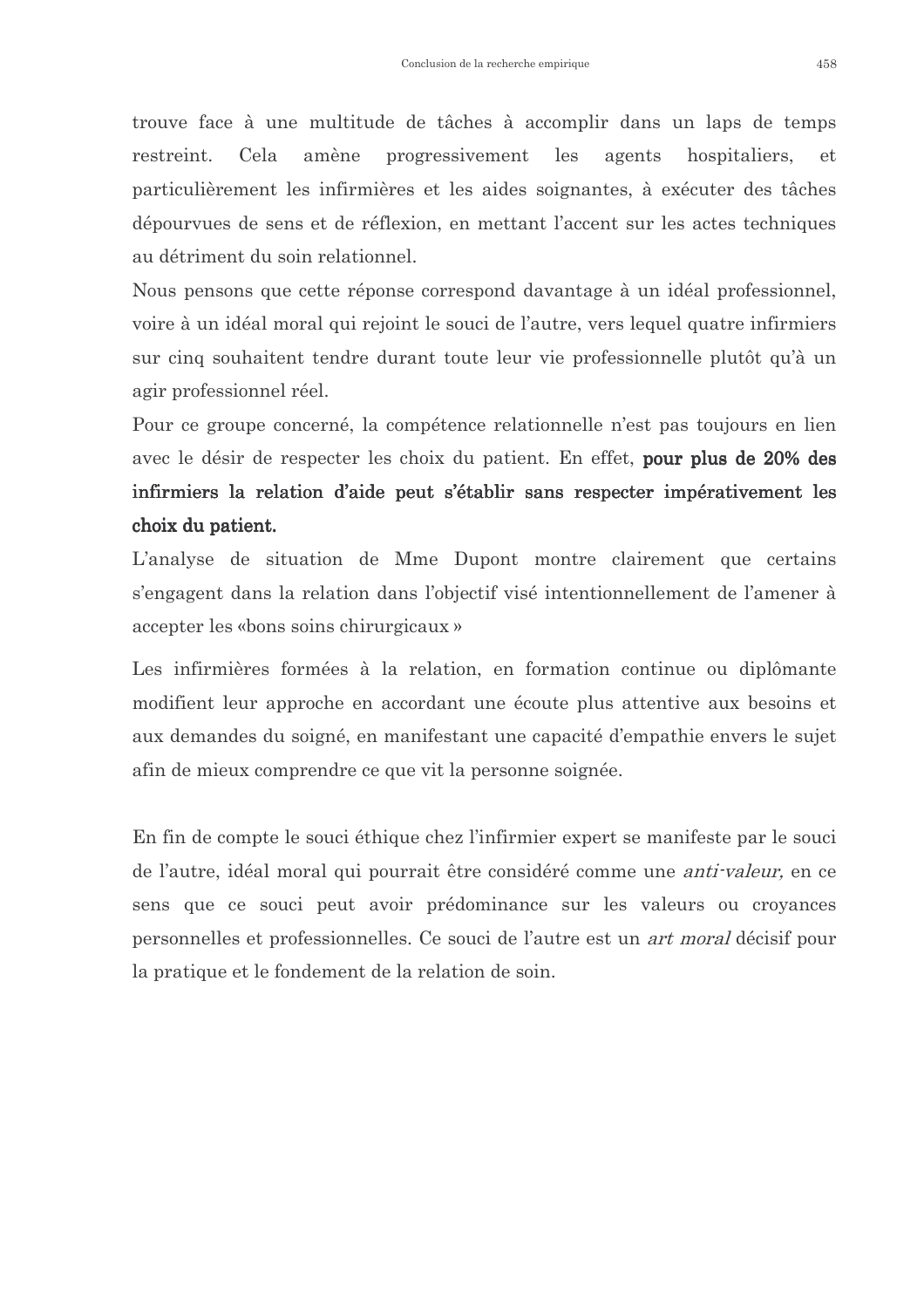trouve face à une multitude de tâches à accomplir dans un laps de temps restreint. Cela amène progressivement les agents hospitaliers, et particulièrement les infirmières et les aides soignantes, à exécuter des tâches dépourvues de sens et de réflexion, en mettant l'accent sur les actes techniques au détriment du soin relationnel.

Nous pensons que cette réponse correspond davantage à un idéal professionnel, voire à un idéal moral qui rejoint le souci de l'autre, vers lequel quatre infirmiers sur cinq souhaitent tendre durant toute leur vie professionnelle plutôt qu'à un agir professionnel réel.

Pour ce groupe concerné, la compétence relationnelle n'est pas toujours en lien avec le désir de respecter les choix du patient. En effet, **pour plus de 20% des infirmiers la relation d'aide peut s'établir sans respecter impérativement les choix du patient.**

L'analyse de situation de Mme Dupont montre clairement que certains s'engagent dans la relation dans l'objectif visé intentionnellement de l'amener à accepter les «bons soins chirurgicaux »

Les infirmières formées à la relation, en formation continue ou diplômante modifient leur approche en accordant une écoute plus attentive aux besoins et aux demandes du soigné, en manifestant une capacité d'empathie envers le sujet afin de mieux comprendre ce que vit la personne soignée.

En fin de compte le souci éthique chez l'infirmier expert se manifeste par le souci de l'autre, idéal moral qui pourrait être considéré comme une *anti-valeur,* en ce sens que ce souci peut avoir prédominance sur les valeurs ou croyances personnelles et professionnelles. Ce souci de l'autre est un *art moral* décisif pour la pratique et le fondement de la relation de soin.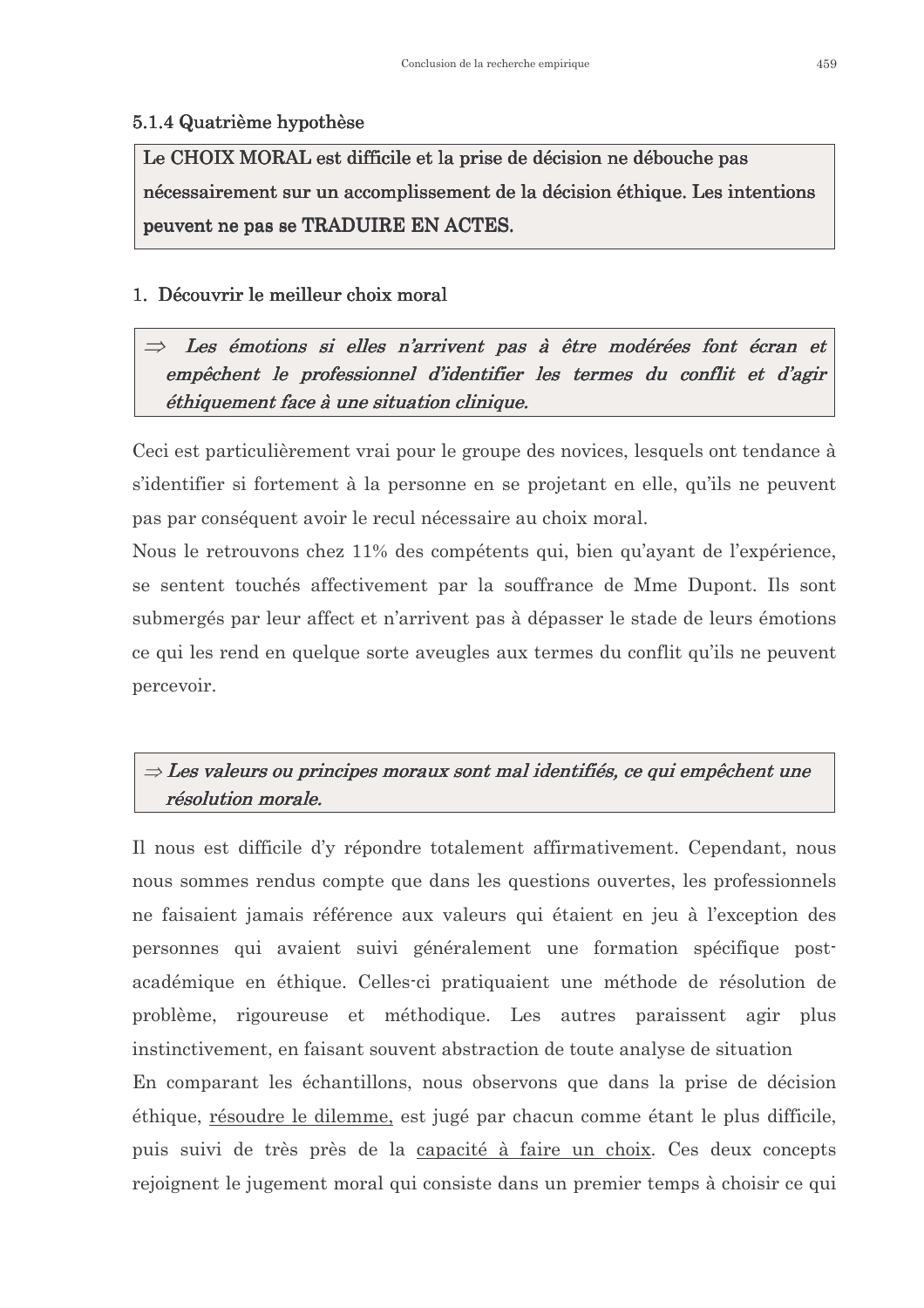#### 5.1.4 Quatrième hypothèse

**Le CHOIX MORAL est difficile et la prise de décision ne débouche pas nécessairement sur un accomplissement de la décision éthique. Les intentions peuvent ne pas se TRADUIRE EN ACTES.**

1. **Découvrir le meilleur choix moral**

> ⇒ ***Les émotions si elles n'arrivent pas à être modérées font écran et empêchent le professionnel d'identifier les termes du conflit et d'agir éthiquement face à une situation clinique.***

Ceci est particulièrement vrai pour le groupe des novices, lesquels ont tendance à s'identifier si fortement à la personne en se projetant en elle, qu'ils ne peuvent pas par conséquent avoir le recul nécessaire au choix moral.

Nous le retrouvons chez 11% des compétents qui, bien qu'ayant de l'expérience, se sentent touchés affectivement par la souffrance de Mme Dupont. Ils sont submergés par leur affect et n'arrivent pas à dépasser le stade de leurs émotions ce qui les rend en quelque sorte aveugles aux termes du conflit qu'ils ne peuvent percevoir.

> ⇒ ***Les valeurs ou principes moraux sont mal identifiés, ce qui empêchent une résolution morale.***

Il nous est difficile d'y répondre totalement affirmativement. Cependant, nous nous sommes rendus compte que dans les questions ouvertes, les professionnels ne faisaient jamais référence aux valeurs qui étaient en jeu à l'exception des personnes qui avaient suivi généralement une formation spécifique post-académique en éthique. Celles-ci pratiquaient une méthode de résolution de problème, rigoureuse et méthodique. Les autres paraissent agir plus instinctivement, en faisant souvent abstraction de toute analyse de situation

En comparant les échantillons, nous observons que dans la prise de décision éthique, <u>résoudre le dilemme,</u> est jugé par chacun comme étant le plus difficile, puis suivi de très près de la <u>capacité à faire un choix</u>. Ces deux concepts rejoignent le jugement moral qui consiste dans un premier temps à choisir ce qui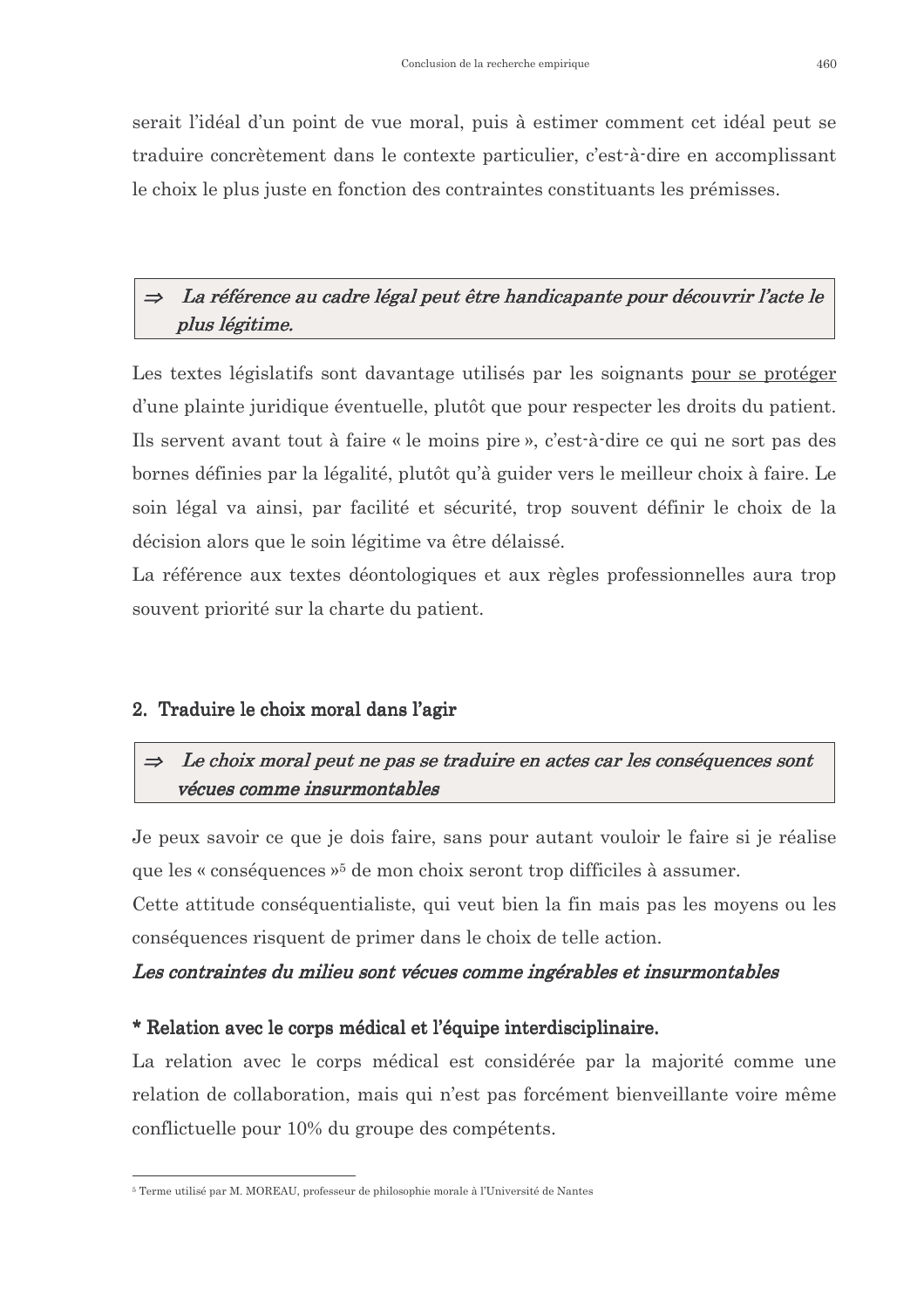serait l'idéal d'un point de vue moral, puis à estimer comment cet idéal peut se traduire concrètement dans le contexte particulier, c'est-à-dire en accomplissant le choix le plus juste en fonction des contraintes constituants les prémisses.

> ⇒ ***La référence au cadre légal peut être handicapante pour découvrir l'acte le plus légitime.***

Les textes législatifs sont davantage utilisés par les soignants <u>pour se protéger</u> d'une plainte juridique éventuelle, plutôt que pour respecter les droits du patient. Ils servent avant tout à faire « le moins pire », c'est-à-dire ce qui ne sort pas des bornes définies par la légalité, plutôt qu'à guider vers le meilleur choix à faire. Le soin légal va ainsi, par facilité et sécurité, trop souvent définir le choix de la décision alors que le soin légitime va être délaissé.
La référence aux textes déontologiques et aux règles professionnelles aura trop souvent priorité sur la charte du patient.

## 2. Traduire le choix moral dans l'agir

> ⇒ ***Le choix moral peut ne pas se traduire en actes car les conséquences sont vécues comme insurmontables***

Je peux savoir ce que je dois faire, sans pour autant vouloir le faire si je réalise que les « conséquences »[5] de mon choix seront trop difficiles à assumer.
Cette attitude conséquentialiste, qui veut bien la fin mais pas les moyens ou les conséquences risquent de primer dans le choix de telle action.

***Les contraintes du milieu sont vécues comme ingérables et insurmontables***

**\* Relation avec le corps médical et l'équipe interdisciplinaire.**

La relation avec le corps médical est considérée par la majorité comme une relation de collaboration, mais qui n'est pas forcément bienveillante voire même conflictuelle pour 10% du groupe des compétents.

---

[5] Terme utilisé par M. MOREAU, professeur de philosophie morale à l'Université de Nantes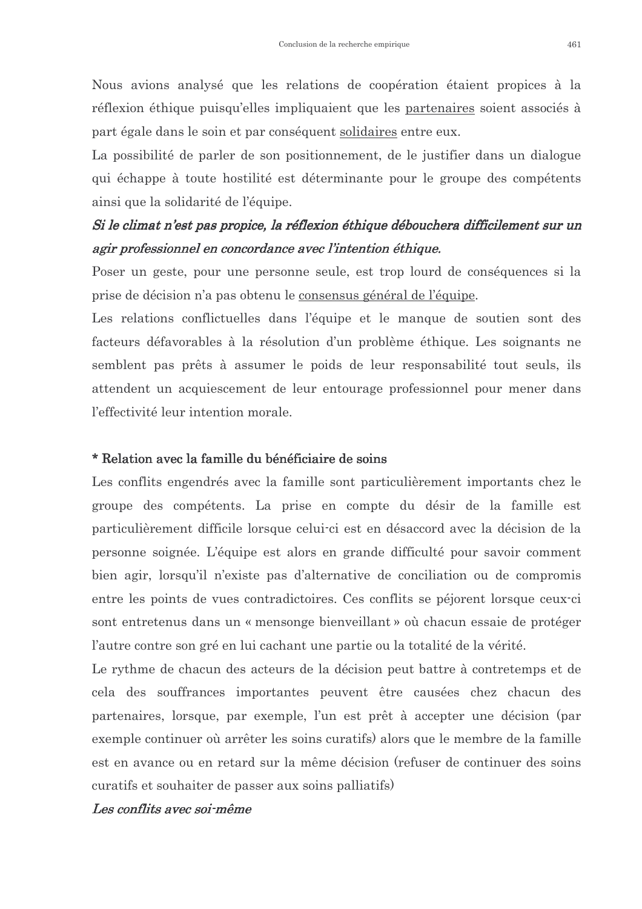Nous avions analysé que les relations de coopération étaient propices à la réflexion éthique puisqu'elles impliquaient que les <u>partenaires</u> soient associés à part égale dans le soin et par conséquent <u>solidaires</u> entre eux.

La possibilité de parler de son positionnement, de le justifier dans un dialogue qui échappe à toute hostilité est déterminante pour le groupe des compétents ainsi que la solidarité de l'équipe.

***Si le climat n'est pas propice, la réflexion éthique débouchera difficilement sur un agir professionnel en concordance avec l'intention éthique.***

Poser un geste, pour une personne seule, est trop lourd de conséquences si la prise de décision n'a pas obtenu le <u>consensus général de l'équipe</u>.

Les relations conflictuelles dans l'équipe et le manque de soutien sont des facteurs défavorables à la résolution d'un problème éthique. Les soignants ne semblent pas prêts à assumer le poids de leur responsabilité tout seuls, ils attendent un acquiescement de leur entourage professionnel pour mener dans l'effectivité leur intention morale.

**\* Relation avec la famille du bénéficiaire de soins**

Les conflits engendrés avec la famille sont particulièrement importants chez le groupe des compétents. La prise en compte du désir de la famille est particulièrement difficile lorsque celui-ci est en désaccord avec la décision de la personne soignée. L'équipe est alors en grande difficulté pour savoir comment bien agir, lorsqu'il n'existe pas d'alternative de conciliation ou de compromis entre les points de vues contradictoires. Ces conflits se péjorent lorsque ceux-ci sont entretenus dans un « mensonge bienveillant » où chacun essaie de protéger l'autre contre son gré en lui cachant une partie ou la totalité de la vérité.

Le rythme de chacun des acteurs de la décision peut battre à contretemps et de cela des souffrances importantes peuvent être causées chez chacun des partenaires, lorsque, par exemple, l'un est prêt à accepter une décision (par exemple continuer où arrêter les soins curatifs) alors que le membre de la famille est en avance ou en retard sur la même décision (refuser de continuer des soins curatifs et souhaiter de passer aux soins palliatifs)

***Les conflits avec soi-même***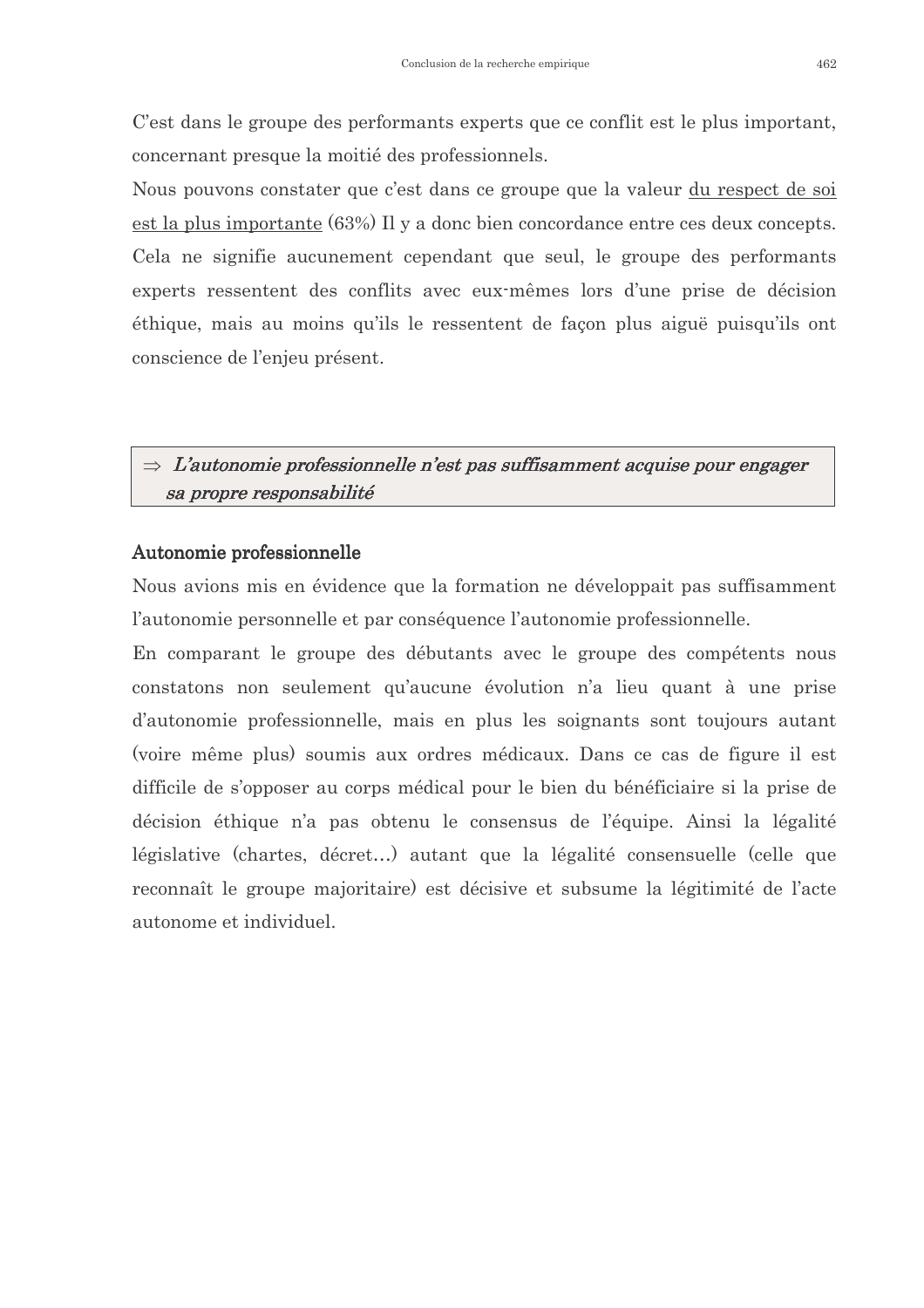C'est dans le groupe des performants experts que ce conflit est le plus important, concernant presque la moitié des professionnels.

Nous pouvons constater que c'est dans ce groupe que la valeur du respect de soi est la plus importante (63%) Il y a donc bien concordance entre ces deux concepts. Cela ne signifie aucunement cependant que seul, le groupe des performants experts ressentent des conflits avec eux-mêmes lors d'une prise de décision éthique, mais au moins qu'ils le ressentent de façon plus aiguë puisqu'ils ont conscience de l'enjeu présent.

> ⇒ ***L'autonomie professionnelle n'est pas suffisamment acquise pour engager sa propre responsabilité***

**Autonomie professionnelle**

Nous avions mis en évidence que la formation ne développait pas suffisamment l'autonomie personnelle et par conséquence l'autonomie professionnelle.

En comparant le groupe des débutants avec le groupe des compétents nous constatons non seulement qu'aucune évolution n'a lieu quant à une prise d'autonomie professionnelle, mais en plus les soignants sont toujours autant (voire même plus) soumis aux ordres médicaux. Dans ce cas de figure il est difficile de s'opposer au corps médical pour le bien du bénéficiaire si la prise de décision éthique n'a pas obtenu le consensus de l'équipe. Ainsi la légalité législative (chartes, décret…) autant que la légalité consensuelle (celle que reconnaît le groupe majoritaire) est décisive et subsume la légitimité de l'acte autonome et individuel.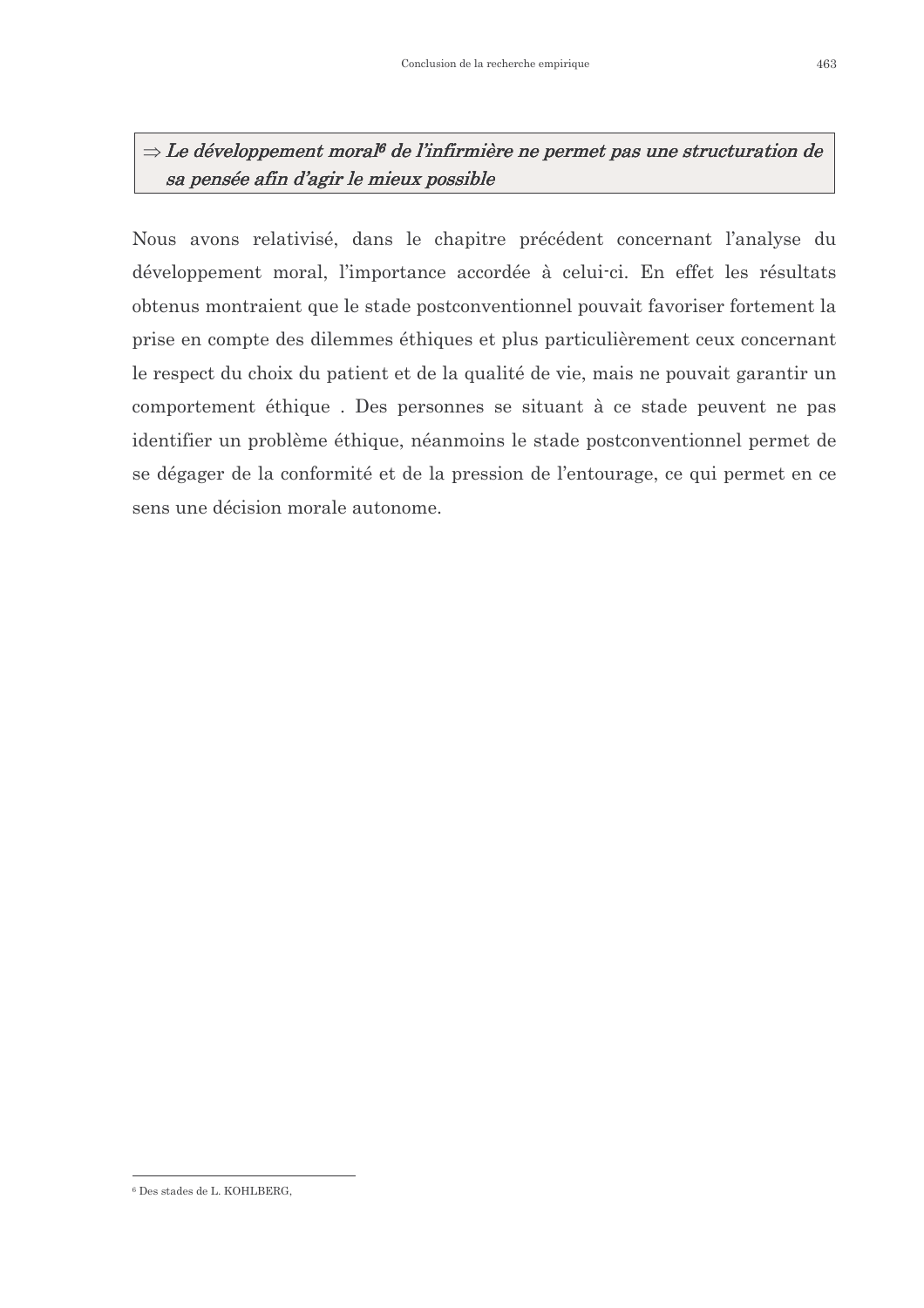**⇒ *Le développement moral[6] de l'infirmière ne permet pas une structuration de sa pensée afin d'agir le mieux possible***

Nous avons relativisé, dans le chapitre précédent concernant l'analyse du développement moral, l'importance accordée à celui-ci. En effet les résultats obtenus montraient que le stade postconventionnel pouvait favoriser fortement la prise en compte des dilemmes éthiques et plus particulièrement ceux concernant le respect du choix du patient et de la qualité de vie, mais ne pouvait garantir un comportement éthique . Des personnes se situant à ce stade peuvent ne pas identifier un problème éthique, néanmoins le stade postconventionnel permet de se dégager de la conformité et de la pression de l'entourage, ce qui permet en ce sens une décision morale autonome.

---

[6] Des stades de L. KOHLBERG,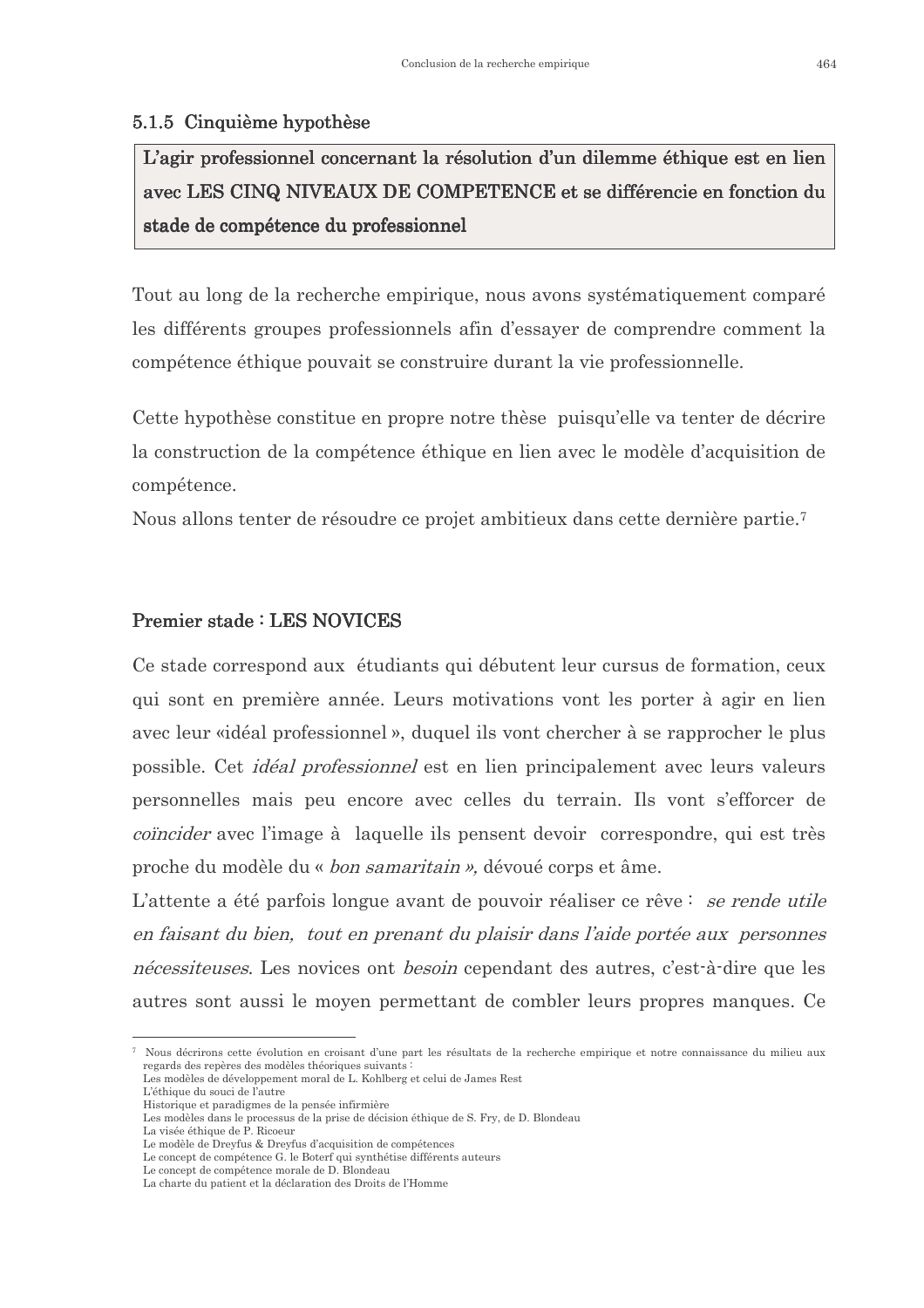### 5.1.5 Cinquième hypothèse

**L'agir professionnel concernant la résolution d'un dilemme éthique est en lien avec LES CINQ NIVEAUX DE COMPETENCE et se différencie en fonction du stade de compétence du professionnel**

Tout au long de la recherche empirique, nous avons systématiquement comparé les différents groupes professionnels afin d'essayer de comprendre comment la compétence éthique pouvait se construire durant la vie professionnelle.

Cette hypothèse constitue en propre notre thèse puisqu'elle va tenter de décrire la construction de la compétence éthique en lien avec le modèle d'acquisition de compétence.
Nous allons tenter de résoudre ce projet ambitieux dans cette dernière partie.[7]

**Premier stade : LES NOVICES**

Ce stade correspond aux étudiants qui débutent leur cursus de formation, ceux qui sont en première année. Leurs motivations vont les porter à agir en lien avec leur «idéal professionnel », duquel ils vont chercher à se rapprocher le plus possible. Cet *idéal professionnel* est en lien principalement avec leurs valeurs personnelles mais peu encore avec celles du terrain. Ils vont s'efforcer de *coïncider* avec l'image à laquelle ils pensent devoir correspondre, qui est très proche du modèle du « *bon samaritain »,* dévoué corps et âme.
L'attente a été parfois longue avant de pouvoir réaliser ce rêve : *se rende utile en faisant du bien, tout en prenant du plaisir dans l'aide portée aux personnes nécessiteuses*. Les novices ont *besoin* cependant des autres, c'est-à-dire que les autres sont aussi le moyen permettant de combler leurs propres manques. Ce

---

[7] Nous décrirons cette évolution en croisant d'une part les résultats de la recherche empirique et notre connaissance du milieu aux regards des repères des modèles théoriques suivants :
Les modèles de développement moral de L. Kohlberg et celui de James Rest
L'éthique du souci de l'autre
Historique et paradigmes de la pensée infirmière
Les modèles dans le processus de la prise de décision éthique de S. Fry, de D. Blondeau
La visée éthique de P. Ricoeur
Le modèle de Dreyfus & Dreyfus d'acquisition de compétences
Le concept de compétence G. le Boterf qui synthétise différents auteurs
Le concept de compétence morale de D. Blondeau
La charte du patient et la déclaration des Droits de l'Homme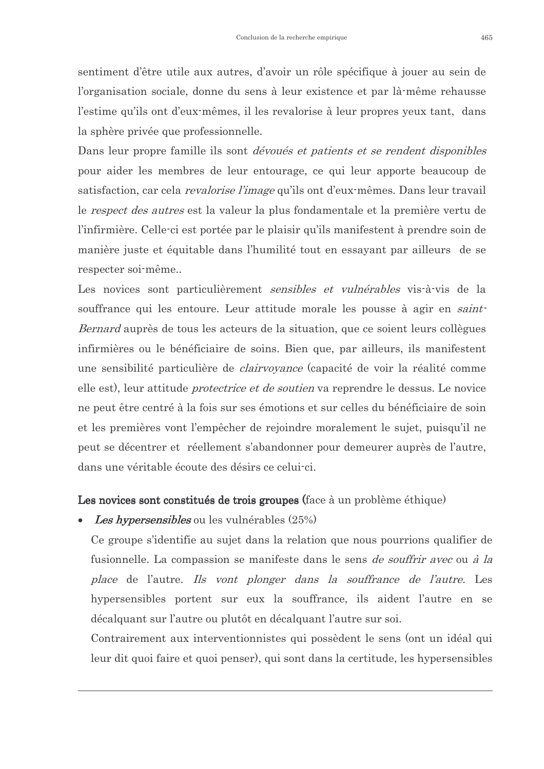sentiment d'être utile aux autres, d'avoir un rôle spécifique à jouer au sein de l'organisation sociale, donne du sens à leur existence et par là-même rehausse l'estime qu'ils ont d'eux-mêmes, il les revalorise à leur propres yeux tant, dans la sphère privée que professionnelle.

Dans leur propre famille ils sont *dévoués et patients et se rendent disponibles* pour aider les membres de leur entourage, ce qui leur apporte beaucoup de satisfaction, car cela *revalorise l'image* qu'ils ont d'eux-mêmes. Dans leur travail le *respect des autres* est la valeur la plus fondamentale et la première vertu de l'infirmière. Celle-ci est portée par le plaisir qu'ils manifestent à prendre soin de manière juste et équitable dans l'humilité tout en essayant par ailleurs de se respecter soi-même..

Les novices sont particulièrement *sensibles et vulnérables* vis-à-vis de la souffrance qui les entoure. Leur attitude morale les pousse à agir en *saint-Bernard* auprès de tous les acteurs de la situation, que ce soient leurs collègues infirmières ou le bénéficiaire de soins. Bien que, par ailleurs, ils manifestent une sensibilité particulière de *clairvoyance* (capacité de voir la réalité comme elle est), leur attitude *protectrice et de soutien* va reprendre le dessus. Le novice ne peut être centré à la fois sur ses émotions et sur celles du bénéficiaire de soin et les premières vont l'empêcher de rejoindre moralement le sujet, puisqu'il ne peut se décentrer et réellement s'abandonner pour demeurer auprès de l'autre, dans une véritable écoute des désirs ce celui-ci.

**Les novices sont constitués de trois groupes (**face à un problème éthique)

- ***Les hypersensibles*** ou les vulnérables (25%)

  Ce groupe s'identifie au sujet dans la relation que nous pourrions qualifier de fusionnelle. La compassion se manifeste dans le sens *de souffrir avec* ou *à la place* de l'autre. *Ils vont plonger dans la souffrance de l'autre.* Les hypersensibles portent sur eux la souffrance, ils aident l'autre en se décalquant sur l'autre ou plutôt en décalquant l'autre sur soi.

  Contrairement aux interventionnistes qui possèdent le sens (ont un idéal qui leur dit quoi faire et quoi penser), qui sont dans la certitude, les hypersensibles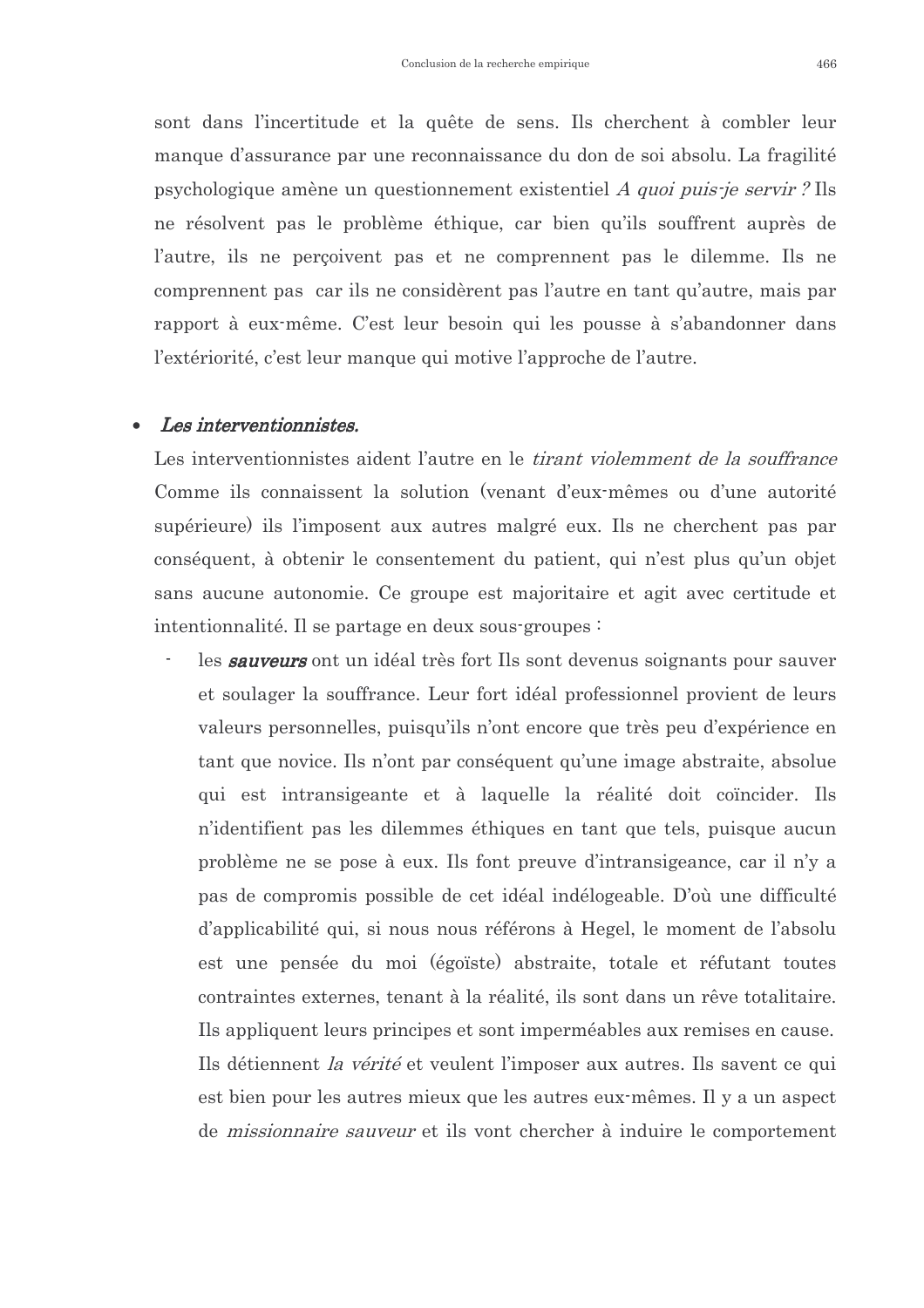sont dans l'incertitude et la quête de sens. Ils cherchent à combler leur manque d'assurance par une reconnaissance du don de soi absolu. La fragilité psychologique amène un questionnement existentiel *A quoi puis-je servir ?* Ils ne résolvent pas le problème éthique, car bien qu'ils souffrent auprès de l'autre, ils ne perçoivent pas et ne comprennent pas le dilemme. Ils ne comprennent pas  car ils ne considèrent pas l'autre en tant qu'autre, mais par rapport à eux-même. C'est leur besoin qui les pousse à s'abandonner dans l'extériorité, c'est leur manque qui motive l'approche de l'autre.

- ***Les interventionnistes.***

  Les interventionnistes aident l'autre en le *tirant violemment de la souffrance* Comme ils connaissent la solution (venant d'eux-mêmes ou d'une autorité supérieure) ils l'imposent aux autres malgré eux. Ils ne cherchent pas par conséquent, à obtenir le consentement du patient, qui n'est plus qu'un objet sans aucune autonomie. Ce groupe est majoritaire et agit avec certitude et intentionnalité. Il se partage en deux sous-groupes :

  - les ***sauveurs*** ont un idéal très fort Ils sont devenus soignants pour sauver et soulager la souffrance. Leur fort idéal professionnel provient de leurs valeurs personnelles, puisqu'ils n'ont encore que très peu d'expérience en tant que novice. Ils n'ont par conséquent qu'une image abstraite, absolue qui est intransigeante et à laquelle la réalité doit coïncider. Ils n'identifient pas les dilemmes éthiques en tant que tels, puisque aucun problème ne se pose à eux. Ils font preuve d'intransigeance, car il n'y a pas de compromis possible de cet idéal indélogeable. D'où une difficulté d'applicabilité qui, si nous nous référons à Hegel, le moment de l'absolu est une pensée du moi (égoïste) abstraite, totale et réfutant toutes contraintes externes, tenant à la réalité, ils sont dans un rêve totalitaire. Ils appliquent leurs principes et sont imperméables aux remises en cause. Ils détiennent *la vérité* et veulent l'imposer aux autres. Ils savent ce qui est bien pour les autres mieux que les autres eux-mêmes. Il y a un aspect de *missionnaire sauveur* et ils vont chercher à induire le comportement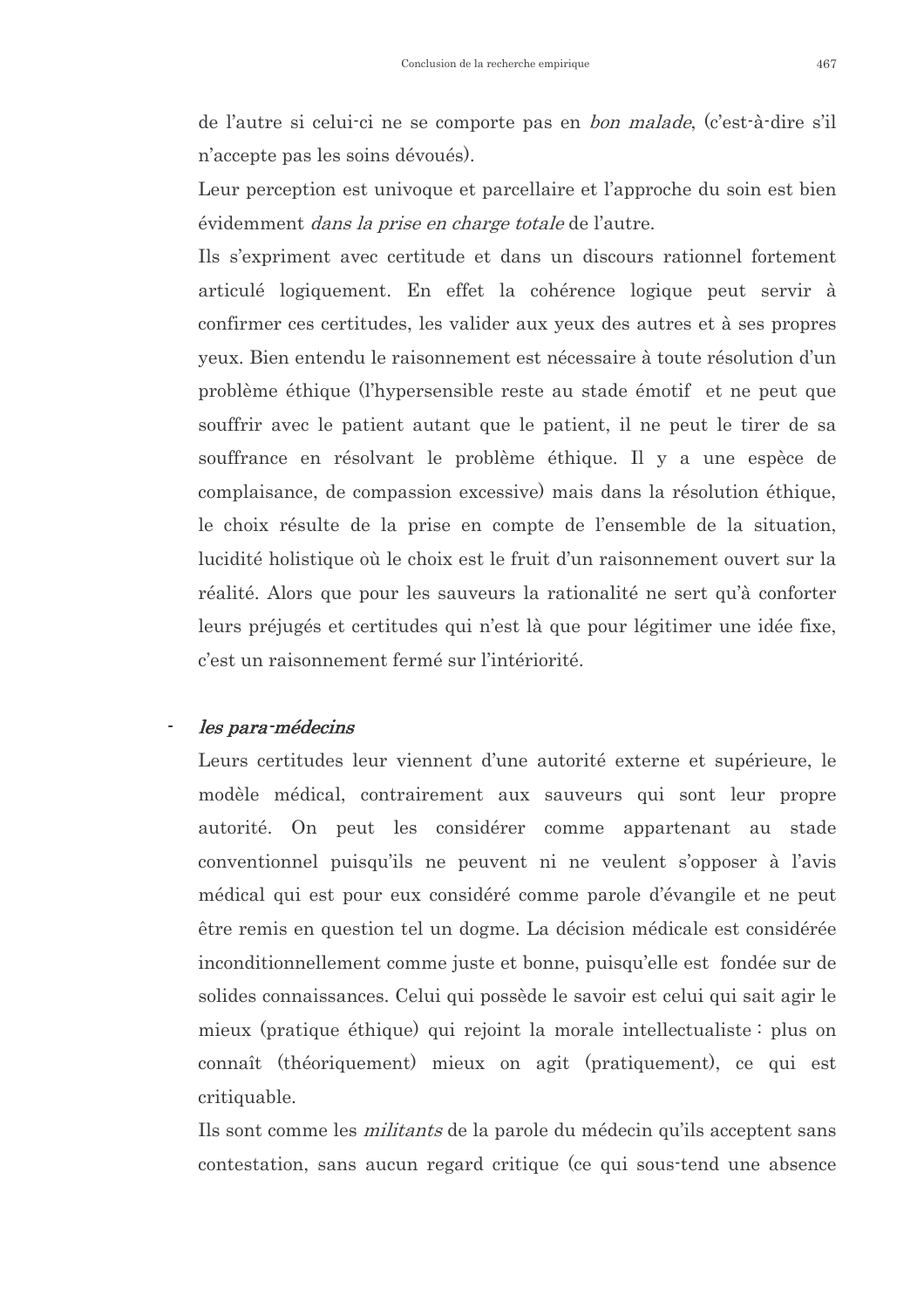de l'autre si celui-ci ne se comporte pas en *bon malade*, (c'est-à-dire s'il n'accepte pas les soins dévoués).

Leur perception est univoque et parcellaire et l'approche du soin est bien évidemment *dans la prise en charge totale* de l'autre.

Ils s'expriment avec certitude et dans un discours rationnel fortement articulé logiquement. En effet la cohérence logique peut servir à confirmer ces certitudes, les valider aux yeux des autres et à ses propres yeux. Bien entendu le raisonnement est nécessaire à toute résolution d'un problème éthique (l'hypersensible reste au stade émotif et ne peut que souffrir avec le patient autant que le patient, il ne peut le tirer de sa souffrance en résolvant le problème éthique. Il y a une espèce de complaisance, de compassion excessive) mais dans la résolution éthique, le choix résulte de la prise en compte de l'ensemble de la situation, lucidité holistique où le choix est le fruit d'un raisonnement ouvert sur la réalité. Alors que pour les sauveurs la rationalité ne sert qu'à conforter leurs préjugés et certitudes qui n'est là que pour légitimer une idée fixe, c'est un raisonnement fermé sur l'intériorité.

- *les para-médecins*

  Leurs certitudes leur viennent d'une autorité externe et supérieure, le modèle médical, contrairement aux sauveurs qui sont leur propre autorité. On peut les considérer comme appartenant au stade conventionnel puisqu'ils ne peuvent ni ne veulent s'opposer à l'avis médical qui est pour eux considéré comme parole d'évangile et ne peut être remis en question tel un dogme. La décision médicale est considérée inconditionnellement comme juste et bonne, puisqu'elle est fondée sur de solides connaissances. Celui qui possède le savoir est celui qui sait agir le mieux (pratique éthique) qui rejoint la morale intellectualiste : plus on connaît (théoriquement) mieux on agit (pratiquement), ce qui est critiquable.

  Ils sont comme les *militants* de la parole du médecin qu'ils acceptent sans contestation, sans aucun regard critique (ce qui sous-tend une absence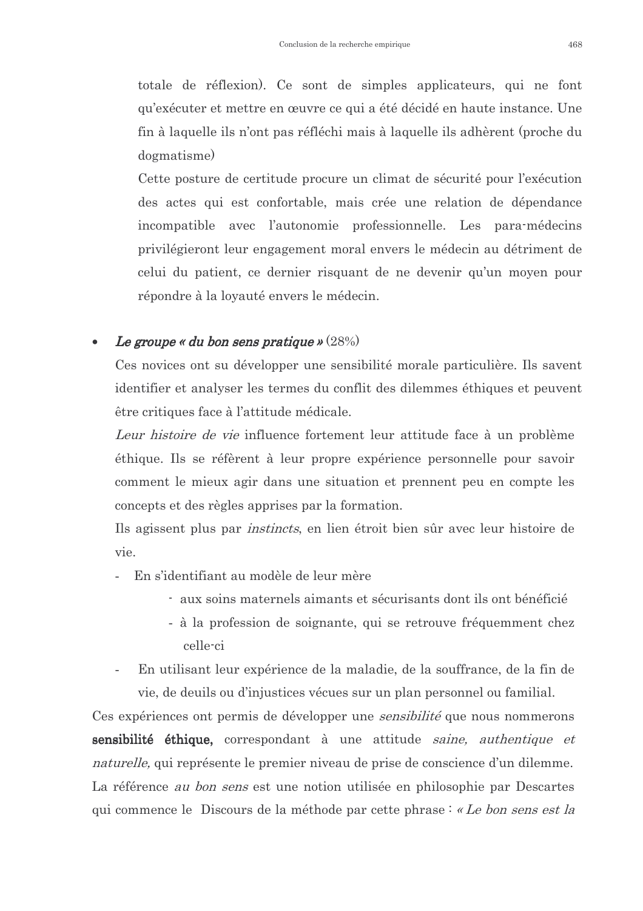totale de réflexion). Ce sont de simples applicateurs, qui ne font qu'exécuter et mettre en œuvre ce qui a été décidé en haute instance. Une fin à laquelle ils n'ont pas réfléchi mais à laquelle ils adhèrent (proche du dogmatisme)

Cette posture de certitude procure un climat de sécurité pour l'exécution des actes qui est confortable, mais crée une relation de dépendance incompatible avec l'autonomie professionnelle. Les para-médecins privilégieront leur engagement moral envers le médecin au détriment de celui du patient, ce dernier risquant de ne devenir qu'un moyen pour répondre à la loyauté envers le médecin.

- ***Le groupe « du bon sens pratique »*** (28%)

  Ces novices ont su développer une sensibilité morale particulière. Ils savent identifier et analyser les termes du conflit des dilemmes éthiques et peuvent être critiques face à l'attitude médicale.

  *Leur histoire de vie* influence fortement leur attitude face à un problème éthique. Ils se réfèrent à leur propre expérience personnelle pour savoir comment le mieux agir dans une situation et prennent peu en compte les concepts et des règles apprises par la formation.

  Ils agissent plus par *instincts*, en lien étroit bien sûr avec leur histoire de vie.

  - En s'identifiant au modèle de leur mère
    - aux soins maternels aimants et sécurisants dont ils ont bénéficié
    - à la profession de soignante, qui se retrouve fréquemment chez celle-ci
  - En utilisant leur expérience de la maladie, de la souffrance, de la fin de vie, de deuils ou d'injustices vécues sur un plan personnel ou familial.

Ces expériences ont permis de développer une *sensibilité* que nous nommerons **sensibilité éthique,** correspondant à une attitude *saine, authentique et naturelle,* qui représente le premier niveau de prise de conscience d'un dilemme. La référence *au bon sens* est une notion utilisée en philosophie par Descartes qui commence le Discours de la méthode par cette phrase : *« Le bon sens est la*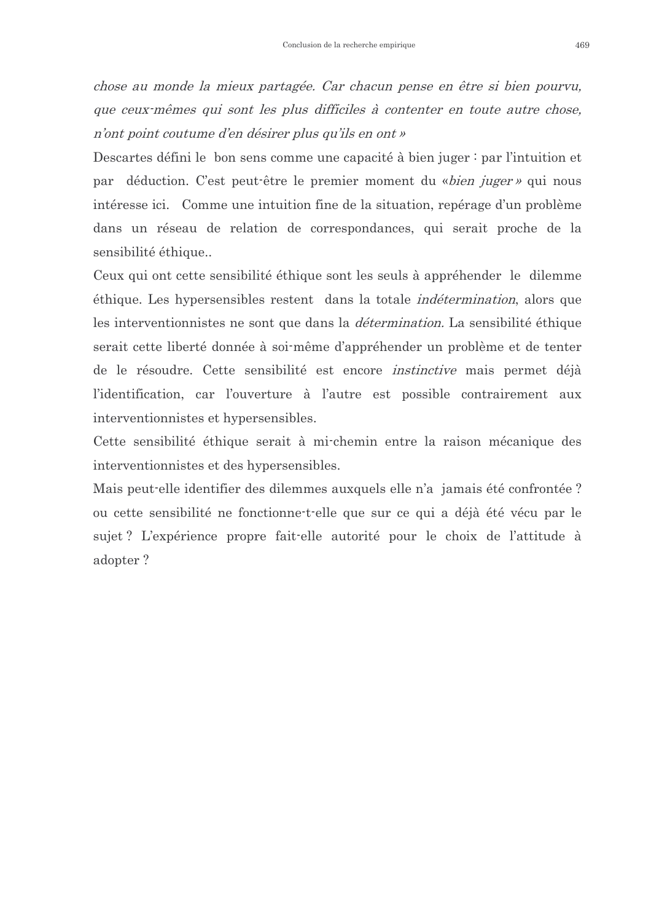*chose au monde la mieux partagée. Car chacun pense en être si bien pourvu, que ceux-mêmes qui sont les plus difficiles à contenter en toute autre chose, n'ont point coutume d'en désirer plus qu'ils en ont »*

Descartes défini le bon sens comme une capacité à bien juger : par l'intuition et par déduction. C'est peut-être le premier moment du «*bien juger »* qui nous intéresse ici. Comme une intuition fine de la situation, repérage d'un problème dans un réseau de relation de correspondances, qui serait proche de la sensibilité éthique..

Ceux qui ont cette sensibilité éthique sont les seuls à appréhender le dilemme éthique. Les hypersensibles restent dans la totale *indétermination*, alors que les interventionnistes ne sont que dans la *détermination.* La sensibilité éthique serait cette liberté donnée à soi-même d'appréhender un problème et de tenter de le résoudre. Cette sensibilité est encore *instinctive* mais permet déjà l'identification, car l'ouverture à l'autre est possible contrairement aux interventionnistes et hypersensibles.

Cette sensibilité éthique serait à mi-chemin entre la raison mécanique des interventionnistes et des hypersensibles.

Mais peut-elle identifier des dilemmes auxquels elle n'a jamais été confrontée ? ou cette sensibilité ne fonctionne-t-elle que sur ce qui a déjà été vécu par le sujet ? L'expérience propre fait-elle autorité pour le choix de l'attitude à adopter ?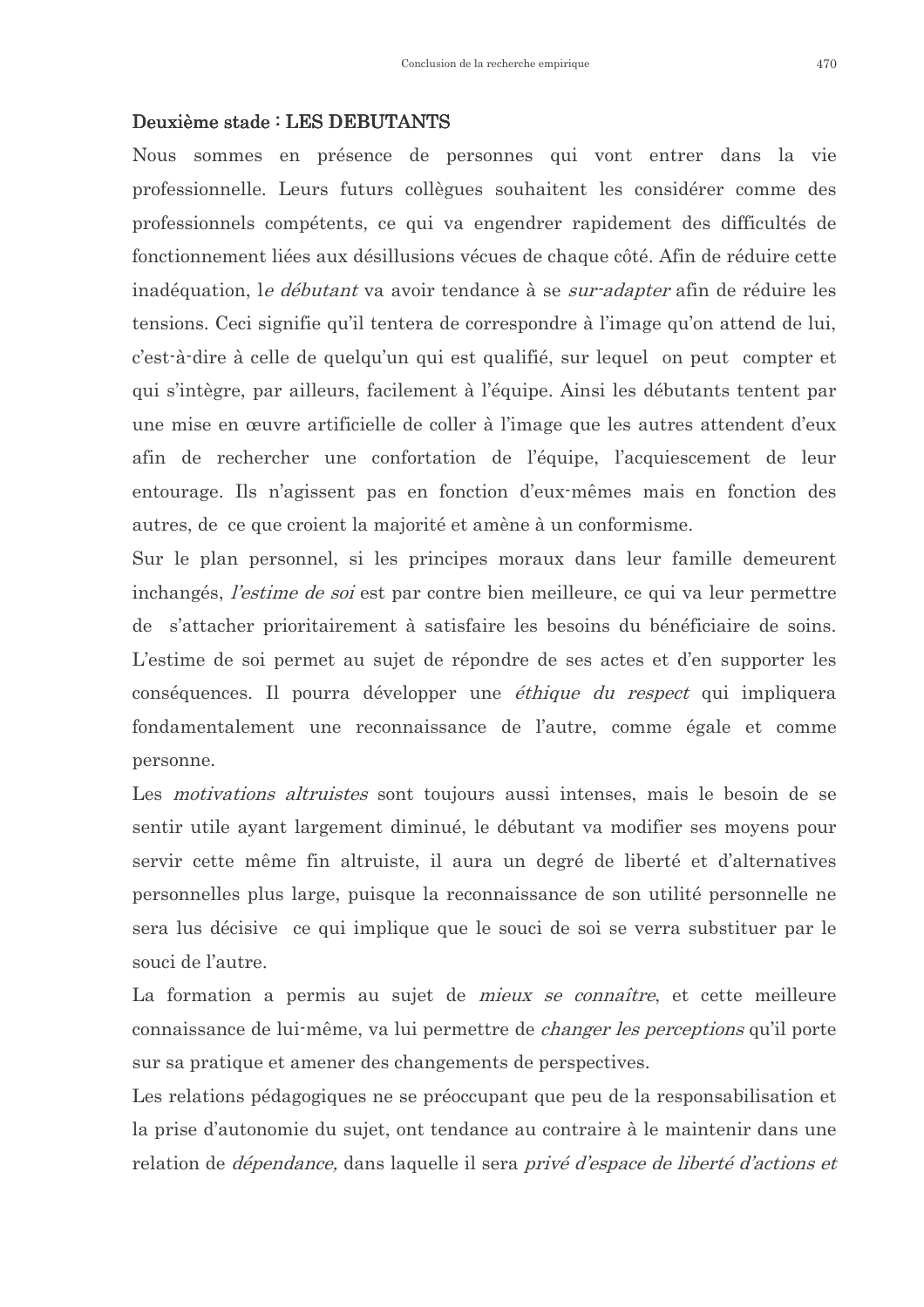**Deuxième stade : LES DEBUTANTS**

Nous sommes en présence de personnes qui vont entrer dans la vie professionnelle. Leurs futurs collègues souhaitent les considérer comme des professionnels compétents, ce qui va engendrer rapidement des difficultés de fonctionnement liées aux désillusions vécues de chaque côté. Afin de réduire cette inadéquation, l*e débutant* va avoir tendance à se *sur-adapter* afin de réduire les tensions. Ceci signifie qu'il tentera de correspondre à l'image qu'on attend de lui, c'est-à-dire à celle de quelqu'un qui est qualifié, sur lequel on peut compter et qui s'intègre, par ailleurs, facilement à l'équipe. Ainsi les débutants tentent par une mise en œuvre artificielle de coller à l'image que les autres attendent d'eux afin de rechercher une confortation de l'équipe, l'acquiescement de leur entourage. Ils n'agissent pas en fonction d'eux-mêmes mais en fonction des autres, de ce que croient la majorité et amène à un conformisme.

Sur le plan personnel, si les principes moraux dans leur famille demeurent inchangés, *l'estime de soi* est par contre bien meilleure, ce qui va leur permettre de s'attacher prioritairement à satisfaire les besoins du bénéficiaire de soins. L'estime de soi permet au sujet de répondre de ses actes et d'en supporter les conséquences. Il pourra développer une *éthique du respect* qui impliquera fondamentalement une reconnaissance de l'autre, comme égale et comme personne.

Les *motivations altruistes* sont toujours aussi intenses, mais le besoin de se sentir utile ayant largement diminué, le débutant va modifier ses moyens pour servir cette même fin altruiste, il aura un degré de liberté et d'alternatives personnelles plus large, puisque la reconnaissance de son utilité personnelle ne sera lus décisive ce qui implique que le souci de soi se verra substituer par le souci de l'autre.

La formation a permis au sujet de *mieux se connaître*, et cette meilleure connaissance de lui-même, va lui permettre de *changer les perceptions* qu'il porte sur sa pratique et amener des changements de perspectives.

Les relations pédagogiques ne se préoccupant que peu de la responsabilisation et la prise d'autonomie du sujet, ont tendance au contraire à le maintenir dans une relation de *dépendance,* dans laquelle il sera *privé d'espace de liberté d'actions et*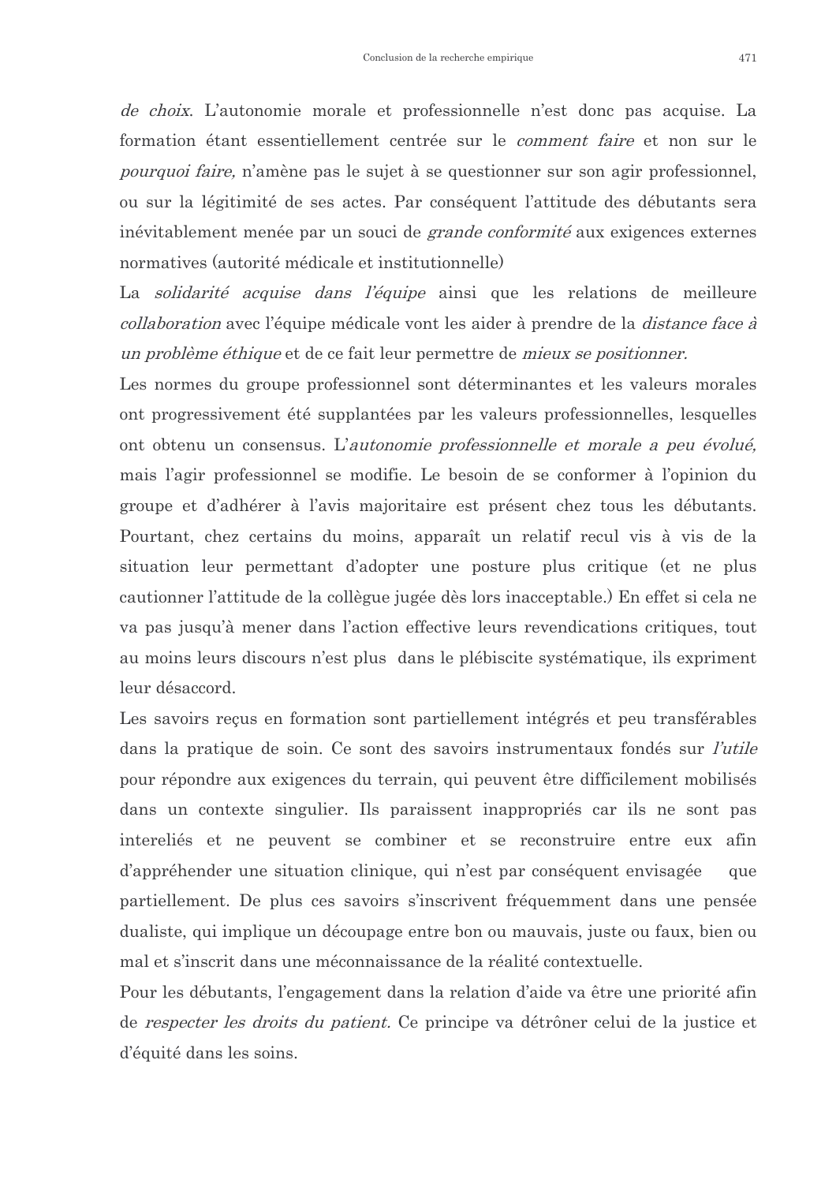*de choix*. L'autonomie morale et professionnelle n'est donc pas acquise. La formation étant essentiellement centrée sur le *comment faire* et non sur le *pourquoi faire,* n'amène pas le sujet à se questionner sur son agir professionnel, ou sur la légitimité de ses actes. Par conséquent l'attitude des débutants sera inévitablement menée par un souci de *grande conformité* aux exigences externes normatives (autorité médicale et institutionnelle)

La *solidarité acquise dans l'équipe* ainsi que les relations de meilleure *collaboration* avec l'équipe médicale vont les aider à prendre de la *distance face à un problème éthique* et de ce fait leur permettre de *mieux se positionner.*

Les normes du groupe professionnel sont déterminantes et les valeurs morales ont progressivement été supplantées par les valeurs professionnelles, lesquelles ont obtenu un consensus. L'*autonomie professionnelle et morale a peu évolué,* mais l'agir professionnel se modifie. Le besoin de se conformer à l'opinion du groupe et d'adhérer à l'avis majoritaire est présent chez tous les débutants. Pourtant, chez certains du moins, apparaît un relatif recul vis à vis de la situation leur permettant d'adopter une posture plus critique (et ne plus cautionner l'attitude de la collègue jugée dès lors inacceptable.) En effet si cela ne va pas jusqu'à mener dans l'action effective leurs revendications critiques, tout au moins leurs discours n'est plus dans le plébiscite systématique, ils expriment leur désaccord.

Les savoirs reçus en formation sont partiellement intégrés et peu transférables dans la pratique de soin. Ce sont des savoirs instrumentaux fondés sur *l'utile* pour répondre aux exigences du terrain, qui peuvent être difficilement mobilisés dans un contexte singulier. Ils paraissent inappropriés car ils ne sont pas intereliés et ne peuvent se combiner et se reconstruire entre eux afin d'appréhender une situation clinique, qui n'est par conséquent envisagée que partiellement. De plus ces savoirs s'inscrivent fréquemment dans une pensée dualiste, qui implique un découpage entre bon ou mauvais, juste ou faux, bien ou mal et s'inscrit dans une méconnaissance de la réalité contextuelle.

Pour les débutants, l'engagement dans la relation d'aide va être une priorité afin de *respecter les droits du patient.* Ce principe va détrôner celui de la justice et d'équité dans les soins.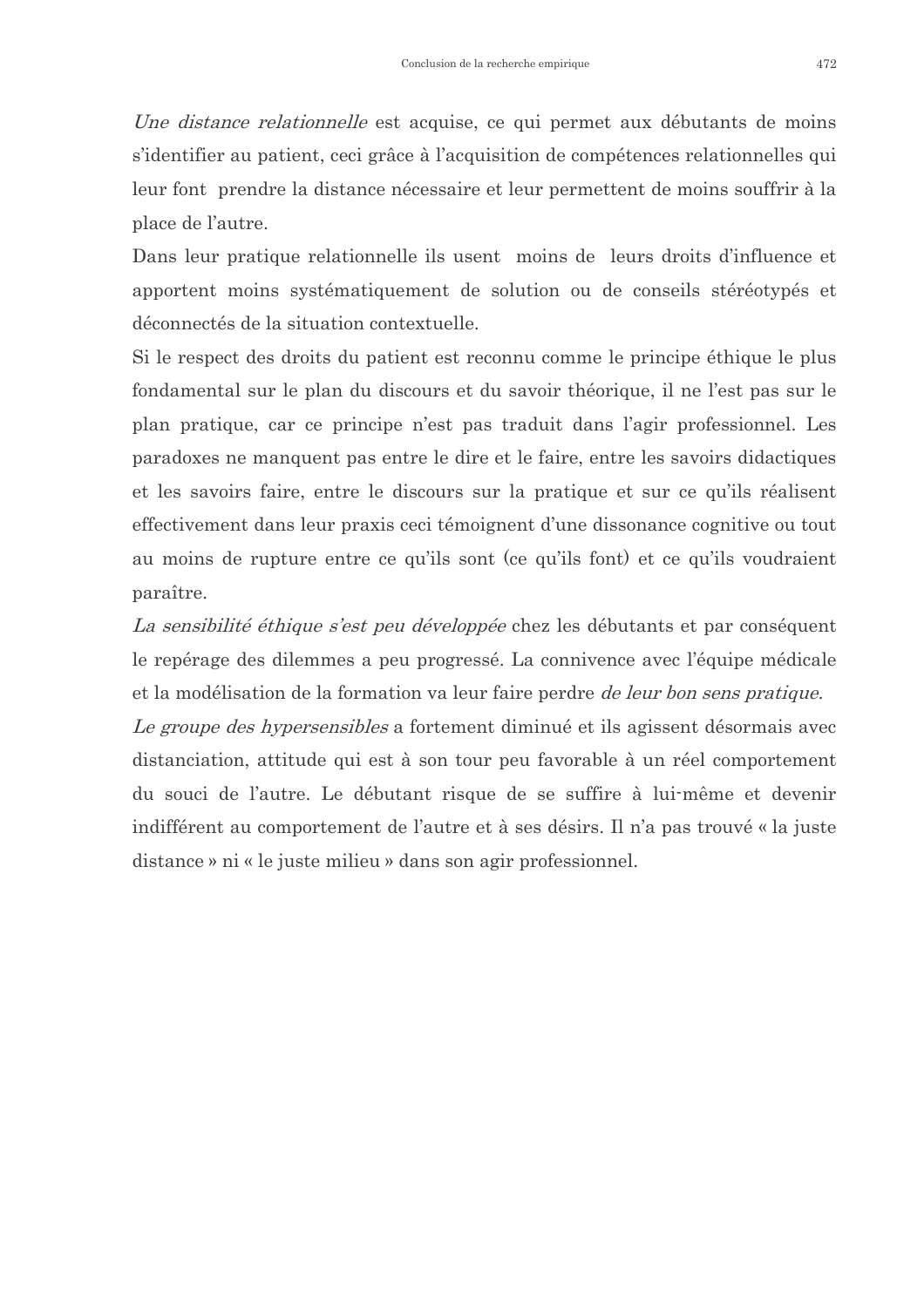*Une distance relationnelle* est acquise, ce qui permet aux débutants de moins s'identifier au patient, ceci grâce à l'acquisition de compétences relationnelles qui leur font prendre la distance nécessaire et leur permettent de moins souffrir à la place de l'autre.

Dans leur pratique relationnelle ils usent moins de leurs droits d'influence et apportent moins systématiquement de solution ou de conseils stéréotypés et déconnectés de la situation contextuelle.

Si le respect des droits du patient est reconnu comme le principe éthique le plus fondamental sur le plan du discours et du savoir théorique, il ne l'est pas sur le plan pratique, car ce principe n'est pas traduit dans l'agir professionnel. Les paradoxes ne manquent pas entre le dire et le faire, entre les savoirs didactiques et les savoirs faire, entre le discours sur la pratique et sur ce qu'ils réalisent effectivement dans leur praxis ceci témoignent d'une dissonance cognitive ou tout au moins de rupture entre ce qu'ils sont (ce qu'ils font) et ce qu'ils voudraient paraître.

*La sensibilité éthique s'est peu développée* chez les débutants et par conséquent le repérage des dilemmes a peu progressé. La connivence avec l'équipe médicale et la modélisation de la formation va leur faire perdre *de leur bon sens pratique.*

*Le groupe des hypersensibles* a fortement diminué et ils agissent désormais avec distanciation, attitude qui est à son tour peu favorable à un réel comportement du souci de l'autre. Le débutant risque de se suffire à lui-même et devenir indifférent au comportement de l'autre et à ses désirs. Il n'a pas trouvé « la juste distance » ni « le juste milieu » dans son agir professionnel.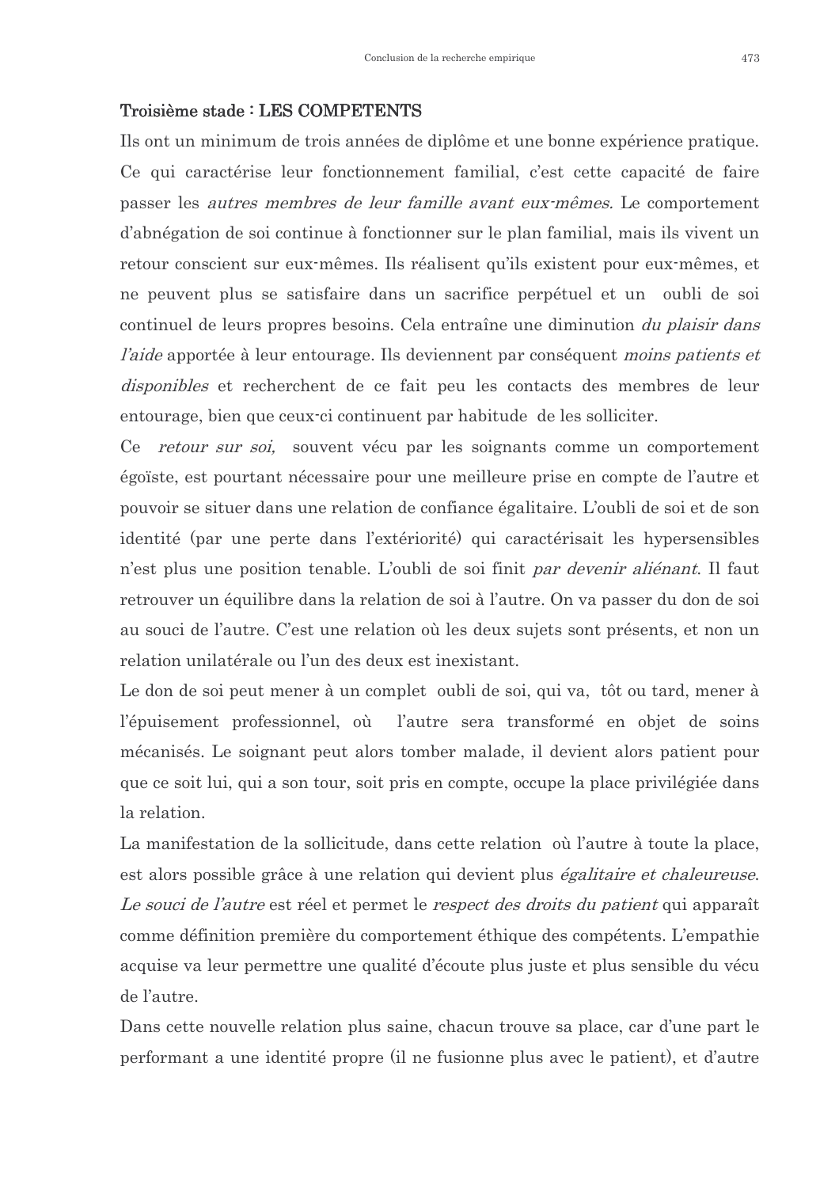**Troisième stade : LES COMPETENTS**

Ils ont un minimum de trois années de diplôme et une bonne expérience pratique. Ce qui caractérise leur fonctionnement familial, c'est cette capacité de faire passer les *autres membres de leur famille avant eux-mêmes.* Le comportement d'abnégation de soi continue à fonctionner sur le plan familial, mais ils vivent un retour conscient sur eux-mêmes. Ils réalisent qu'ils existent pour eux-mêmes, et ne peuvent plus se satisfaire dans un sacrifice perpétuel et un oubli de soi continuel de leurs propres besoins. Cela entraîne une diminution *du plaisir dans l'aide* apportée à leur entourage. Ils deviennent par conséquent *moins patients et disponibles* et recherchent de ce fait peu les contacts des membres de leur entourage, bien que ceux-ci continuent par habitude de les solliciter.

Ce *retour sur soi,* souvent vécu par les soignants comme un comportement égoïste, est pourtant nécessaire pour une meilleure prise en compte de l'autre et pouvoir se situer dans une relation de confiance égalitaire. L'oubli de soi et de son identité (par une perte dans l'extériorité) qui caractérisait les hypersensibles n'est plus une position tenable. L'oubli de soi finit *par devenir aliénant.* Il faut retrouver un équilibre dans la relation de soi à l'autre. On va passer du don de soi au souci de l'autre. C'est une relation où les deux sujets sont présents, et non un relation unilatérale ou l'un des deux est inexistant.

Le don de soi peut mener à un complet oubli de soi, qui va, tôt ou tard, mener à l'épuisement professionnel, où l'autre sera transformé en objet de soins mécanisés. Le soignant peut alors tomber malade, il devient alors patient pour que ce soit lui, qui a son tour, soit pris en compte, occupe la place privilégiée dans la relation.

La manifestation de la sollicitude, dans cette relation où l'autre à toute la place, est alors possible grâce à une relation qui devient plus *égalitaire et chaleureuse. Le souci de l'autre* est réel et permet le *respect des droits du patient* qui apparaît comme définition première du comportement éthique des compétents. L'empathie acquise va leur permettre une qualité d'écoute plus juste et plus sensible du vécu de l'autre.

Dans cette nouvelle relation plus saine, chacun trouve sa place, car d'une part le performant a une identité propre (il ne fusionne plus avec le patient), et d'autre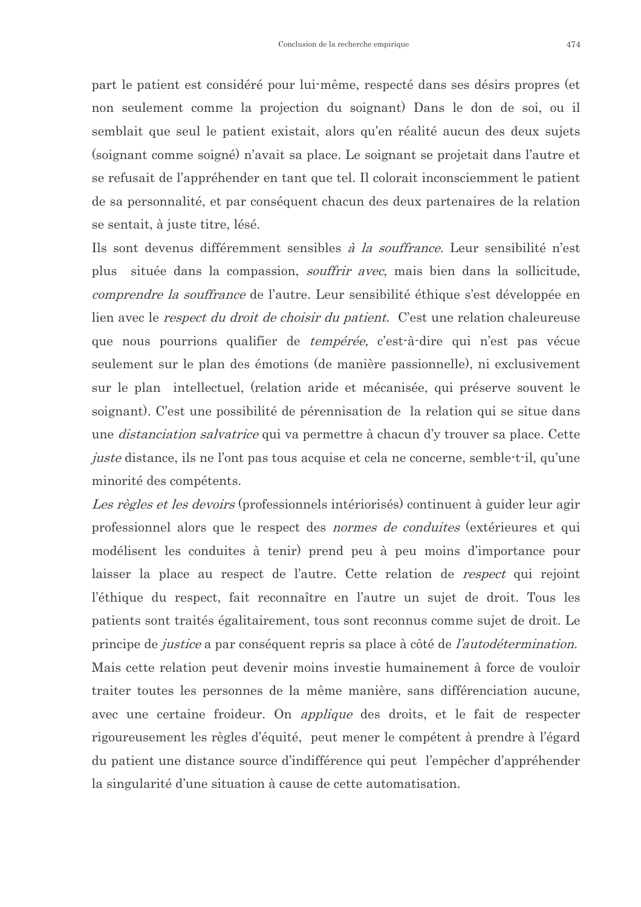part le patient est considéré pour lui-même, respecté dans ses désirs propres (et non seulement comme la projection du soignant) Dans le don de soi, ou il semblait que seul le patient existait, alors qu'en réalité aucun des deux sujets (soignant comme soigné) n'avait sa place. Le soignant se projetait dans l'autre et se refusait de l'appréhender en tant que tel. Il colorait inconsciemment le patient de sa personnalité, et par conséquent chacun des deux partenaires de la relation se sentait, à juste titre, lésé.

Ils sont devenus différemment sensibles *à la souffrance*. Leur sensibilité n'est plus située dans la compassion, *souffrir avec*, mais bien dans la sollicitude, *comprendre la souffrance* de l'autre. Leur sensibilité éthique s'est développée en lien avec le *respect du droit de choisir du patient*. C'est une relation chaleureuse que nous pourrions qualifier de *tempérée,* c'est-à-dire qui n'est pas vécue seulement sur le plan des émotions (de manière passionnelle), ni exclusivement sur le plan intellectuel, (relation aride et mécanisée, qui préserve souvent le soignant). C'est une possibilité de pérennisation de la relation qui se situe dans une *distanciation salvatrice* qui va permettre à chacun d'y trouver sa place. Cette *juste* distance, ils ne l'ont pas tous acquise et cela ne concerne, semble-t-il, qu'une minorité des compétents.

*Les règles et les devoirs* (professionnels intériorisés) continuent à guider leur agir professionnel alors que le respect des *normes de conduites* (extérieures et qui modélisent les conduites à tenir) prend peu à peu moins d'importance pour laisser la place au respect de l'autre. Cette relation de *respect* qui rejoint l'éthique du respect, fait reconnaître en l'autre un sujet de droit. Tous les patients sont traités égalitairement, tous sont reconnus comme sujet de droit. Le principe de *justice* a par conséquent repris sa place à côté de *l'autodétermination.*

Mais cette relation peut devenir moins investie humainement à force de vouloir traiter toutes les personnes de la même manière, sans différenciation aucune, avec une certaine froideur. On *applique* des droits, et le fait de respecter rigoureusement les règles d'équité, peut mener le compétent à prendre à l'égard du patient une distance source d'indifférence qui peut l'empêcher d'appréhender la singularité d'une situation à cause de cette automatisation.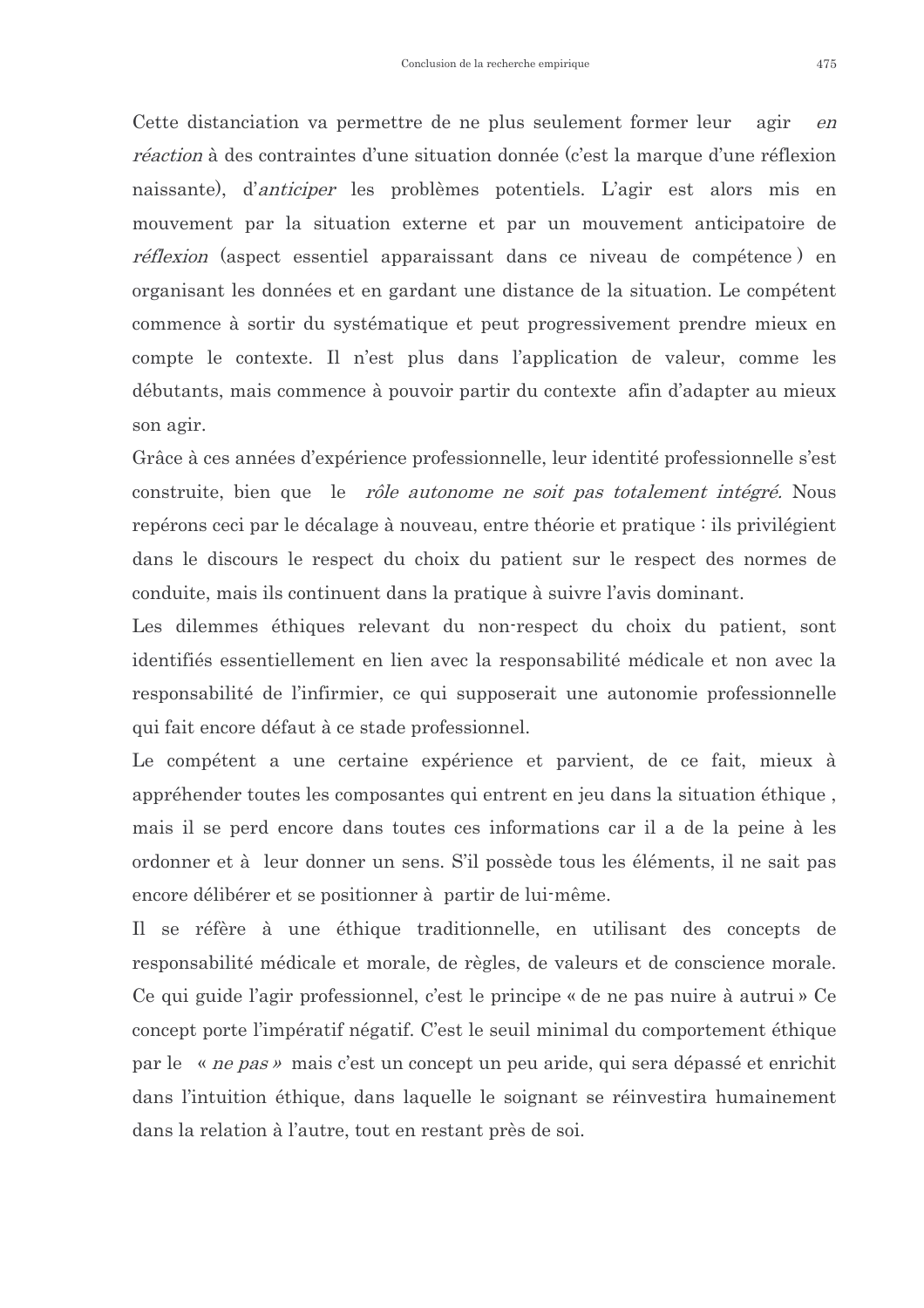Cette distanciation va permettre de ne plus seulement former leur agir *en réaction* à des contraintes d'une situation donnée (c'est la marque d'une réflexion naissante), d'*anticiper* les problèmes potentiels. L'agir est alors mis en mouvement par la situation externe et par un mouvement anticipatoire de *réflexion* (aspect essentiel apparaissant dans ce niveau de compétence) en organisant les données et en gardant une distance de la situation. Le compétent commence à sortir du systématique et peut progressivement prendre mieux en compte le contexte. Il n'est plus dans l'application de valeur, comme les débutants, mais commence à pouvoir partir du contexte afin d'adapter au mieux son agir.

Grâce à ces années d'expérience professionnelle, leur identité professionnelle s'est construite, bien que le *rôle autonome ne soit pas totalement intégré.* Nous repérons ceci par le décalage à nouveau, entre théorie et pratique : ils privilégient dans le discours le respect du choix du patient sur le respect des normes de conduite, mais ils continuent dans la pratique à suivre l'avis dominant.

Les dilemmes éthiques relevant du non-respect du choix du patient, sont identifiés essentiellement en lien avec la responsabilité médicale et non avec la responsabilité de l'infirmier, ce qui supposerait une autonomie professionnelle qui fait encore défaut à ce stade professionnel.

Le compétent a une certaine expérience et parvient, de ce fait, mieux à appréhender toutes les composantes qui entrent en jeu dans la situation éthique , mais il se perd encore dans toutes ces informations car il a de la peine à les ordonner et à leur donner un sens. S'il possède tous les éléments, il ne sait pas encore délibérer et se positionner à partir de lui-même.

Il se réfère à une éthique traditionnelle, en utilisant des concepts de responsabilité médicale et morale, de règles, de valeurs et de conscience morale. Ce qui guide l'agir professionnel, c'est le principe « de ne pas nuire à autrui » Ce concept porte l'impératif négatif. C'est le seuil minimal du comportement éthique par le « *ne pas* » mais c'est un concept un peu aride, qui sera dépassé et enrichit dans l'intuition éthique, dans laquelle le soignant se réinvestira humainement dans la relation à l'autre, tout en restant près de soi.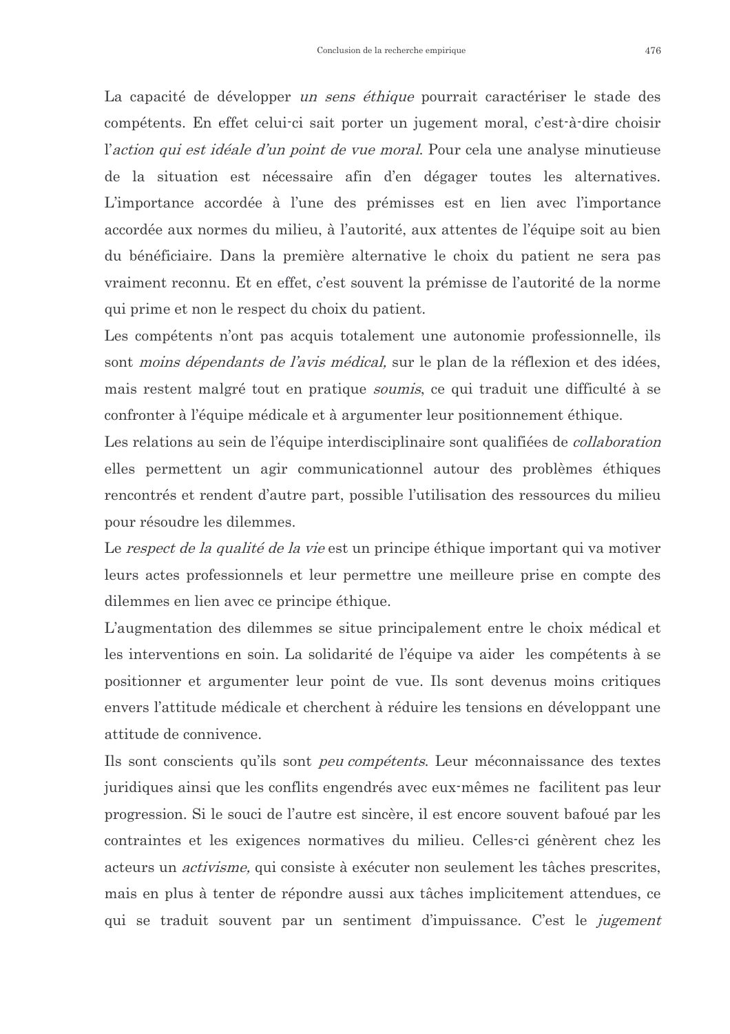La capacité de développer *un sens éthique* pourrait caractériser le stade des compétents. En effet celui-ci sait porter un jugement moral, c'est-à-dire choisir l'*action qui est idéale d'un point de vue moral*. Pour cela une analyse minutieuse de la situation est nécessaire afin d'en dégager toutes les alternatives. L'importance accordée à l'une des prémisses est en lien avec l'importance accordée aux normes du milieu, à l'autorité, aux attentes de l'équipe soit au bien du bénéficiaire. Dans la première alternative le choix du patient ne sera pas vraiment reconnu. Et en effet, c'est souvent la prémisse de l'autorité de la norme qui prime et non le respect du choix du patient.

Les compétents n'ont pas acquis totalement une autonomie professionnelle, ils sont *moins dépendants de l'avis médical,* sur le plan de la réflexion et des idées, mais restent malgré tout en pratique *soumis*, ce qui traduit une difficulté à se confronter à l'équipe médicale et à argumenter leur positionnement éthique.

Les relations au sein de l'équipe interdisciplinaire sont qualifiées de *collaboration* elles permettent un agir communicationnel autour des problèmes éthiques rencontrés et rendent d'autre part, possible l'utilisation des ressources du milieu pour résoudre les dilemmes.

Le *respect de la qualité de la vie* est un principe éthique important qui va motiver leurs actes professionnels et leur permettre une meilleure prise en compte des dilemmes en lien avec ce principe éthique.

L'augmentation des dilemmes se situe principalement entre le choix médical et les interventions en soin. La solidarité de l'équipe va aider les compétents à se positionner et argumenter leur point de vue. Ils sont devenus moins critiques envers l'attitude médicale et cherchent à réduire les tensions en développant une attitude de connivence.

Ils sont conscients qu'ils sont *peu compétents*. Leur méconnaissance des textes juridiques ainsi que les conflits engendrés avec eux-mêmes ne facilitent pas leur progression. Si le souci de l'autre est sincère, il est encore souvent bafoué par les contraintes et les exigences normatives du milieu. Celles-ci génèrent chez les acteurs un *activisme,* qui consiste à exécuter non seulement les tâches prescrites, mais en plus à tenter de répondre aussi aux tâches implicitement attendues, ce qui se traduit souvent par un sentiment d'impuissance. C'est le *jugement*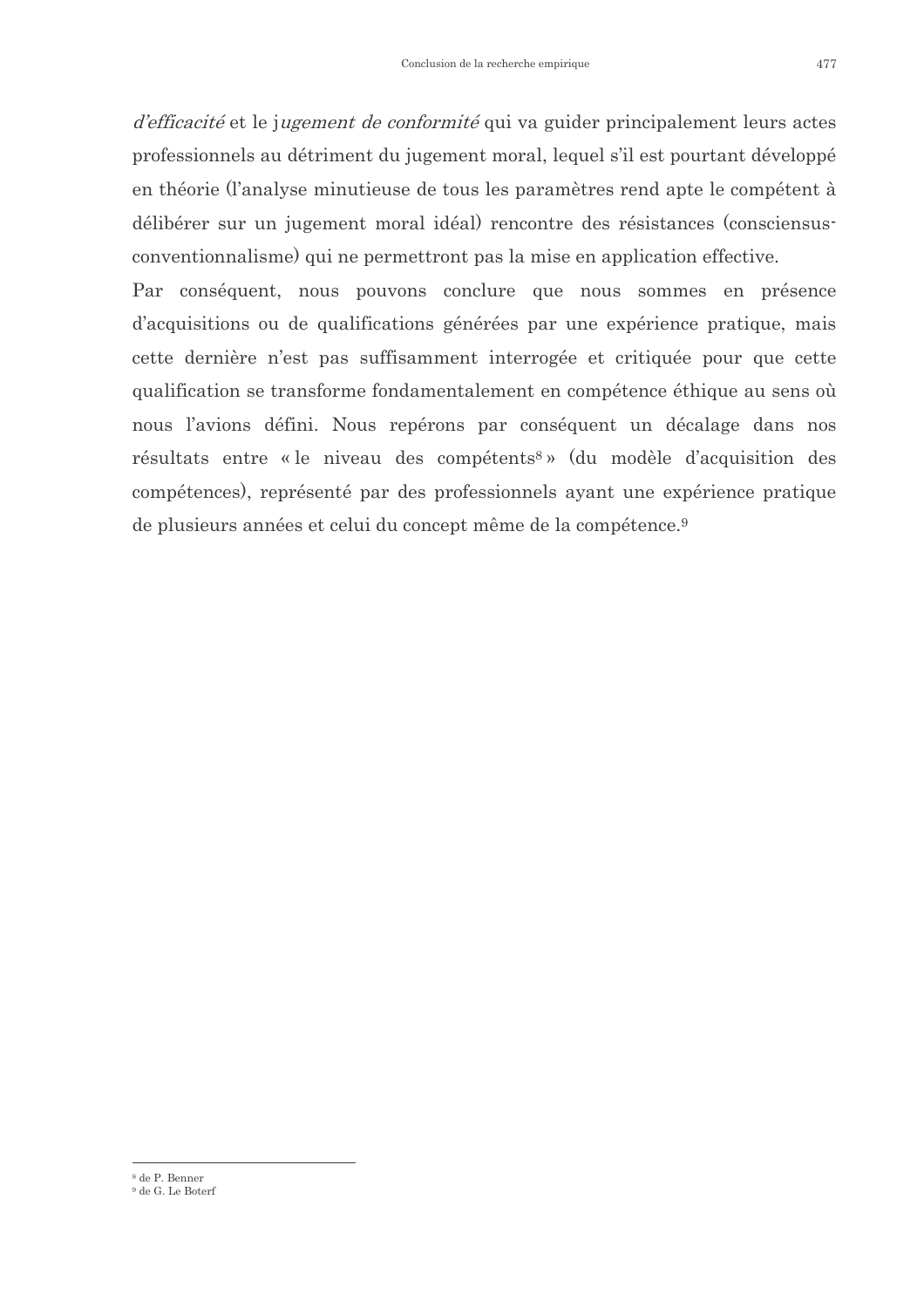*d'efficacité* et le j*ugement de conformité* qui va guider principalement leurs actes professionnels au détriment du jugement moral, lequel s'il est pourtant développé en théorie (l'analyse minutieuse de tous les paramètres rend apte le compétent à délibérer sur un jugement moral idéal) rencontre des résistances (consciensus-conventionnalisme) qui ne permettront pas la mise en application effective.

Par conséquent, nous pouvons conclure que nous sommes en présence d'acquisitions ou de qualifications générées par une expérience pratique, mais cette dernière n'est pas suffisamment interrogée et critiquée pour que cette qualification se transforme fondamentalement en compétence éthique au sens où nous l'avions défini. Nous repérons par conséquent un décalage dans nos résultats entre « le niveau des compétents[8] » (du modèle d'acquisition des compétences), représenté par des professionnels ayant une expérience pratique de plusieurs années et celui du concept même de la compétence.[9]

---

[8] de P. Benner

[9] de G. Le Boterf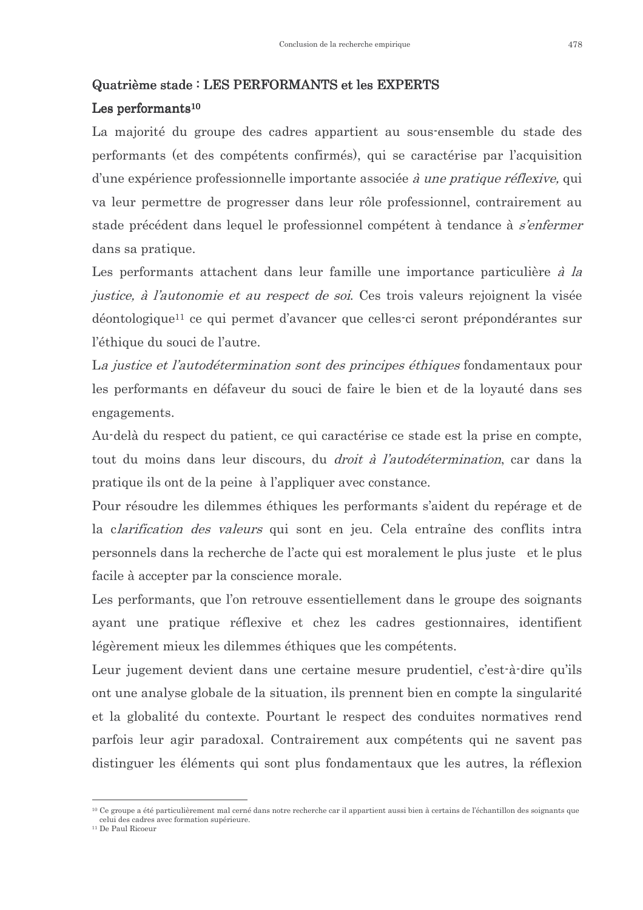## Quatrième stade : LES PERFORMANTS et les EXPERTS

### Les performants[10]

La majorité du groupe des cadres appartient au sous-ensemble du stade des performants (et des compétents confirmés), qui se caractérise par l'acquisition d'une expérience professionnelle importante associée *à une pratique réflexive,* qui va leur permettre de progresser dans leur rôle professionnel, contrairement au stade précédent dans lequel le professionnel compétent à tendance à *s'enfermer* dans sa pratique.

Les performants attachent dans leur famille une importance particulière *à la justice, à l'autonomie et au respect de soi*. Ces trois valeurs rejoignent la visée déontologique[11] ce qui permet d'avancer que celles-ci seront prépondérantes sur l'éthique du souci de l'autre.

L*a justice et l'autodétermination sont des principes éthiques* fondamentaux pour les performants en défaveur du souci de faire le bien et de la loyauté dans ses engagements.

Au-delà du respect du patient, ce qui caractérise ce stade est la prise en compte, tout du moins dans leur discours, du *droit à l'autodétermination*, car dans la pratique ils ont de la peine à l'appliquer avec constance.

Pour résoudre les dilemmes éthiques les performants s'aident du repérage et de la c*larification des valeurs* qui sont en jeu. Cela entraîne des conflits intra personnels dans la recherche de l'acte qui est moralement le plus juste et le plus facile à accepter par la conscience morale.

Les performants, que l'on retrouve essentiellement dans le groupe des soignants ayant une pratique réflexive et chez les cadres gestionnaires, identifient légèrement mieux les dilemmes éthiques que les compétents.

Leur jugement devient dans une certaine mesure prudentiel, c'est-à-dire qu'ils ont une analyse globale de la situation, ils prennent bien en compte la singularité et la globalité du contexte. Pourtant le respect des conduites normatives rend parfois leur agir paradoxal. Contrairement aux compétents qui ne savent pas distinguer les éléments qui sont plus fondamentaux que les autres, la réflexion

---

[10] Ce groupe a été particulièrement mal cerné dans notre recherche car il appartient aussi bien à certains de l'échantillon des soignants que celui des cadres avec formation supérieure.

[11] De Paul Ricoeur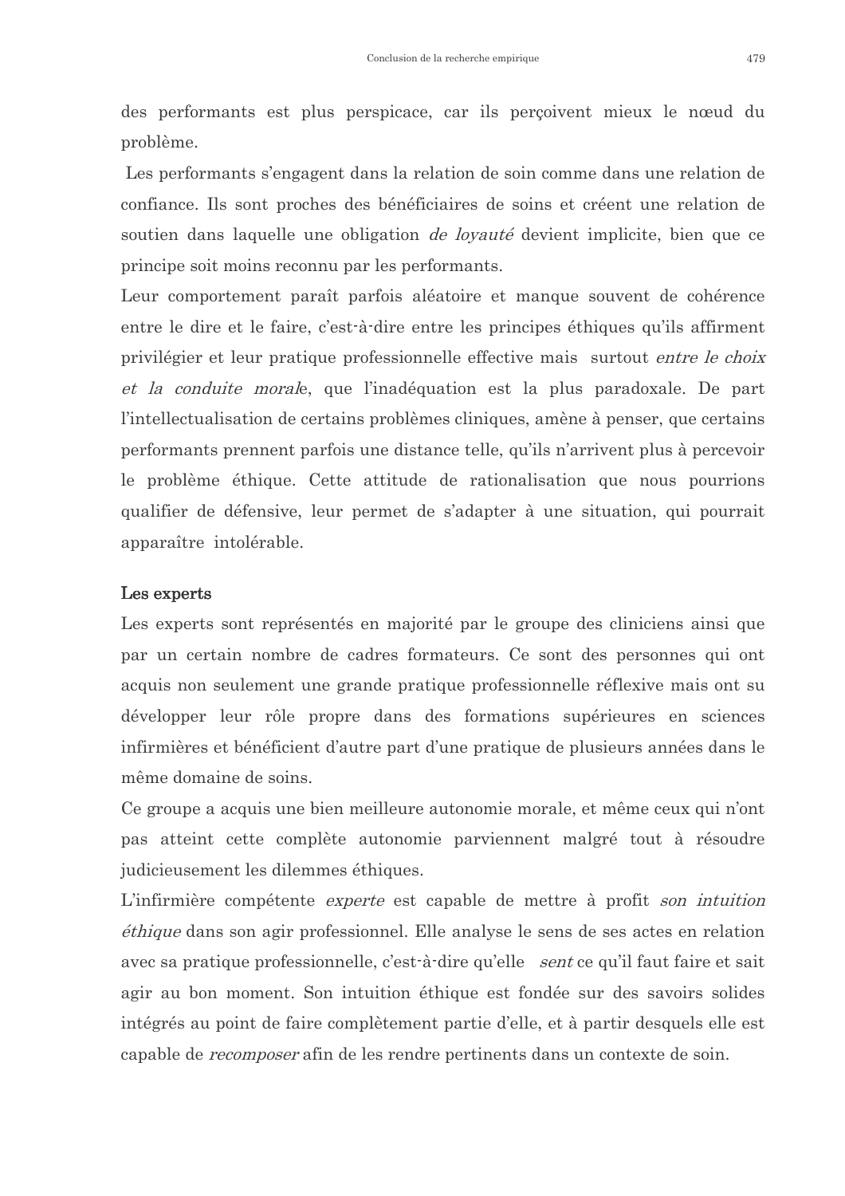des performants est plus perspicace, car ils perçoivent mieux le nœud du problème.

Les performants s'engagent dans la relation de soin comme dans une relation de confiance. Ils sont proches des bénéficiaires de soins et créent une relation de soutien dans laquelle une obligation *de loyauté* devient implicite, bien que ce principe soit moins reconnu par les performants.

Leur comportement paraît parfois aléatoire et manque souvent de cohérence entre le dire et le faire, c'est-à-dire entre les principes éthiques qu'ils affirment privilégier et leur pratique professionnelle effective mais surtout *entre le choix et la conduite morale*, que l'inadéquation est la plus paradoxale. De part l'intellectualisation de certains problèmes cliniques, amène à penser, que certains performants prennent parfois une distance telle, qu'ils n'arrivent plus à percevoir le problème éthique. Cette attitude de rationalisation que nous pourrions qualifier de défensive, leur permet de s'adapter à une situation, qui pourrait apparaître intolérable.

**Les experts**

Les experts sont représentés en majorité par le groupe des cliniciens ainsi que par un certain nombre de cadres formateurs. Ce sont des personnes qui ont acquis non seulement une grande pratique professionnelle réflexive mais ont su développer leur rôle propre dans des formations supérieures en sciences infirmières et bénéficient d'autre part d'une pratique de plusieurs années dans le même domaine de soins.

Ce groupe a acquis une bien meilleure autonomie morale, et même ceux qui n'ont pas atteint cette complète autonomie parviennent malgré tout à résoudre judicieusement les dilemmes éthiques.

L'infirmière compétente *experte* est capable de mettre à profit *son intuition éthique* dans son agir professionnel. Elle analyse le sens de ses actes en relation avec sa pratique professionnelle, c'est-à-dire qu'elle *sent* ce qu'il faut faire et sait agir au bon moment. Son intuition éthique est fondée sur des savoirs solides intégrés au point de faire complètement partie d'elle, et à partir desquels elle est capable de *recomposer* afin de les rendre pertinents dans un contexte de soin.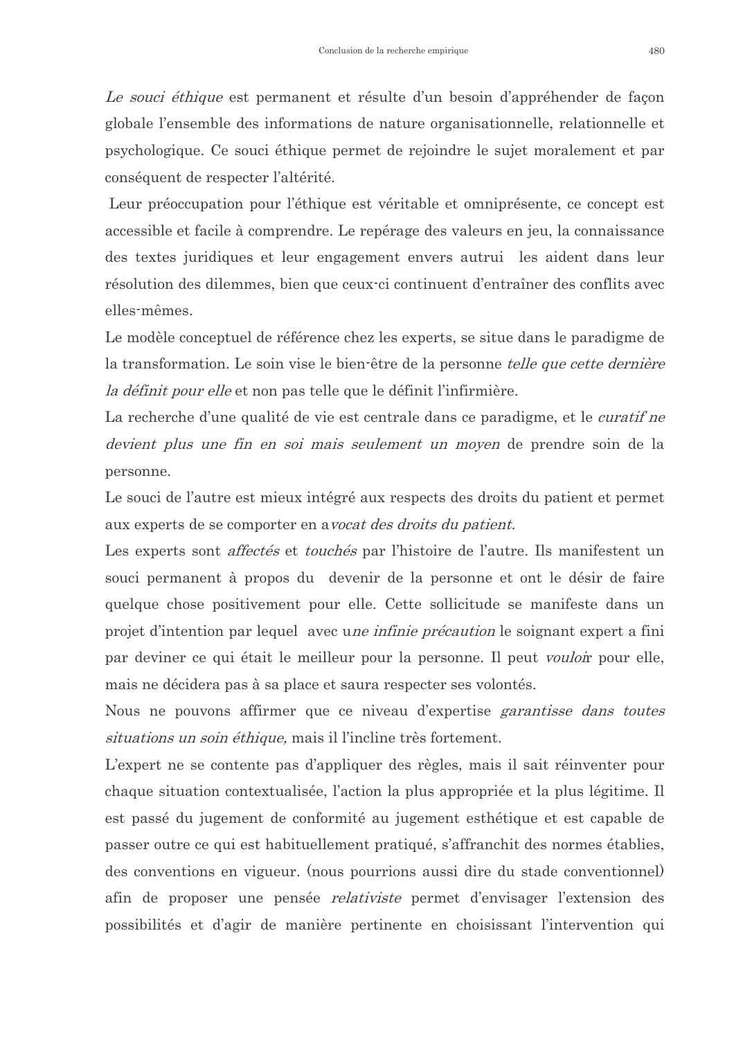*Le souci éthique* est permanent et résulte d'un besoin d'appréhender de façon globale l'ensemble des informations de nature organisationnelle, relationnelle et psychologique. Ce souci éthique permet de rejoindre le sujet moralement et par conséquent de respecter l'altérité.

Leur préoccupation pour l'éthique est véritable et omniprésente, ce concept est accessible et facile à comprendre. Le repérage des valeurs en jeu, la connaissance des textes juridiques et leur engagement envers autrui les aident dans leur résolution des dilemmes, bien que ceux-ci continuent d'entraîner des conflits avec elles-mêmes.

Le modèle conceptuel de référence chez les experts, se situe dans le paradigme de la transformation. Le soin vise le bien-être de la personne *telle que cette dernière la définit pour elle* et non pas telle que le définit l'infirmière.

La recherche d'une qualité de vie est centrale dans ce paradigme, et le *curatif ne devient plus une fin en soi mais seulement un moyen* de prendre soin de la personne.

Le souci de l'autre est mieux intégré aux respects des droits du patient et permet aux experts de se comporter en a*vocat des droits du patient.*

Les experts sont *affectés* et *touchés* par l'histoire de l'autre. Ils manifestent un souci permanent à propos du devenir de la personne et ont le désir de faire quelque chose positivement pour elle. Cette sollicitude se manifeste dans un projet d'intention par lequel avec u*ne infinie précaution* le soignant expert a fini par deviner ce qui était le meilleur pour la personne. Il peut *vouloi*r pour elle, mais ne décidera pas à sa place et saura respecter ses volontés.

Nous ne pouvons affirmer que ce niveau d'expertise *garantisse dans toutes situations un soin éthique,* mais il l'incline très fortement.

L'expert ne se contente pas d'appliquer des règles, mais il sait réinventer pour chaque situation contextualisée, l'action la plus appropriée et la plus légitime. Il est passé du jugement de conformité au jugement esthétique et est capable de passer outre ce qui est habituellement pratiqué, s'affranchit des normes établies, des conventions en vigueur. (nous pourrions aussi dire du stade conventionnel) afin de proposer une pensée *relativiste* permet d'envisager l'extension des possibilités et d'agir de manière pertinente en choisissant l'intervention qui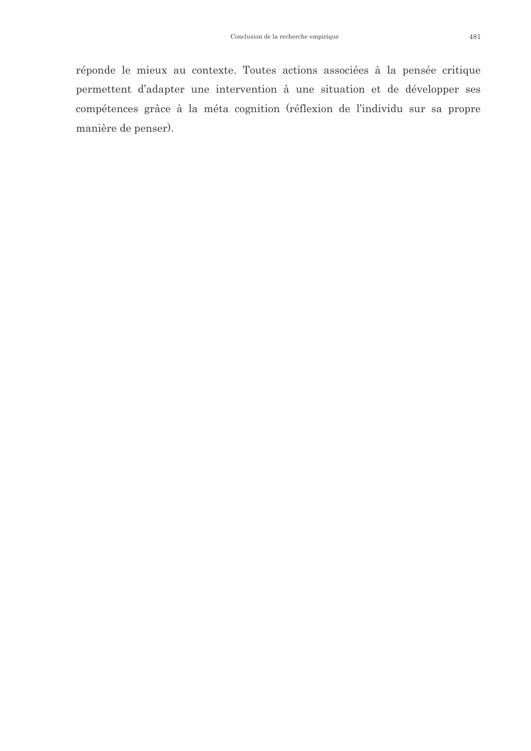réponde le mieux au contexte. Toutes actions associées à la pensée critique permettent d'adapter une intervention à une situation et de développer ses compétences grâce à la méta cognition (réflexion de l'individu sur sa propre manière de penser).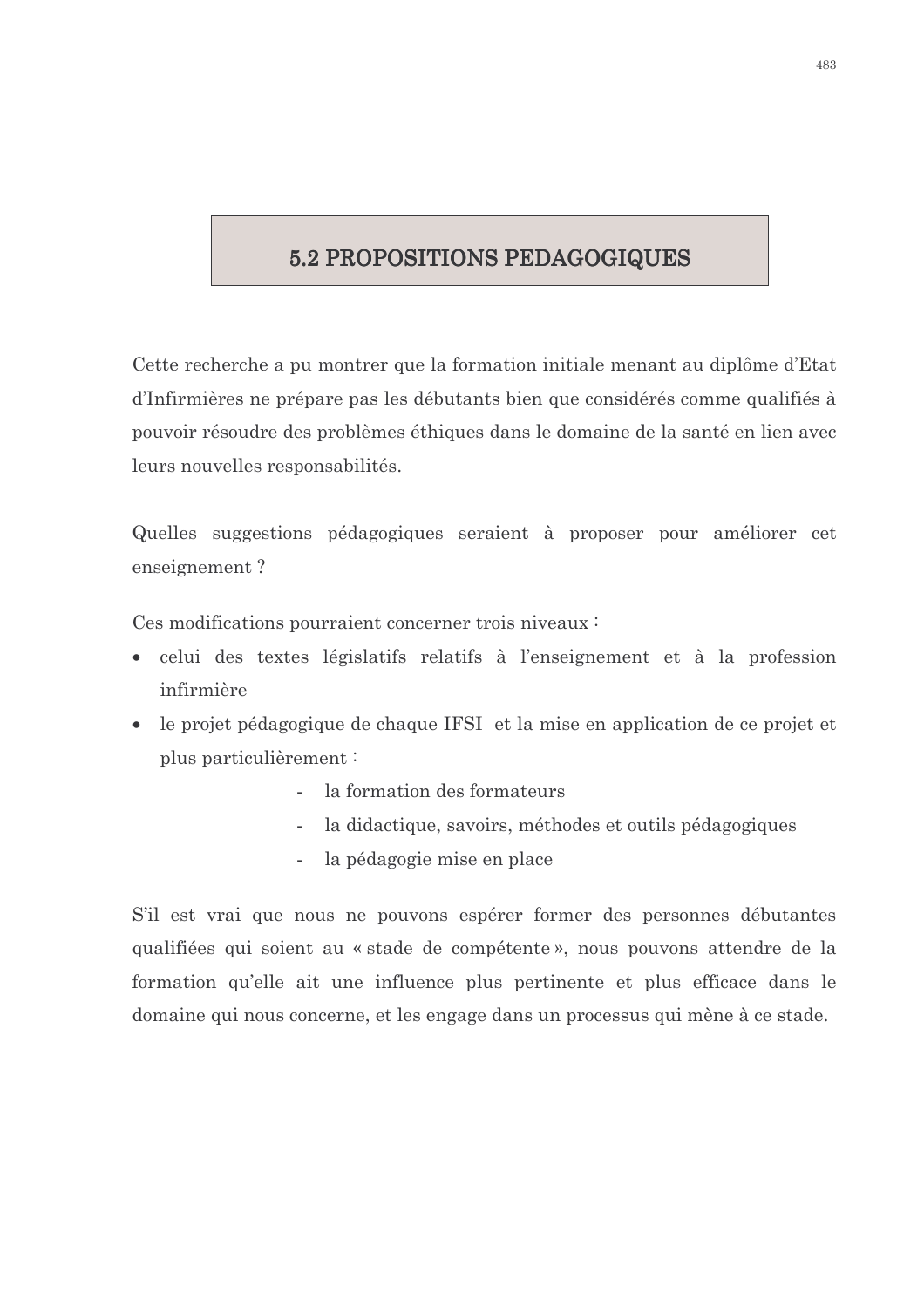## 5.2 PROPOSITIONS PEDAGOGIQUES

Cette recherche a pu montrer que la formation initiale menant au diplôme d'Etat d'Infirmières ne prépare pas les débutants bien que considérés comme qualifiés à pouvoir résoudre des problèmes éthiques dans le domaine de la santé en lien avec leurs nouvelles responsabilités.

Quelles suggestions pédagogiques seraient à proposer pour améliorer cet enseignement ?

Ces modifications pourraient concerner trois niveaux :

- celui des textes législatifs relatifs à l'enseignement et à la profession infirmière
- le projet pédagogique de chaque IFSI et la mise en application de ce projet et plus particulièrement :
    - la formation des formateurs
    - la didactique, savoirs, méthodes et outils pédagogiques
    - la pédagogie mise en place

S'il est vrai que nous ne pouvons espérer former des personnes débutantes qualifiées qui soient au « stade de compétente », nous pouvons attendre de la formation qu'elle ait une influence plus pertinente et plus efficace dans le domaine qui nous concerne, et les engage dans un processus qui mène à ce stade.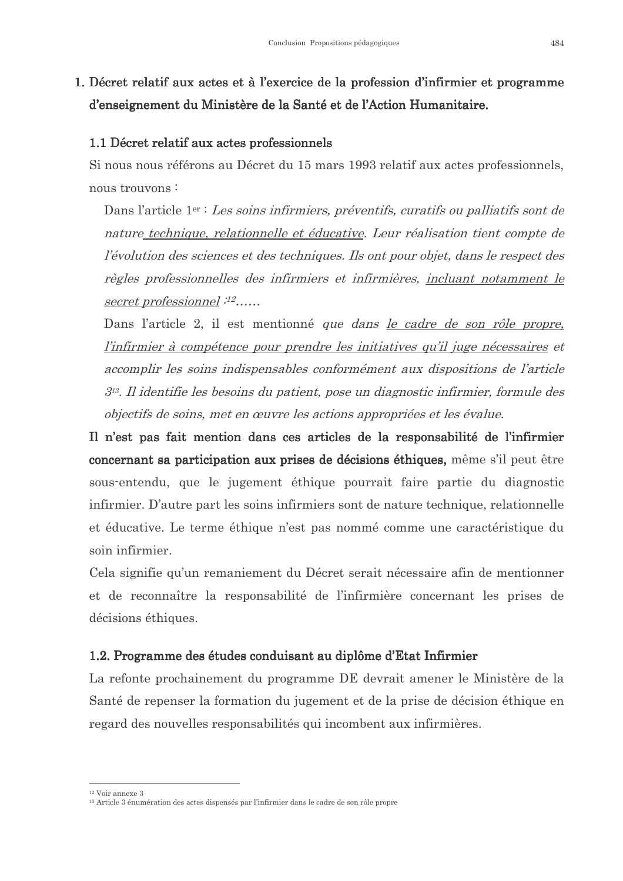## 1. Décret relatif aux actes et à l'exercice de la profession d'infirmier et programme d'enseignement du Ministère de la Santé et de l'Action Humanitaire.

### 1.1 Décret relatif aux actes professionnels

Si nous nous référons au Décret du 15 mars 1993 relatif aux actes professionnels, nous trouvons :

Dans l'article 1er : *Les soins infirmiers, préventifs, curatifs ou palliatifs sont de nature technique, relationnelle et éducative. Leur réalisation tient compte de l'évolution des sciences et des techniques. Ils ont pour objet, dans le respect des règles professionnelles des infirmiers et infirmières, incluant notamment le secret professionnel :*[12]*……*

Dans l'article 2, il est mentionné *que dans le cadre de son rôle propre, l'infirmier à compétence pour prendre les initiatives qu'il juge nécessaires et accomplir les soins indispensables conformément aux dispositions de l'article 3*[13]*. Il identifie les besoins du patient, pose un diagnostic infirmier, formule des objectifs de soins, met en œuvre les actions appropriées et les évalue.*

**Il n'est pas fait mention dans ces articles de la responsabilité de l'infirmier concernant sa participation aux prises de décisions éthiques,** même s'il peut être sous-entendu, que le jugement éthique pourrait faire partie du diagnostic infirmier. D'autre part les soins infirmiers sont de nature technique, relationnelle et éducative. Le terme éthique n'est pas nommé comme une caractéristique du soin infirmier.

Cela signifie qu'un remaniement du Décret serait nécessaire afin de mentionner et de reconnaître la responsabilité de l'infirmière concernant les prises de décisions éthiques.

### 1.2. Programme des études conduisant au diplôme d'Etat Infirmier

La refonte prochainement du programme DE devrait amener le Ministère de la Santé de repenser la formation du jugement et de la prise de décision éthique en regard des nouvelles responsabilités qui incombent aux infirmières.

---

[12] Voir annexe 3

[13] Article 3 énumération des actes dispensés par l'infirmier dans le cadre de son rôle propre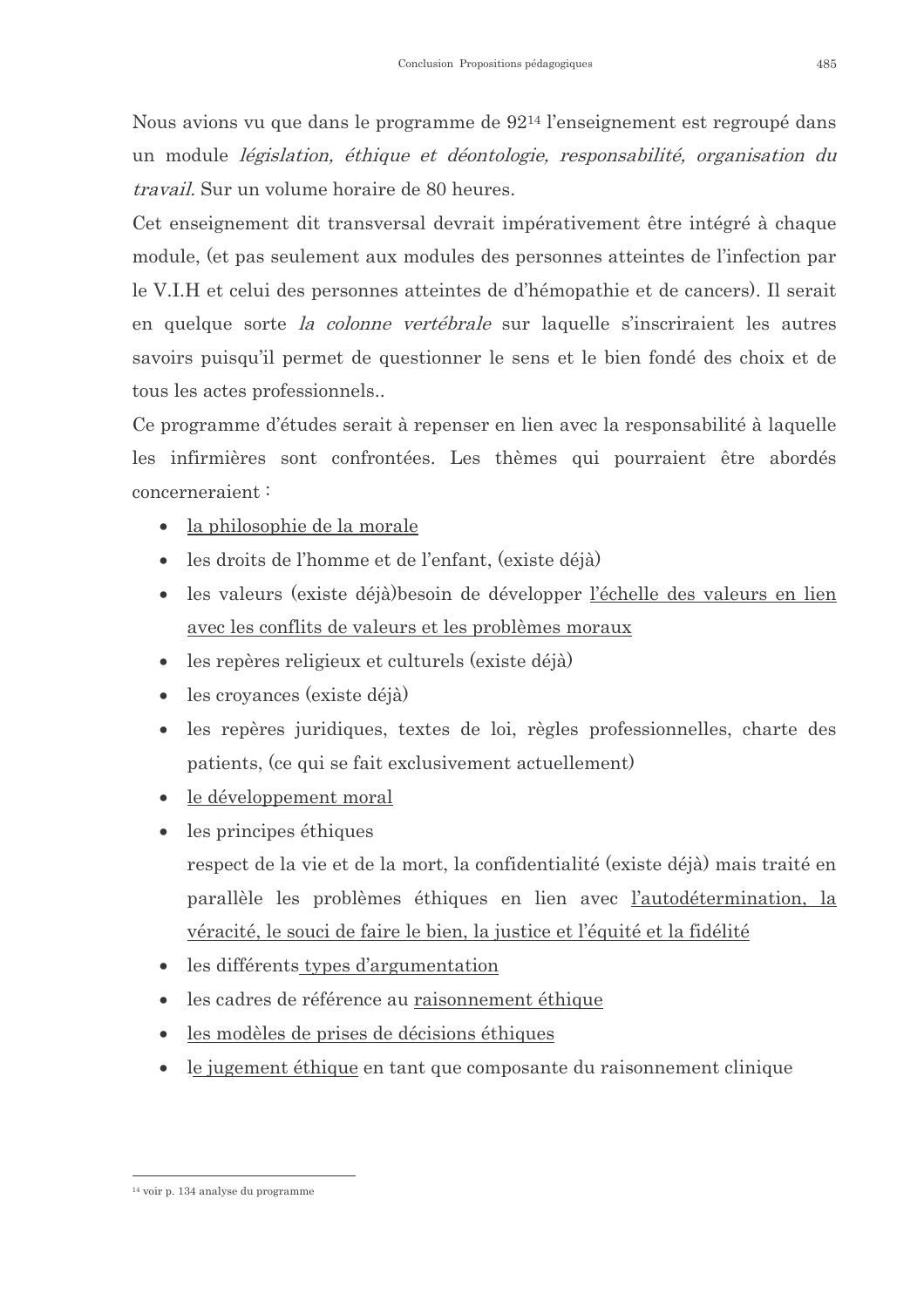Nous avions vu que dans le programme de 92[14] l'enseignement est regroupé dans un module *législation, éthique et déontologie, responsabilité, organisation du travail.* Sur un volume horaire de 80 heures.

Cet enseignement dit transversal devrait impérativement être intégré à chaque module, (et pas seulement aux modules des personnes atteintes de l'infection par le V.I.H et celui des personnes atteintes de d'hémopathie et de cancers). Il serait en quelque sorte *la colonne vertébrale* sur laquelle s'inscriraient les autres savoirs puisqu'il permet de questionner le sens et le bien fondé des choix et de tous les actes professionnels..

Ce programme d'études serait à repenser en lien avec la responsabilité à laquelle les infirmières sont confrontées. Les thèmes qui pourraient être abordés concerneraient :

- <u>la philosophie de la morale</u>
- les droits de l'homme et de l'enfant, (existe déjà)
- les valeurs (existe déjà)besoin de développer <u>l'échelle des valeurs en lien avec les conflits de valeurs et les problèmes moraux</u>
- les repères religieux et culturels (existe déjà)
- les croyances (existe déjà)
- les repères juridiques, textes de loi, règles professionnelles, charte des patients, (ce qui se fait exclusivement actuellement)
- <u>le développement moral</u>
- les principes éthiques

  respect de la vie et de la mort, la confidentialité (existe déjà) mais traité en parallèle les problèmes éthiques en lien avec <u>l'autodétermination, la véracité, le souci de faire le bien, la justice et l'équité et la fidélité</u>
- les différents <u>types d'argumentation</u>
- les cadres de référence au <u>raisonnement éthique</u>
- <u>les modèles de prises de décisions éthiques</u>
- l<u>e jugement éthique</u> en tant que composante du raisonnement clinique

---

[14] voir p. 134 analyse du programme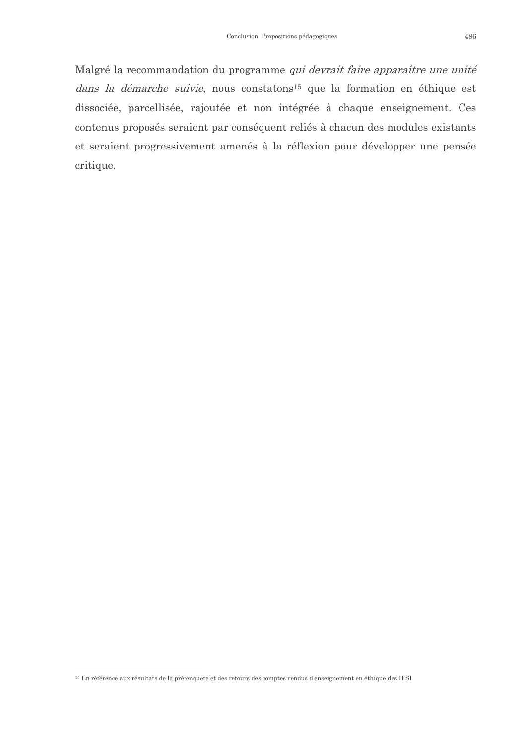Malgré la recommandation du programme *qui devrait faire apparaître une unité dans la démarche suivie*, nous constatons[15] que la formation en éthique est dissociée, parcellisée, rajoutée et non intégrée à chaque enseignement. Ces contenus proposés seraient par conséquent reliés à chacun des modules existants et seraient progressivement amenés à la réflexion pour développer une pensée critique.

[15] En référence aux résultats de la pré-enquête et des retours des comptes-rendus d'enseignement en éthique des IFSI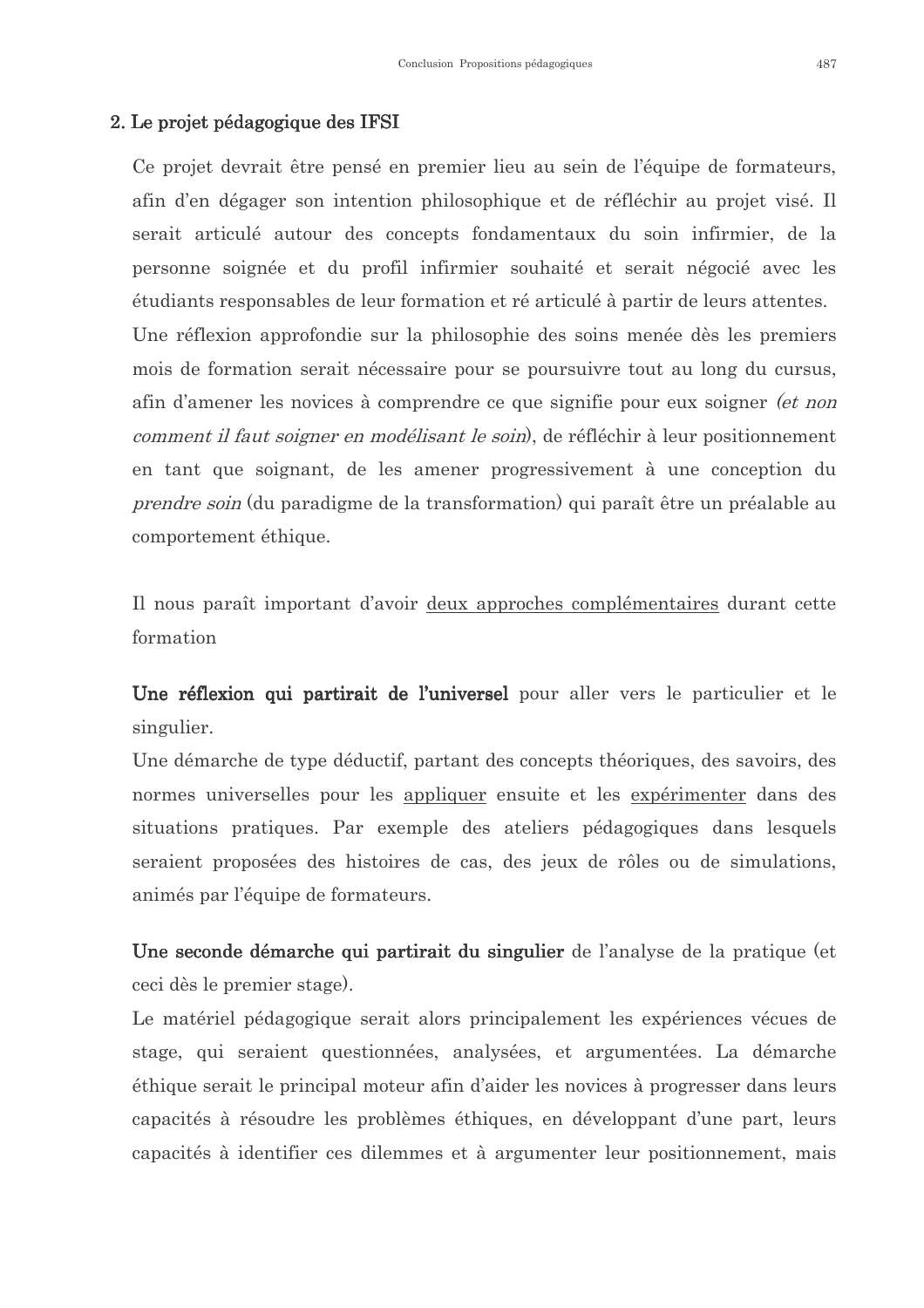## 2. Le projet pédagogique des IFSI

Ce projet devrait être pensé en premier lieu au sein de l'équipe de formateurs, afin d'en dégager son intention philosophique et de réfléchir au projet visé. Il serait articulé autour des concepts fondamentaux du soin infirmier, de la personne soignée et du profil infirmier souhaité et serait négocié avec les étudiants responsables de leur formation et ré articulé à partir de leurs attentes.

Une réflexion approfondie sur la philosophie des soins menée dès les premiers mois de formation serait nécessaire pour se poursuivre tout au long du cursus, afin d'amener les novices à comprendre ce que signifie pour eux soigner *(et non comment il faut soigner en modélisant le soin)*, de réfléchir à leur positionnement en tant que soignant, de les amener progressivement à une conception du *prendre soin* (du paradigme de la transformation) qui paraît être un préalable au comportement éthique.

Il nous paraît important d'avoir <u>deux approches complémentaires</u> durant cette formation

**Une réflexion qui partirait de l'universel** pour aller vers le particulier et le singulier.

Une démarche de type déductif, partant des concepts théoriques, des savoirs, des normes universelles pour les <u>appliquer</u> ensuite et les <u>expérimenter</u> dans des situations pratiques. Par exemple des ateliers pédagogiques dans lesquels seraient proposées des histoires de cas, des jeux de rôles ou de simulations, animés par l'équipe de formateurs.

**Une seconde démarche qui partirait du singulier** de l'analyse de la pratique (et ceci dès le premier stage).

Le matériel pédagogique serait alors principalement les expériences vécues de stage, qui seraient questionnées, analysées, et argumentées. La démarche éthique serait le principal moteur afin d'aider les novices à progresser dans leurs capacités à résoudre les problèmes éthiques, en développant d'une part, leurs capacités à identifier ces dilemmes et à argumenter leur positionnement, mais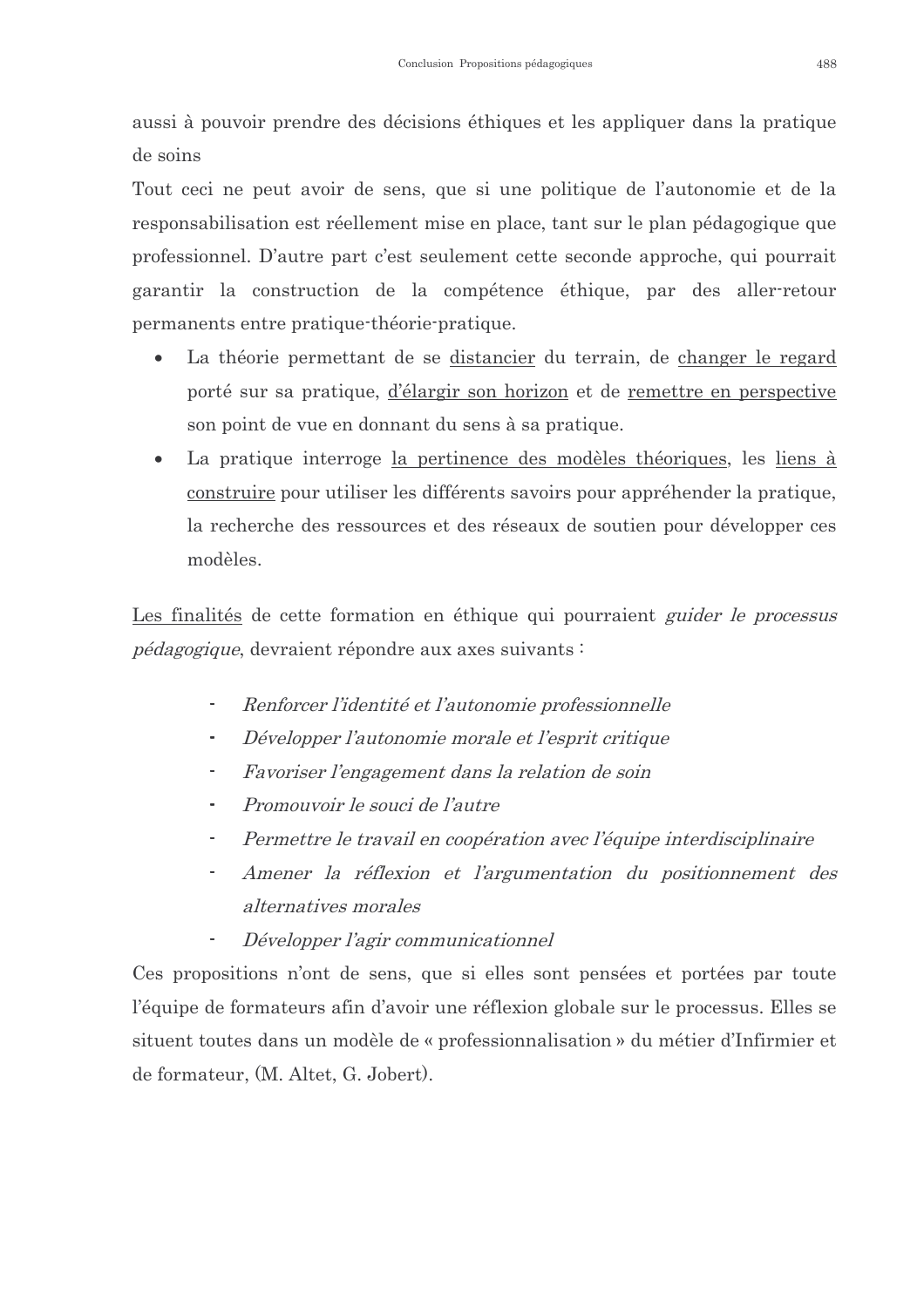aussi à pouvoir prendre des décisions éthiques et les appliquer dans la pratique de soins

Tout ceci ne peut avoir de sens, que si une politique de l'autonomie et de la responsabilisation est réellement mise en place, tant sur le plan pédagogique que professionnel. D'autre part c'est seulement cette seconde approche, qui pourrait garantir la construction de la compétence éthique, par des aller-retour permanents entre pratique-théorie-pratique.

- La théorie permettant de se <u>distancier</u> du terrain, de <u>changer le regard</u> porté sur sa pratique, <u>d'élargir son horizon</u> et de <u>remettre en perspective</u> son point de vue en donnant du sens à sa pratique.
- La pratique interroge <u>la pertinence des modèles théoriques</u>, les <u>liens à construire</u> pour utiliser les différents savoirs pour appréhender la pratique, la recherche des ressources et des réseaux de soutien pour développer ces modèles.

<u>Les finalités</u> de cette formation en éthique qui pourraient *guider le processus pédagogique*, devraient répondre aux axes suivants :

- *Renforcer l'identité et l'autonomie professionnelle*
- *Développer l'autonomie morale et l'esprit critique*
- *Favoriser l'engagement dans la relation de soin*
- *Promouvoir le souci de l'autre*
- *Permettre le travail en coopération avec l'équipe interdisciplinaire*
- *Amener la réflexion et l'argumentation du positionnement des alternatives morales*
- *Développer l'agir communicationnel*

Ces propositions n'ont de sens, que si elles sont pensées et portées par toute l'équipe de formateurs afin d'avoir une réflexion globale sur le processus. Elles se situent toutes dans un modèle de « professionnalisation » du métier d'Infirmier et de formateur, (M. Altet, G. Jobert).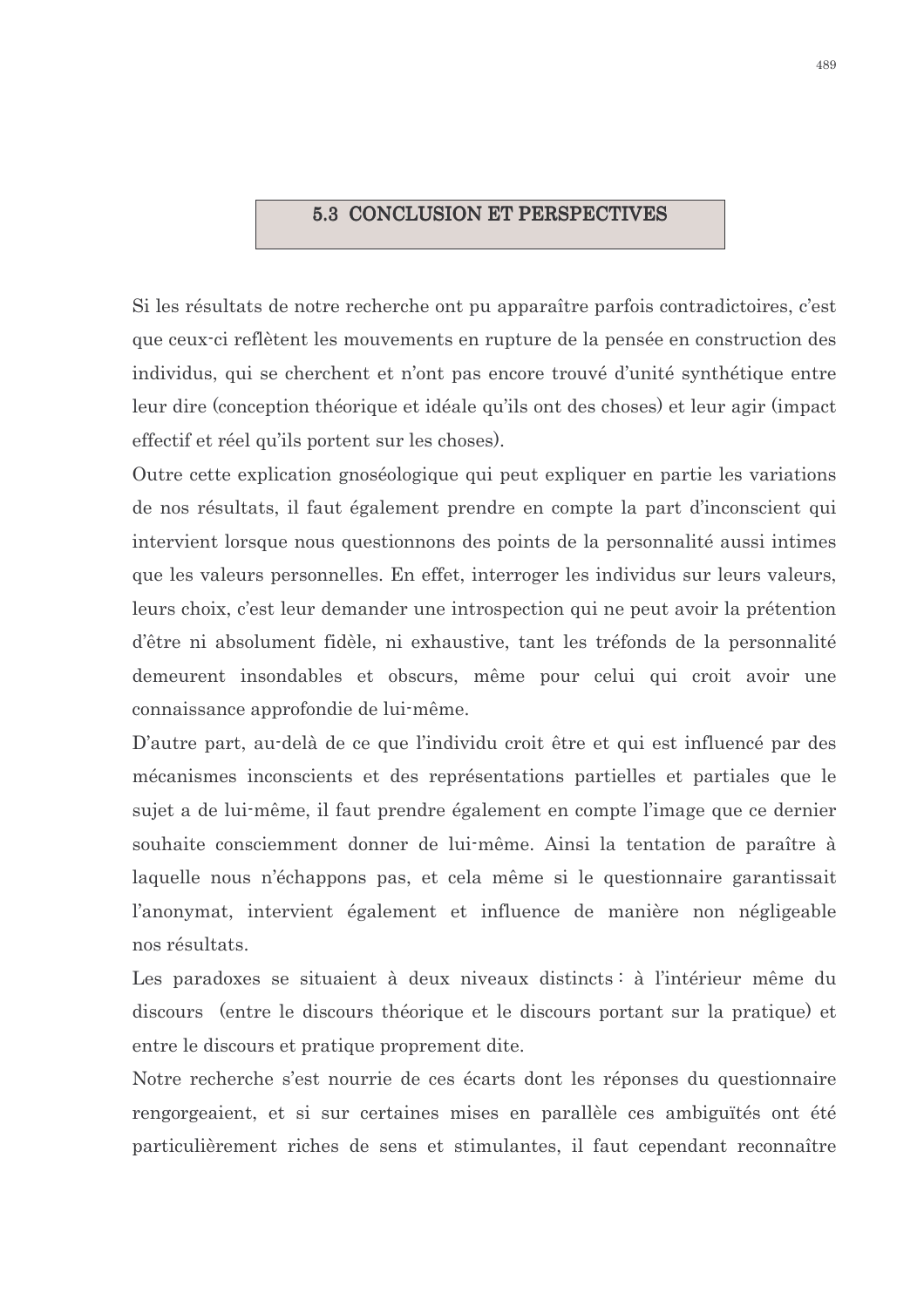## 5.3 CONCLUSION ET PERSPECTIVES

Si les résultats de notre recherche ont pu apparaître parfois contradictoires, c'est que ceux-ci reflètent les mouvements en rupture de la pensée en construction des individus, qui se cherchent et n'ont pas encore trouvé d'unité synthétique entre leur dire (conception théorique et idéale qu'ils ont des choses) et leur agir (impact effectif et réel qu'ils portent sur les choses).

Outre cette explication gnoséologique qui peut expliquer en partie les variations de nos résultats, il faut également prendre en compte la part d'inconscient qui intervient lorsque nous questionnons des points de la personnalité aussi intimes que les valeurs personnelles. En effet, interroger les individus sur leurs valeurs, leurs choix, c'est leur demander une introspection qui ne peut avoir la prétention d'être ni absolument fidèle, ni exhaustive, tant les tréfonds de la personnalité demeurent insondables et obscurs, même pour celui qui croit avoir une connaissance approfondie de lui-même.

D'autre part, au-delà de ce que l'individu croit être et qui est influencé par des mécanismes inconscients et des représentations partielles et partiales que le sujet a de lui-même, il faut prendre également en compte l'image que ce dernier souhaite consciemment donner de lui-même. Ainsi la tentation de paraître à laquelle nous n'échappons pas, et cela même si le questionnaire garantissait l'anonymat, intervient également et influence de manière non négligeable nos résultats.

Les paradoxes se situaient à deux niveaux distincts : à l'intérieur même du discours (entre le discours théorique et le discours portant sur la pratique) et entre le discours et pratique proprement dite.

Notre recherche s'est nourrie de ces écarts dont les réponses du questionnaire rengorgeaient, et si sur certaines mises en parallèle ces ambiguïtés ont été particulièrement riches de sens et stimulantes, il faut cependant reconnaître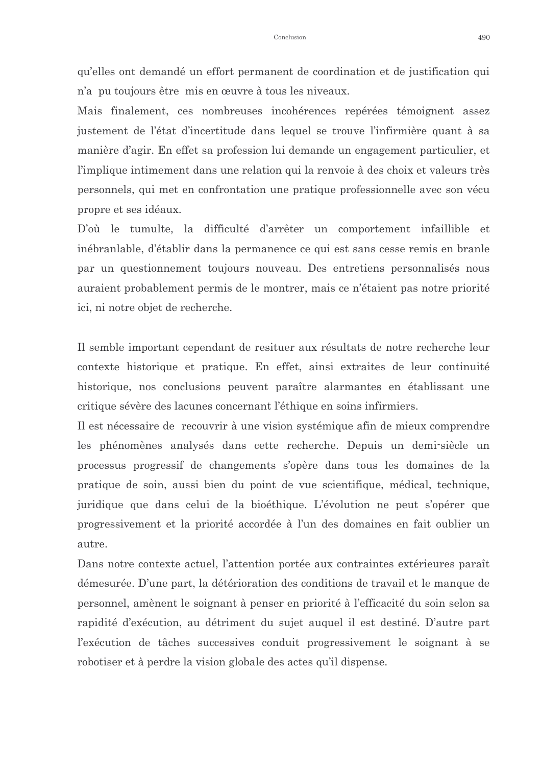qu'elles ont demandé un effort permanent de coordination et de justification qui n'a pu toujours être mis en œuvre à tous les niveaux.

Mais finalement, ces nombreuses incohérences repérées témoignent assez justement de l'état d'incertitude dans lequel se trouve l'infirmière quant à sa manière d'agir. En effet sa profession lui demande un engagement particulier, et l'implique intimement dans une relation qui la renvoie à des choix et valeurs très personnels, qui met en confrontation une pratique professionnelle avec son vécu propre et ses idéaux.

D'où le tumulte, la difficulté d'arrêter un comportement infaillible et inébranlable, d'établir dans la permanence ce qui est sans cesse remis en branle par un questionnement toujours nouveau. Des entretiens personnalisés nous auraient probablement permis de le montrer, mais ce n'étaient pas notre priorité ici, ni notre objet de recherche.

Il semble important cependant de resituer aux résultats de notre recherche leur contexte historique et pratique. En effet, ainsi extraites de leur continuité historique, nos conclusions peuvent paraître alarmantes en établissant une critique sévère des lacunes concernant l'éthique en soins infirmiers.

Il est nécessaire de recouvrir à une vision systémique afin de mieux comprendre les phénomènes analysés dans cette recherche. Depuis un demi-siècle un processus progressif de changements s'opère dans tous les domaines de la pratique de soin, aussi bien du point de vue scientifique, médical, technique, juridique que dans celui de la bioéthique. L'évolution ne peut s'opérer que progressivement et la priorité accordée à l'un des domaines en fait oublier un autre.

Dans notre contexte actuel, l'attention portée aux contraintes extérieures paraît démesurée. D'une part, la détérioration des conditions de travail et le manque de personnel, amènent le soignant à penser en priorité à l'efficacité du soin selon sa rapidité d'exécution, au détriment du sujet auquel il est destiné. D'autre part l'exécution de tâches successives conduit progressivement le soignant à se robotiser et à perdre la vision globale des actes qu'il dispense.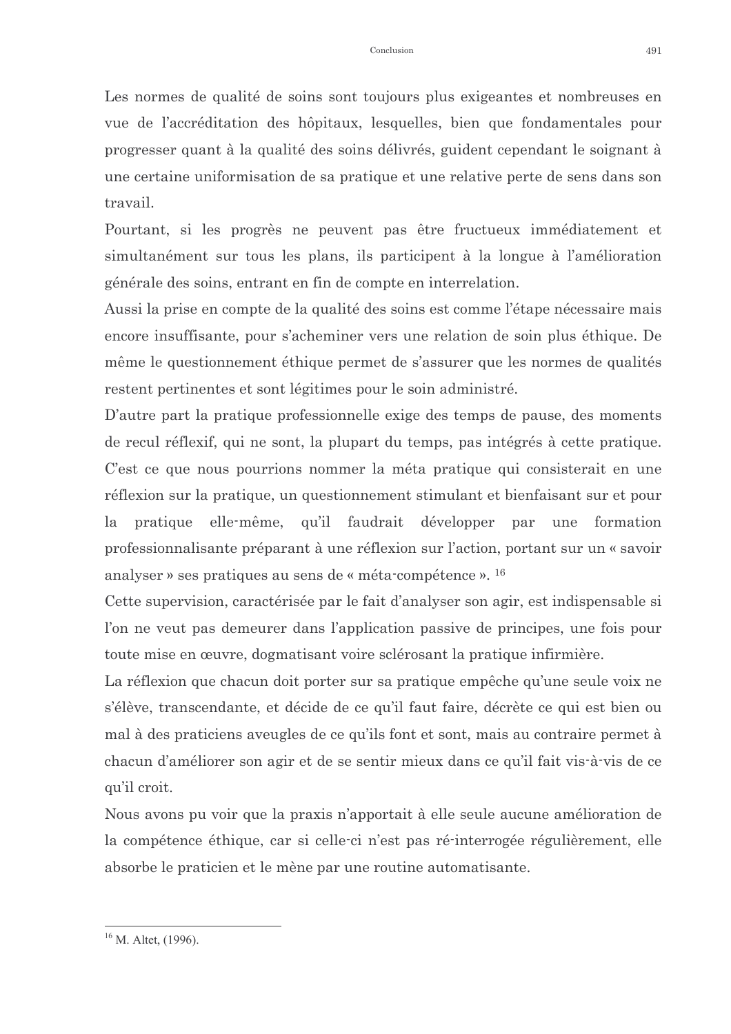Les normes de qualité de soins sont toujours plus exigeantes et nombreuses en vue de l'accréditation des hôpitaux, lesquelles, bien que fondamentales pour progresser quant à la qualité des soins délivrés, guident cependant le soignant à une certaine uniformisation de sa pratique et une relative perte de sens dans son travail.

Pourtant, si les progrès ne peuvent pas être fructueux immédiatement et simultanément sur tous les plans, ils participent à la longue à l'amélioration générale des soins, entrant en fin de compte en interrelation.

Aussi la prise en compte de la qualité des soins est comme l'étape nécessaire mais encore insuffisante, pour s'acheminer vers une relation de soin plus éthique. De même le questionnement éthique permet de s'assurer que les normes de qualités restent pertinentes et sont légitimes pour le soin administré.

D'autre part la pratique professionnelle exige des temps de pause, des moments de recul réflexif, qui ne sont, la plupart du temps, pas intégrés à cette pratique. C'est ce que nous pourrions nommer la méta pratique qui consisterait en une réflexion sur la pratique, un questionnement stimulant et bienfaisant sur et pour la pratique elle-même, qu'il faudrait développer par une formation professionnalisante préparant à une réflexion sur l'action, portant sur un « savoir analyser » ses pratiques au sens de « méta-compétence ». [16]

Cette supervision, caractérisée par le fait d'analyser son agir, est indispensable si l'on ne veut pas demeurer dans l'application passive de principes, une fois pour toute mise en œuvre, dogmatisant voire sclérosant la pratique infirmière.

La réflexion que chacun doit porter sur sa pratique empêche qu'une seule voix ne s'élève, transcendante, et décide de ce qu'il faut faire, décrète ce qui est bien ou mal à des praticiens aveugles de ce qu'ils font et sont, mais au contraire permet à chacun d'améliorer son agir et de se sentir mieux dans ce qu'il fait vis-à-vis de ce qu'il croit.

Nous avons pu voir que la praxis n'apportait à elle seule aucune amélioration de la compétence éthique, car si celle-ci n'est pas ré-interrogée régulièrement, elle absorbe le praticien et le mène par une routine automatisante.

---

[16] M. Altet, (1996).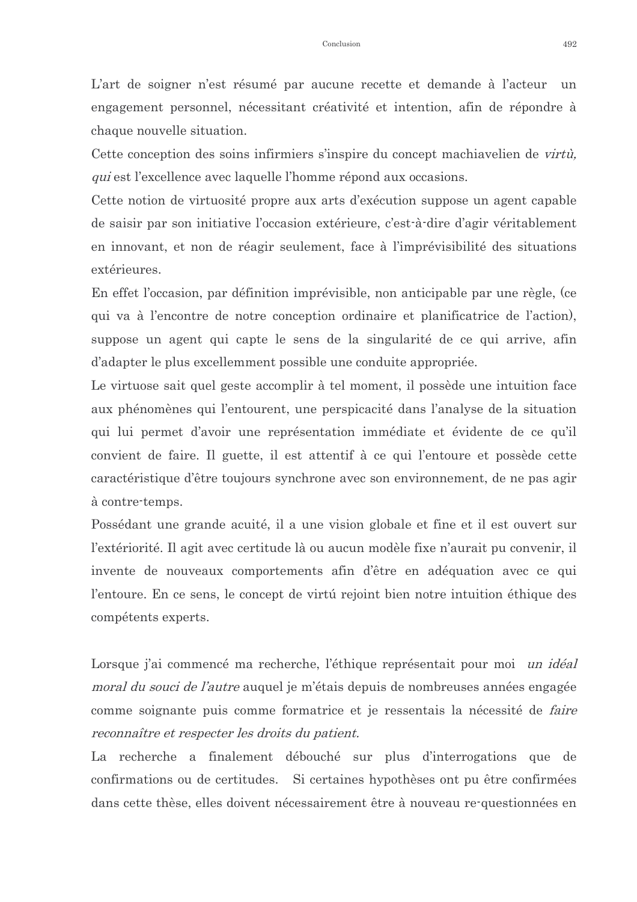L'art de soigner n'est résumé par aucune recette et demande à l'acteur un engagement personnel, nécessitant créativité et intention, afin de répondre à chaque nouvelle situation.

Cette conception des soins infirmiers s'inspire du concept machiavelien de *virtù, qui* est l'excellence avec laquelle l'homme répond aux occasions.

Cette notion de virtuosité propre aux arts d'exécution suppose un agent capable de saisir par son initiative l'occasion extérieure, c'est-à-dire d'agir véritablement en innovant, et non de réagir seulement, face à l'imprévisibilité des situations extérieures.

En effet l'occasion, par définition imprévisible, non anticipable par une règle, (ce qui va à l'encontre de notre conception ordinaire et planificatrice de l'action), suppose un agent qui capte le sens de la singularité de ce qui arrive, afin d'adapter le plus excellemment possible une conduite appropriée.

Le virtuose sait quel geste accomplir à tel moment, il possède une intuition face aux phénomènes qui l'entourent, une perspicacité dans l'analyse de la situation qui lui permet d'avoir une représentation immédiate et évidente de ce qu'il convient de faire. Il guette, il est attentif à ce qui l'entoure et possède cette caractéristique d'être toujours synchrone avec son environnement, de ne pas agir à contre-temps.

Possédant une grande acuité, il a une vision globale et fine et il est ouvert sur l'extériorité. Il agit avec certitude là ou aucun modèle fixe n'aurait pu convenir, il invente de nouveaux comportements afin d'être en adéquation avec ce qui l'entoure. En ce sens, le concept de virtú rejoint bien notre intuition éthique des compétents experts.

Lorsque j'ai commencé ma recherche, l'éthique représentait pour moi *un idéal moral du souci de l'autre* auquel je m'étais depuis de nombreuses années engagée comme soignante puis comme formatrice et je ressentais la nécessité de *faire reconnaître et respecter les droits du patient.*

La recherche a finalement débouché sur plus d'interrogations que de confirmations ou de certitudes. Si certaines hypothèses ont pu être confirmées dans cette thèse, elles doivent nécessairement être à nouveau re-questionnées en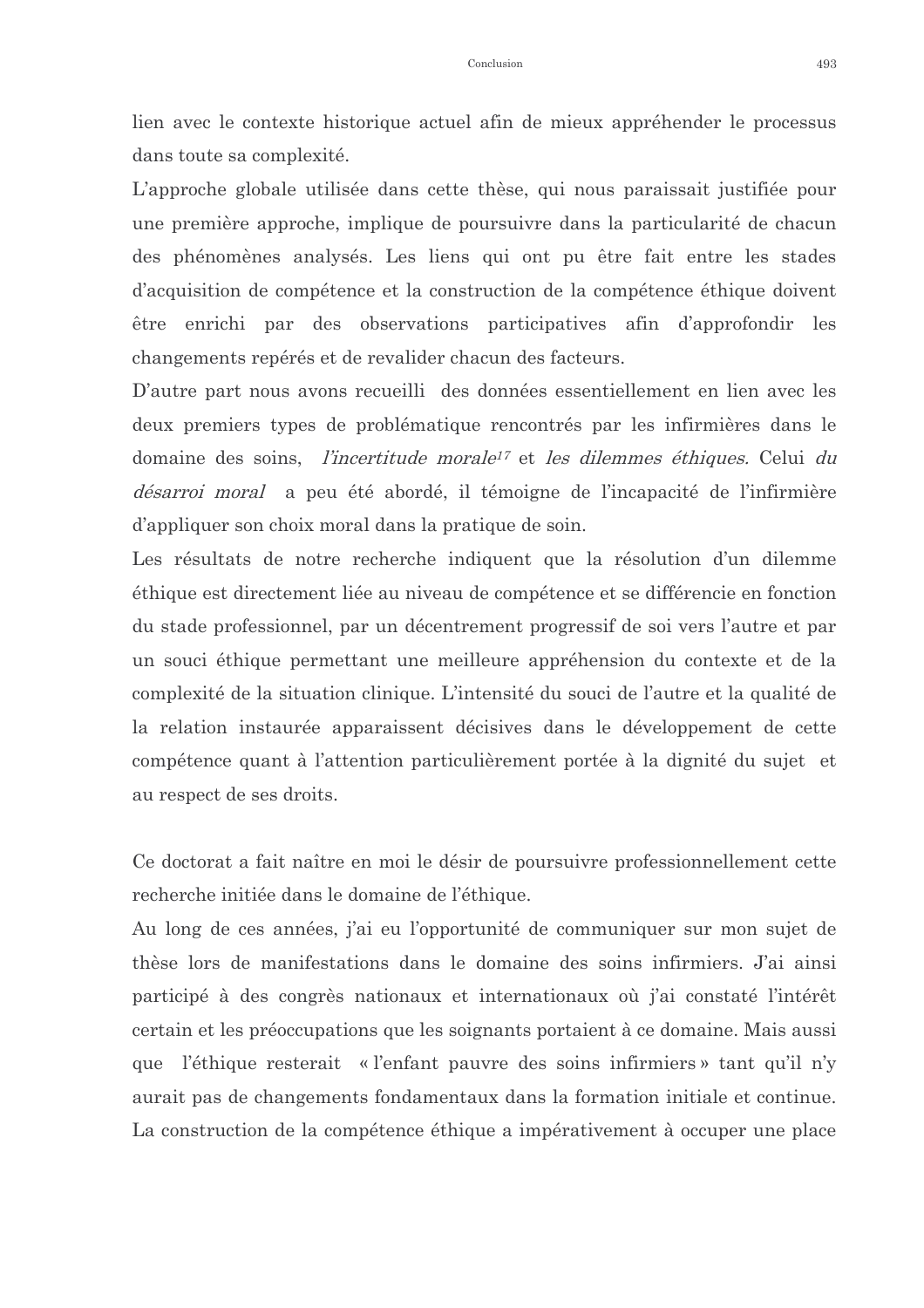lien avec le contexte historique actuel afin de mieux appréhender le processus dans toute sa complexité.

L'approche globale utilisée dans cette thèse, qui nous paraissait justifiée pour une première approche, implique de poursuivre dans la particularité de chacun des phénomènes analysés. Les liens qui ont pu être fait entre les stades d'acquisition de compétence et la construction de la compétence éthique doivent être enrichi par des observations participatives afin d'approfondir les changements repérés et de revalider chacun des facteurs.

D'autre part nous avons recueilli des données essentiellement en lien avec les deux premiers types de problématique rencontrés par les infirmières dans le domaine des soins, *l'incertitude morale*[17] et *les dilemmes éthiques.* Celui *du désarroi moral* a peu été abordé, il témoigne de l'incapacité de l'infirmière d'appliquer son choix moral dans la pratique de soin.

Les résultats de notre recherche indiquent que la résolution d'un dilemme éthique est directement liée au niveau de compétence et se différencie en fonction du stade professionnel, par un décentrement progressif de soi vers l'autre et par un souci éthique permettant une meilleure appréhension du contexte et de la complexité de la situation clinique. L'intensité du souci de l'autre et la qualité de la relation instaurée apparaissent décisives dans le développement de cette compétence quant à l'attention particulièrement portée à la dignité du sujet et au respect de ses droits.

Ce doctorat a fait naître en moi le désir de poursuivre professionnellement cette recherche initiée dans le domaine de l'éthique.

Au long de ces années, j'ai eu l'opportunité de communiquer sur mon sujet de thèse lors de manifestations dans le domaine des soins infirmiers. J'ai ainsi participé à des congrès nationaux et internationaux où j'ai constaté l'intérêt certain et les préoccupations que les soignants portaient à ce domaine. Mais aussi que l'éthique resterait « l'enfant pauvre des soins infirmiers » tant qu'il n'y aurait pas de changements fondamentaux dans la formation initiale et continue. La construction de la compétence éthique a impérativement à occuper une place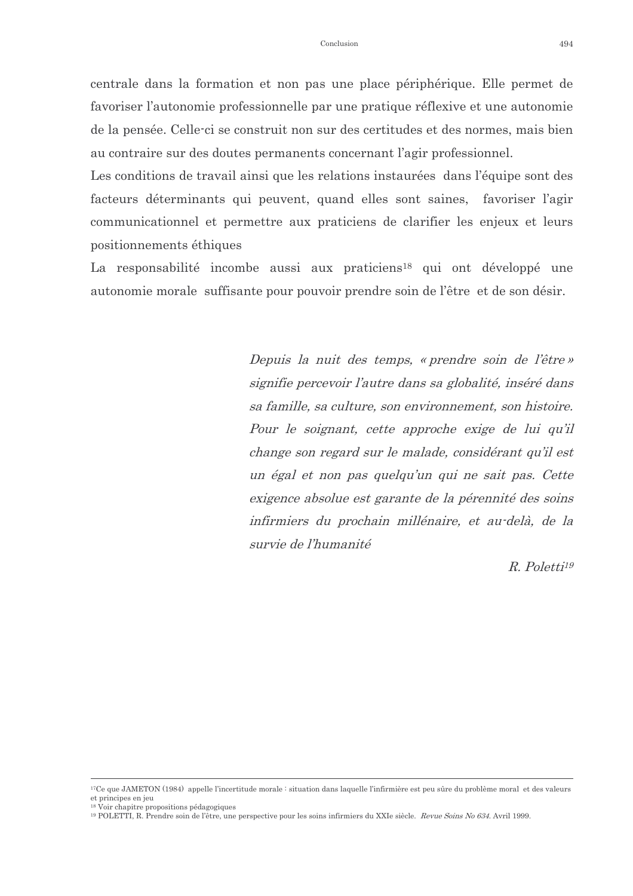centrale dans la formation et non pas une place périphérique. Elle permet de favoriser l'autonomie professionnelle par une pratique réflexive et une autonomie de la pensée. Celle-ci se construit non sur des certitudes et des normes, mais bien au contraire sur des doutes permanents concernant l'agir professionnel.

Les conditions de travail ainsi que les relations instaurées dans l'équipe sont des facteurs déterminants qui peuvent, quand elles sont saines, favoriser l'agir communicationnel et permettre aux praticiens de clarifier les enjeux et leurs positionnements éthiques

La responsabilité incombe aussi aux praticiens[18] qui ont développé une autonomie morale suffisante pour pouvoir prendre soin de l'être et de son désir.

> *Depuis la nuit des temps, « prendre soin de l'être » signifie percevoir l'autre dans sa globalité, inséré dans sa famille, sa culture, son environnement, son histoire. Pour le soignant, cette approche exige de lui qu'il change son regard sur le malade, considérant qu'il est un égal et non pas quelqu'un qui ne sait pas. Cette exigence absolue est garante de la pérennité des soins infirmiers du prochain millénaire, et au-delà, de la survie de l'humanité*
>
> *R. Poletti*[19]

---

[17] Ce que JAMETON (1984) appelle l'incertitude morale : situation dans laquelle l'infirmière est peu sûre du problème moral et des valeurs et principes en jeu

[18] Voir chapitre propositions pédagogiques

[19] POLETTI, R. Prendre soin de l'être, une perspective pour les soins infirmiers du XXIe siècle. *Revue Soins No 634.* Avril 1999.